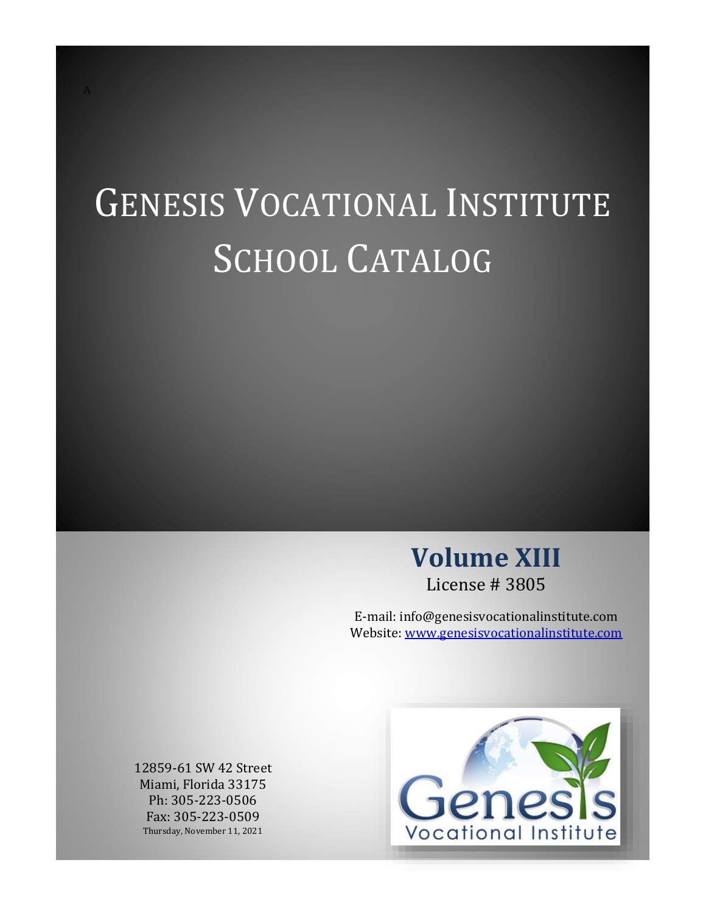A

# Genesis Vocational Institute School Catalog

## Volume XIII

License # 3805

E-mail: info@genesisvocationalinstitute.com
Website: www.genesisvocationalinstitute.com

12859-61 SW 42 Street
Miami, Florida 33175
Ph: 305-223-0506
Fax: 305-223-0509
Thursday, November 11, 2021

Genesis
Vocational Institute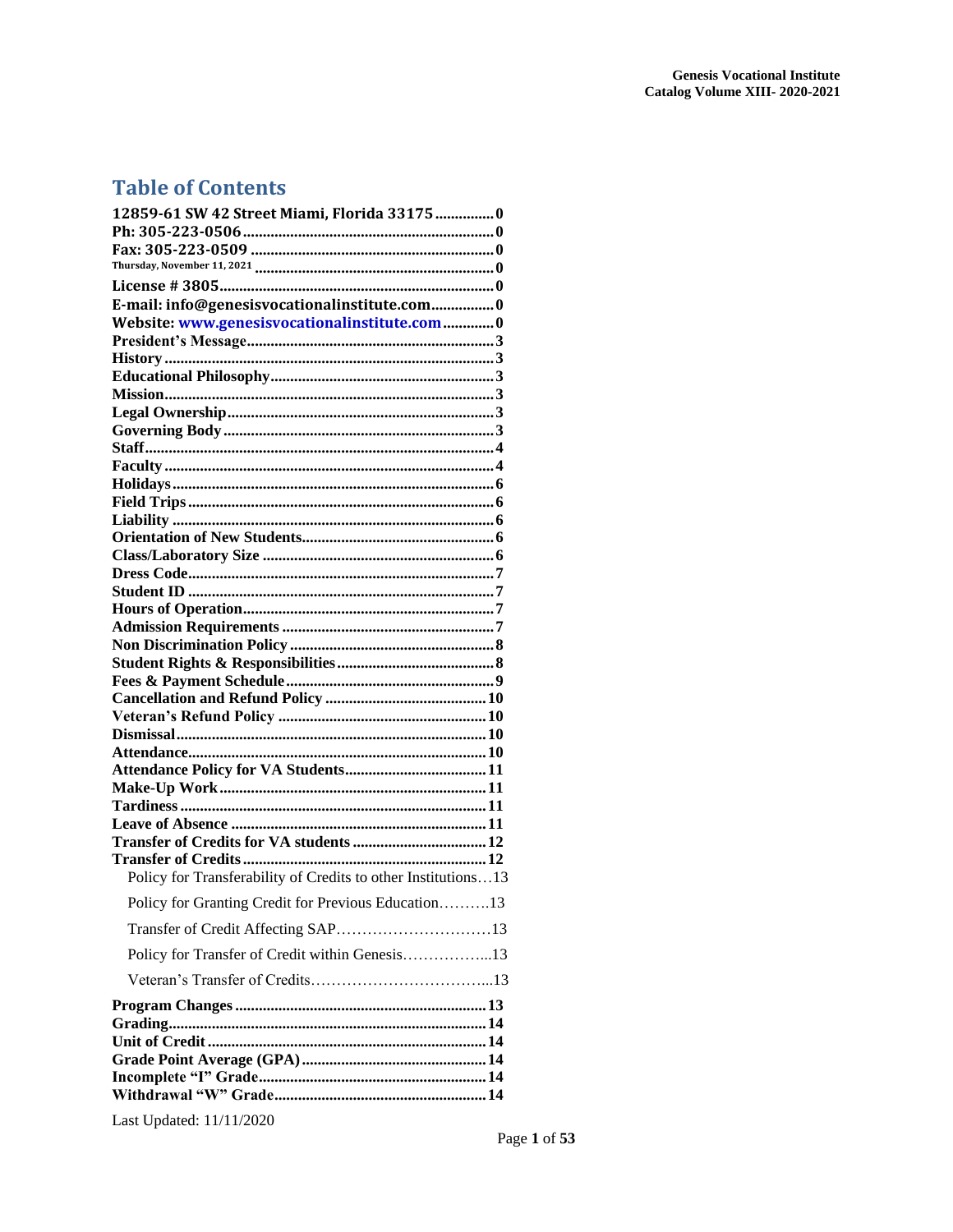# Table of Contents

12859-61 SW 42 Street Miami, Florida 33175 ............... 0
Ph: 305-223-0506 ............... 0
Fax: 305-223-0509 ............... 0
Thursday, November 11, 2021 ............... 0
License # 3805 ............... 0
E-mail: info@genesisvocationalinstitute.com ............... 0
Website: www.genesisvocationalinstitute.com ............... 0
President's Message ............... 3
History ............... 3
Educational Philosophy ............... 3
Mission ............... 3
Legal Ownership ............... 3
Governing Body ............... 3
Staff ............... 4
Faculty ............... 4
Holidays ............... 6
Field Trips ............... 6
Liability ............... 6
Orientation of New Students ............... 6
Class/Laboratory Size ............... 6
Dress Code ............... 7
Student ID ............... 7
Hours of Operation ............... 7
Admission Requirements ............... 7
Non Discrimination Policy ............... 8
Student Rights & Responsibilities ............... 8
Fees & Payment Schedule ............... 9
Cancellation and Refund Policy ............... 10
Veteran's Refund Policy ............... 10
Dismissal ............... 10
Attendance ............... 10
Attendance Policy for VA Students ............... 11
Make-Up Work ............... 11
Tardiness ............... 11
Leave of Absence ............... 11
Transfer of Credits for VA students ............... 12
Transfer of Credits ............... 12
- Policy for Transferability of Credits to other Institutions ... 13
- Policy for Granting Credit for Previous Education ... 13
- Transfer of Credit Affecting SAP ... 13
- Policy for Transfer of Credit within Genesis ... 13
- Veteran's Transfer of Credits ... 13

Program Changes ............... 13
Grading ............... 14
Unit of Credit ............... 14
Grade Point Average (GPA) ............... 14
Incomplete "I" Grade ............... 14
Withdrawal "W" Grade ............... 14

Last Updated: 11/11/2020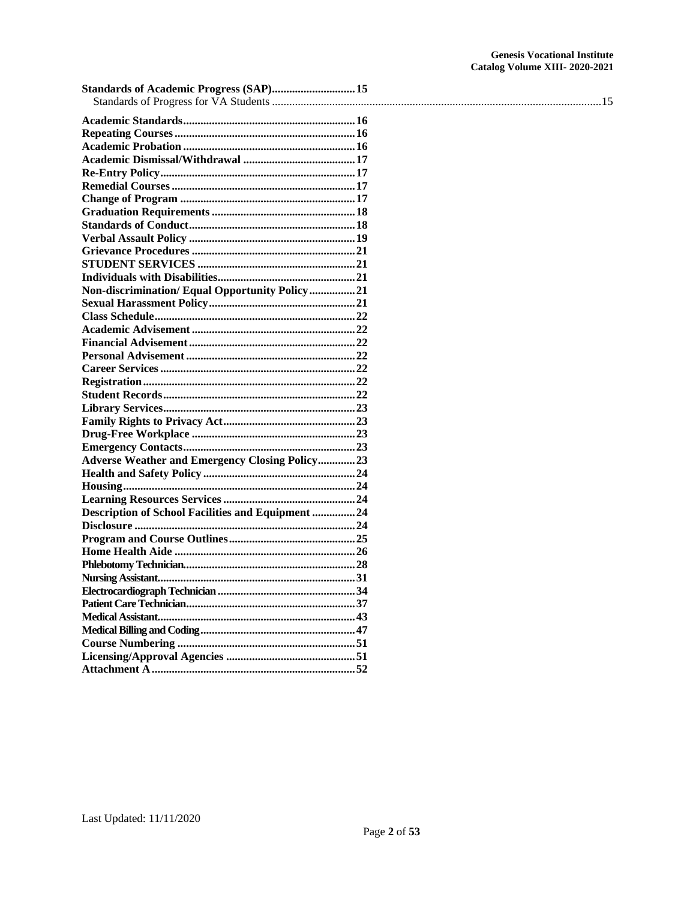**Standards of Academic Progress (SAP)** ........ 15
Standards of Progress for VA Students ........ 15

**Academic Standards** ........ 16
**Repeating Courses** ........ 16
**Academic Probation** ........ 16
**Academic Dismissal/Withdrawal** ........ 17
**Re-Entry Policy** ........ 17
**Remedial Courses** ........ 17
**Change of Program** ........ 17
**Graduation Requirements** ........ 18
**Standards of Conduct** ........ 18
**Verbal Assault Policy** ........ 19
**Grievance Procedures** ........ 21
**STUDENT SERVICES** ........ 21
**Individuals with Disabilities** ........ 21
**Non-discrimination/ Equal Opportunity Policy** ........ 21
**Sexual Harassment Policy** ........ 21
**Class Schedule** ........ 22
**Academic Advisement** ........ 22
**Financial Advisement** ........ 22
**Personal Advisement** ........ 22
**Career Services** ........ 22
**Registration** ........ 22
**Student Records** ........ 22
**Library Services** ........ 23
**Family Rights to Privacy Act** ........ 23
**Drug-Free Workplace** ........ 23
**Emergency Contacts** ........ 23
**Adverse Weather and Emergency Closing Policy** ........ 23
**Health and Safety Policy** ........ 24
**Housing** ........ 24
**Learning Resources Services** ........ 24
**Description of School Facilities and Equipment** ........ 24
**Disclosure** ........ 24
**Program and Course Outlines** ........ 25
**Home Health Aide** ........ 26
**Phlebotomy Technician** ........ 28
**Nursing Assistant** ........ 31
**Electrocardiograph Technician** ........ 34
**Patient Care Technician** ........ 37
**Medical Assistant** ........ 43
**Medical Billing and Coding** ........ 47
**Course Numbering** ........ 51
**Licensing/Approval Agencies** ........ 51
**Attachment A** ........ 52

Last Updated: 11/11/2020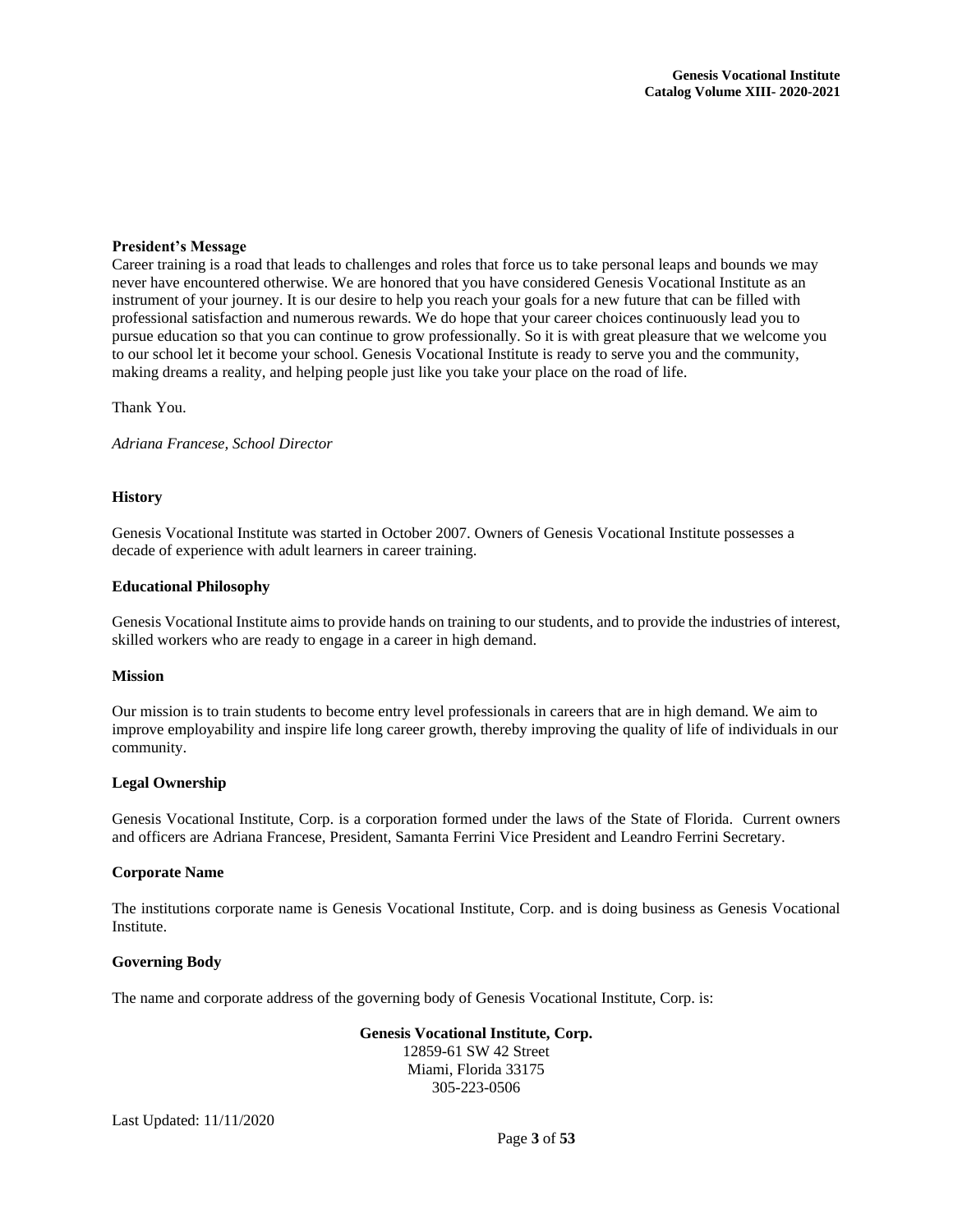**President's Message**

Career training is a road that leads to challenges and roles that force us to take personal leaps and bounds we may never have encountered otherwise. We are honored that you have considered Genesis Vocational Institute as an instrument of your journey. It is our desire to help you reach your goals for a new future that can be filled with professional satisfaction and numerous rewards. We do hope that your career choices continuously lead you to pursue education so that you can continue to grow professionally. So it is with great pleasure that we welcome you to our school let it become your school. Genesis Vocational Institute is ready to serve you and the community, making dreams a reality, and helping people just like you take your place on the road of life.

Thank You.

*Adriana Francese, School Director*

**History**

Genesis Vocational Institute was started in October 2007. Owners of Genesis Vocational Institute possesses a decade of experience with adult learners in career training.

**Educational Philosophy**

Genesis Vocational Institute aims to provide hands on training to our students, and to provide the industries of interest, skilled workers who are ready to engage in a career in high demand.

**Mission**

Our mission is to train students to become entry level professionals in careers that are in high demand. We aim to improve employability and inspire life long career growth, thereby improving the quality of life of individuals in our community.

**Legal Ownership**

Genesis Vocational Institute, Corp. is a corporation formed under the laws of the State of Florida. Current owners and officers are Adriana Francese, President, Samanta Ferrini Vice President and Leandro Ferrini Secretary.

**Corporate Name**

The institutions corporate name is Genesis Vocational Institute, Corp. and is doing business as Genesis Vocational Institute.

**Governing Body**

The name and corporate address of the governing body of Genesis Vocational Institute, Corp. is:

**Genesis Vocational Institute, Corp.**
12859-61 SW 42 Street
Miami, Florida 33175
305-223-0506

Last Updated: 11/11/2020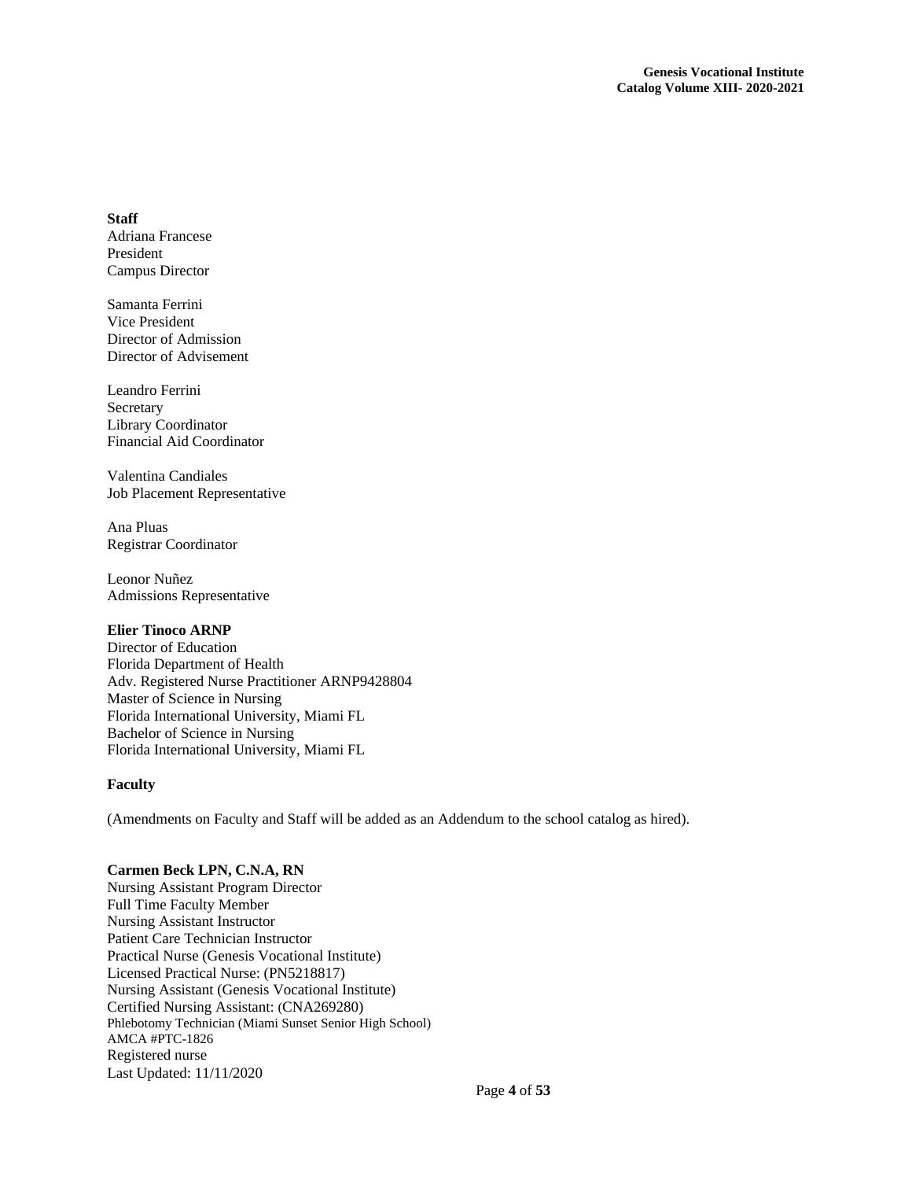**Staff**

Adriana Francese
President
Campus Director

Samanta Ferrini
Vice President
Director of Admission
Director of Advisement

Leandro Ferrini
Secretary
Library Coordinator
Financial Aid Coordinator

Valentina Candiales
Job Placement Representative

Ana Pluas
Registrar Coordinator

Leonor Nuñez
Admissions Representative

**Elier Tinoco ARNP**
Director of Education
Florida Department of Health
Adv. Registered Nurse Practitioner ARNP9428804
Master of Science in Nursing
Florida International University, Miami FL
Bachelor of Science in Nursing
Florida International University, Miami FL

**Faculty**

(Amendments on Faculty and Staff will be added as an Addendum to the school catalog as hired).

**Carmen Beck LPN, C.N.A, RN**
Nursing Assistant Program Director
Full Time Faculty Member
Nursing Assistant Instructor
Patient Care Technician Instructor
Practical Nurse (Genesis Vocational Institute)
Licensed Practical Nurse: (PN5218817)
Nursing Assistant (Genesis Vocational Institute)
Certified Nursing Assistant: (CNA269280)
Phlebotomy Technician (Miami Sunset Senior High School)
AMCA #PTC-1826
Registered nurse
Last Updated: 11/11/2020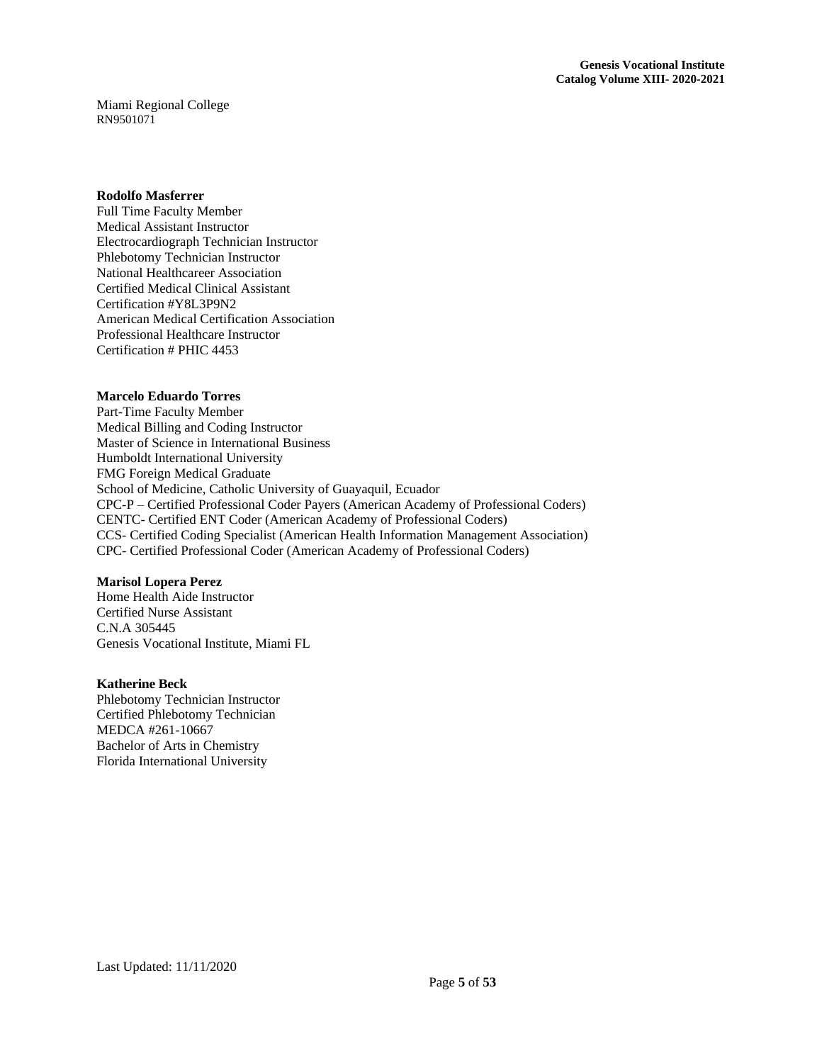Miami Regional College
RN9501071

**Rodolfo Masferrer**
Full Time Faculty Member
Medical Assistant Instructor
Electrocardiograph Technician Instructor
Phlebotomy Technician Instructor
National Healthcareer Association
Certified Medical Clinical Assistant
Certification #Y8L3P9N2
American Medical Certification Association
Professional Healthcare Instructor
Certification # PHIC 4453

**Marcelo Eduardo Torres**
Part-Time Faculty Member
Medical Billing and Coding Instructor
Master of Science in International Business
Humboldt International University
FMG Foreign Medical Graduate
School of Medicine, Catholic University of Guayaquil, Ecuador
CPC-P – Certified Professional Coder Payers (American Academy of Professional Coders)
CENTC- Certified ENT Coder (American Academy of Professional Coders)
CCS- Certified Coding Specialist (American Health Information Management Association)
CPC- Certified Professional Coder (American Academy of Professional Coders)

**Marisol Lopera Perez**
Home Health Aide Instructor
Certified Nurse Assistant
C.N.A 305445
Genesis Vocational Institute, Miami FL

**Katherine Beck**
Phlebotomy Technician Instructor
Certified Phlebotomy Technician
MEDCA #261-10667
Bachelor of Arts in Chemistry
Florida International University

Last Updated: 11/11/2020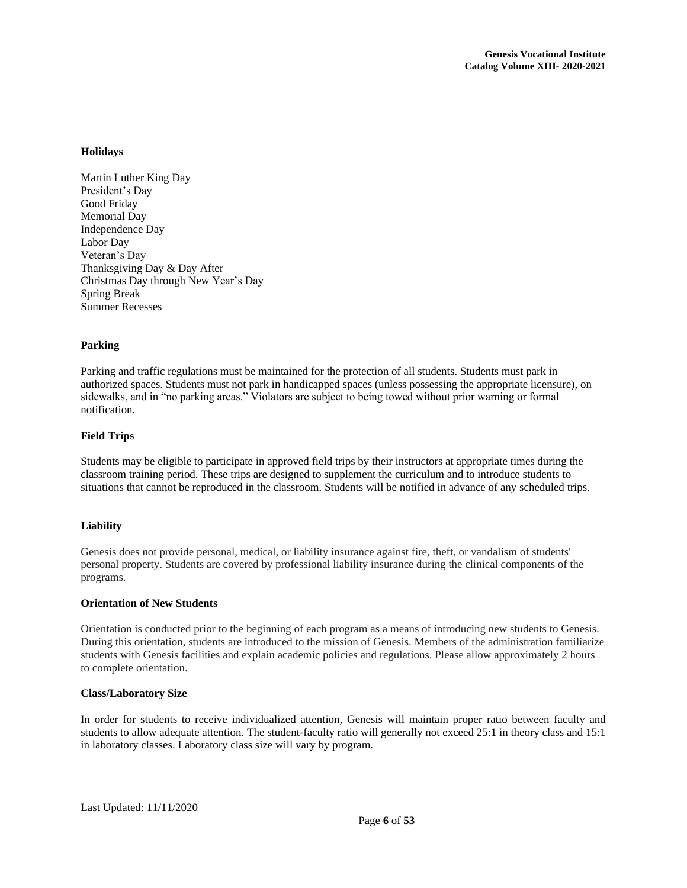**Holidays**

Martin Luther King Day  
President's Day  
Good Friday  
Memorial Day  
Independence Day  
Labor Day  
Veteran's Day  
Thanksgiving Day & Day After  
Christmas Day through New Year's Day  
Spring Break  
Summer Recesses

**Parking**

Parking and traffic regulations must be maintained for the protection of all students. Students must park in authorized spaces. Students must not park in handicapped spaces (unless possessing the appropriate licensure), on sidewalks, and in "no parking areas." Violators are subject to being towed without prior warning or formal notification.

**Field Trips**

Students may be eligible to participate in approved field trips by their instructors at appropriate times during the classroom training period. These trips are designed to supplement the curriculum and to introduce students to situations that cannot be reproduced in the classroom. Students will be notified in advance of any scheduled trips.

**Liability**

Genesis does not provide personal, medical, or liability insurance against fire, theft, or vandalism of students' personal property. Students are covered by professional liability insurance during the clinical components of the programs.

**Orientation of New Students**

Orientation is conducted prior to the beginning of each program as a means of introducing new students to Genesis. During this orientation, students are introduced to the mission of Genesis. Members of the administration familiarize students with Genesis facilities and explain academic policies and regulations. Please allow approximately 2 hours to complete orientation.

**Class/Laboratory Size**

In order for students to receive individualized attention, Genesis will maintain proper ratio between faculty and students to allow adequate attention. The student-faculty ratio will generally not exceed 25:1 in theory class and 15:1 in laboratory classes. Laboratory class size will vary by program.

Last Updated: 11/11/2020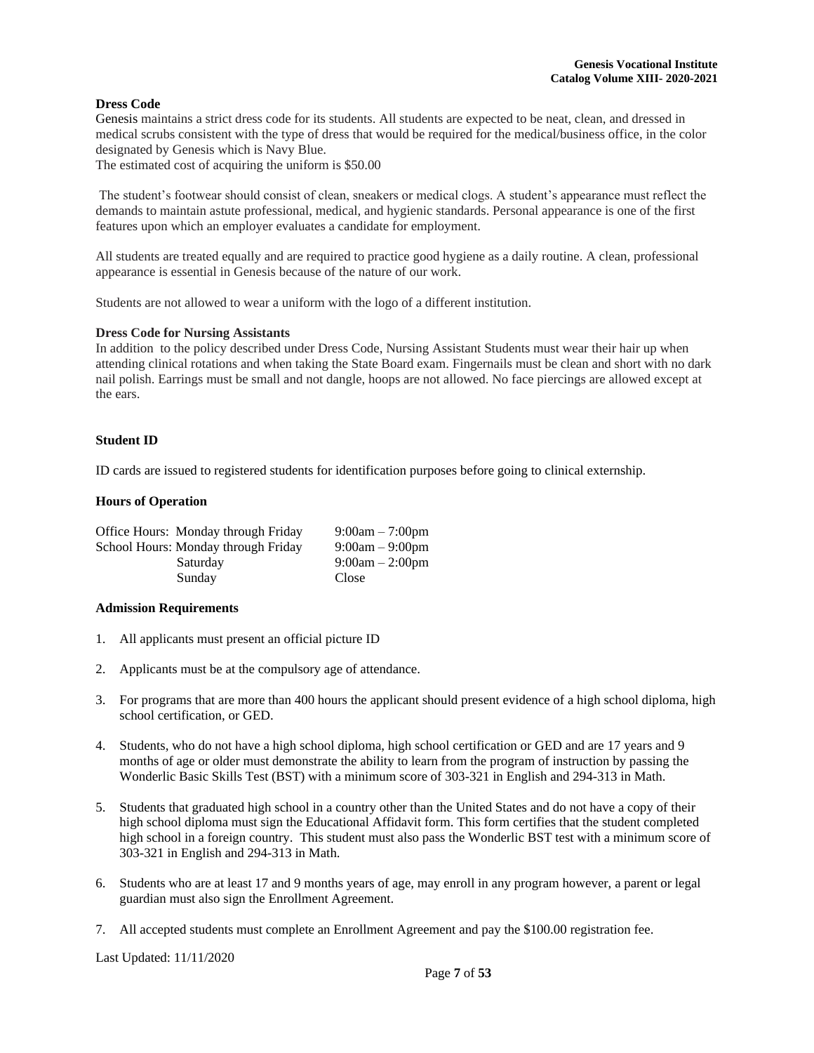## Dress Code

Genesis maintains a strict dress code for its students. All students are expected to be neat, clean, and dressed in medical scrubs consistent with the type of dress that would be required for the medical/business office, in the color designated by Genesis which is Navy Blue.
The estimated cost of acquiring the uniform is $50.00

The student's footwear should consist of clean, sneakers or medical clogs. A student's appearance must reflect the demands to maintain astute professional, medical, and hygienic standards. Personal appearance is one of the first features upon which an employer evaluates a candidate for employment.

All students are treated equally and are required to practice good hygiene as a daily routine. A clean, professional appearance is essential in Genesis because of the nature of our work.

Students are not allowed to wear a uniform with the logo of a different institution.

## Dress Code for Nursing Assistants

In addition to the policy described under Dress Code, Nursing Assistant Students must wear their hair up when attending clinical rotations and when taking the State Board exam. Fingernails must be clean and short with no dark nail polish. Earrings must be small and not dangle, hoops are not allowed. No face piercings are allowed except at the ears.

## Student ID

ID cards are issued to registered students for identification purposes before going to clinical externship.

## Hours of Operation

| | | |
|---|---|---|
| Office Hours: | Monday through Friday | 9:00am – 7:00pm |
| School Hours: | Monday through Friday | 9:00am – 9:00pm |
| | Saturday | 9:00am – 2:00pm |
| | Sunday | Close |

## Admission Requirements

1. All applicants must present an official picture ID
2. Applicants must be at the compulsory age of attendance.
3. For programs that are more than 400 hours the applicant should present evidence of a high school diploma, high school certification, or GED.
4. Students, who do not have a high school diploma, high school certification or GED and are 17 years and 9 months of age or older must demonstrate the ability to learn from the program of instruction by passing the Wonderlic Basic Skills Test (BST) with a minimum score of 303-321 in English and 294-313 in Math.
5. Students that graduated high school in a country other than the United States and do not have a copy of their high school diploma must sign the Educational Affidavit form. This form certifies that the student completed high school in a foreign country. This student must also pass the Wonderlic BST test with a minimum score of 303-321 in English and 294-313 in Math.
6. Students who are at least 17 and 9 months years of age, may enroll in any program however, a parent or legal guardian must also sign the Enrollment Agreement.
7. All accepted students must complete an Enrollment Agreement and pay the $100.00 registration fee.

Last Updated: 11/11/2020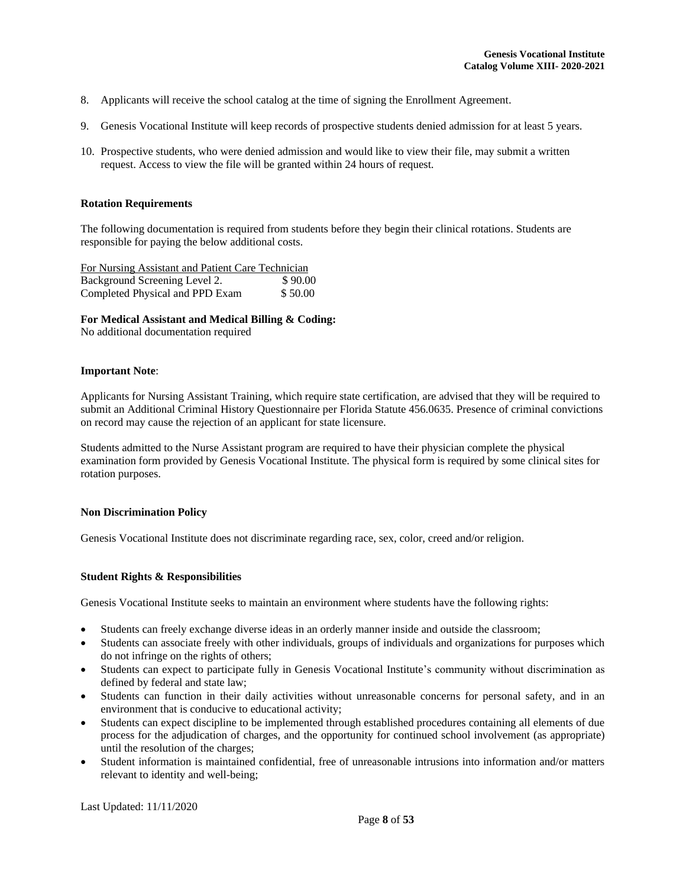8. Applicants will receive the school catalog at the time of signing the Enrollment Agreement.

9. Genesis Vocational Institute will keep records of prospective students denied admission for at least 5 years.

10. Prospective students, who were denied admission and would like to view their file, may submit a written request. Access to view the file will be granted within 24 hours of request.

### Rotation Requirements

The following documentation is required from students before they begin their clinical rotations. Students are responsible for paying the below additional costs.

<u>For Nursing Assistant and Patient Care Technician</u>

| | |
|---|---|
| Background Screening Level 2. | $ 90.00 |
| Completed Physical and PPD Exam | $ 50.00 |

**For Medical Assistant and Medical Billing & Coding:**
No additional documentation required

**Important Note**:

Applicants for Nursing Assistant Training, which require state certification, are advised that they will be required to submit an Additional Criminal History Questionnaire per Florida Statute 456.0635. Presence of criminal convictions on record may cause the rejection of an applicant for state licensure.

Students admitted to the Nurse Assistant program are required to have their physician complete the physical examination form provided by Genesis Vocational Institute. The physical form is required by some clinical sites for rotation purposes.

### Non Discrimination Policy

Genesis Vocational Institute does not discriminate regarding race, sex, color, creed and/or religion.

### Student Rights & Responsibilities

Genesis Vocational Institute seeks to maintain an environment where students have the following rights:

- Students can freely exchange diverse ideas in an orderly manner inside and outside the classroom;
- Students can associate freely with other individuals, groups of individuals and organizations for purposes which do not infringe on the rights of others;
- Students can expect to participate fully in Genesis Vocational Institute's community without discrimination as defined by federal and state law;
- Students can function in their daily activities without unreasonable concerns for personal safety, and in an environment that is conducive to educational activity;
- Students can expect discipline to be implemented through established procedures containing all elements of due process for the adjudication of charges, and the opportunity for continued school involvement (as appropriate) until the resolution of the charges;
- Student information is maintained confidential, free of unreasonable intrusions into information and/or matters relevant to identity and well-being;

Last Updated: 11/11/2020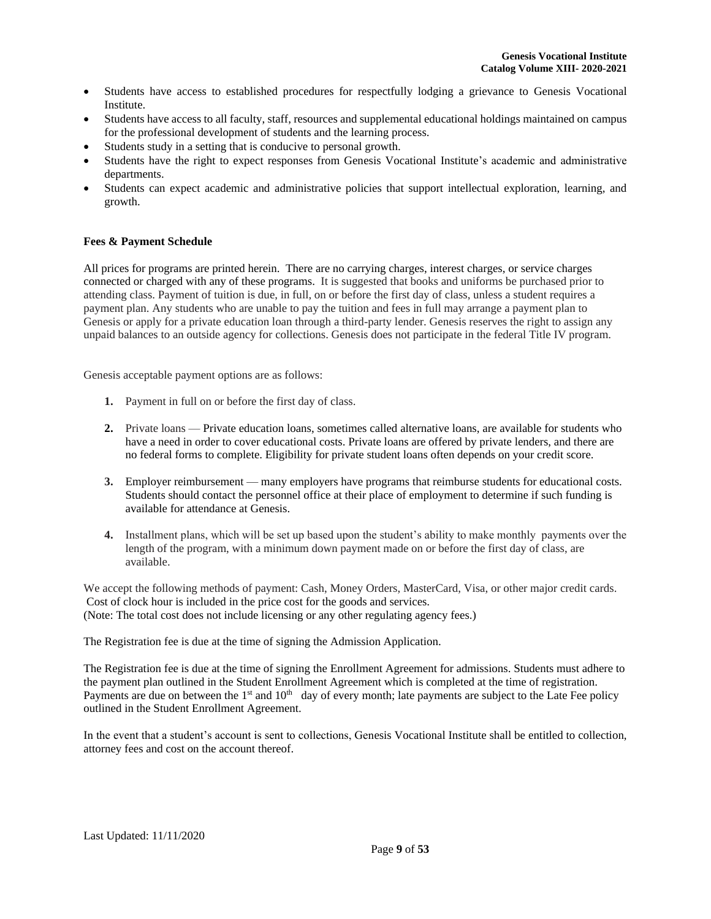- Students have access to established procedures for respectfully lodging a grievance to Genesis Vocational Institute.
- Students have access to all faculty, staff, resources and supplemental educational holdings maintained on campus for the professional development of students and the learning process.
- Students study in a setting that is conducive to personal growth.
- Students have the right to expect responses from Genesis Vocational Institute's academic and administrative departments.
- Students can expect academic and administrative policies that support intellectual exploration, learning, and growth.

**Fees & Payment Schedule**

All prices for programs are printed herein. There are no carrying charges, interest charges, or service charges connected or charged with any of these programs. It is suggested that books and uniforms be purchased prior to attending class. Payment of tuition is due, in full, on or before the first day of class, unless a student requires a payment plan. Any students who are unable to pay the tuition and fees in full may arrange a payment plan to Genesis or apply for a private education loan through a third-party lender. Genesis reserves the right to assign any unpaid balances to an outside agency for collections. Genesis does not participate in the federal Title IV program.

Genesis acceptable payment options are as follows:

1. Payment in full on or before the first day of class.
2. Private loans — Private education loans, sometimes called alternative loans, are available for students who have a need in order to cover educational costs. Private loans are offered by private lenders, and there are no federal forms to complete. Eligibility for private student loans often depends on your credit score.
3. Employer reimbursement — many employers have programs that reimburse students for educational costs. Students should contact the personnel office at their place of employment to determine if such funding is available for attendance at Genesis.
4. Installment plans, which will be set up based upon the student's ability to make monthly payments over the length of the program, with a minimum down payment made on or before the first day of class, are available.

We accept the following methods of payment: Cash, Money Orders, MasterCard, Visa, or other major credit cards. Cost of clock hour is included in the price cost for the goods and services.
(Note: The total cost does not include licensing or any other regulating agency fees.)

The Registration fee is due at the time of signing the Admission Application.

The Registration fee is due at the time of signing the Enrollment Agreement for admissions. Students must adhere to the payment plan outlined in the Student Enrollment Agreement which is completed at the time of registration. Payments are due on between the 1st and 10th day of every month; late payments are subject to the Late Fee policy outlined in the Student Enrollment Agreement.

In the event that a student's account is sent to collections, Genesis Vocational Institute shall be entitled to collection, attorney fees and cost on the account thereof.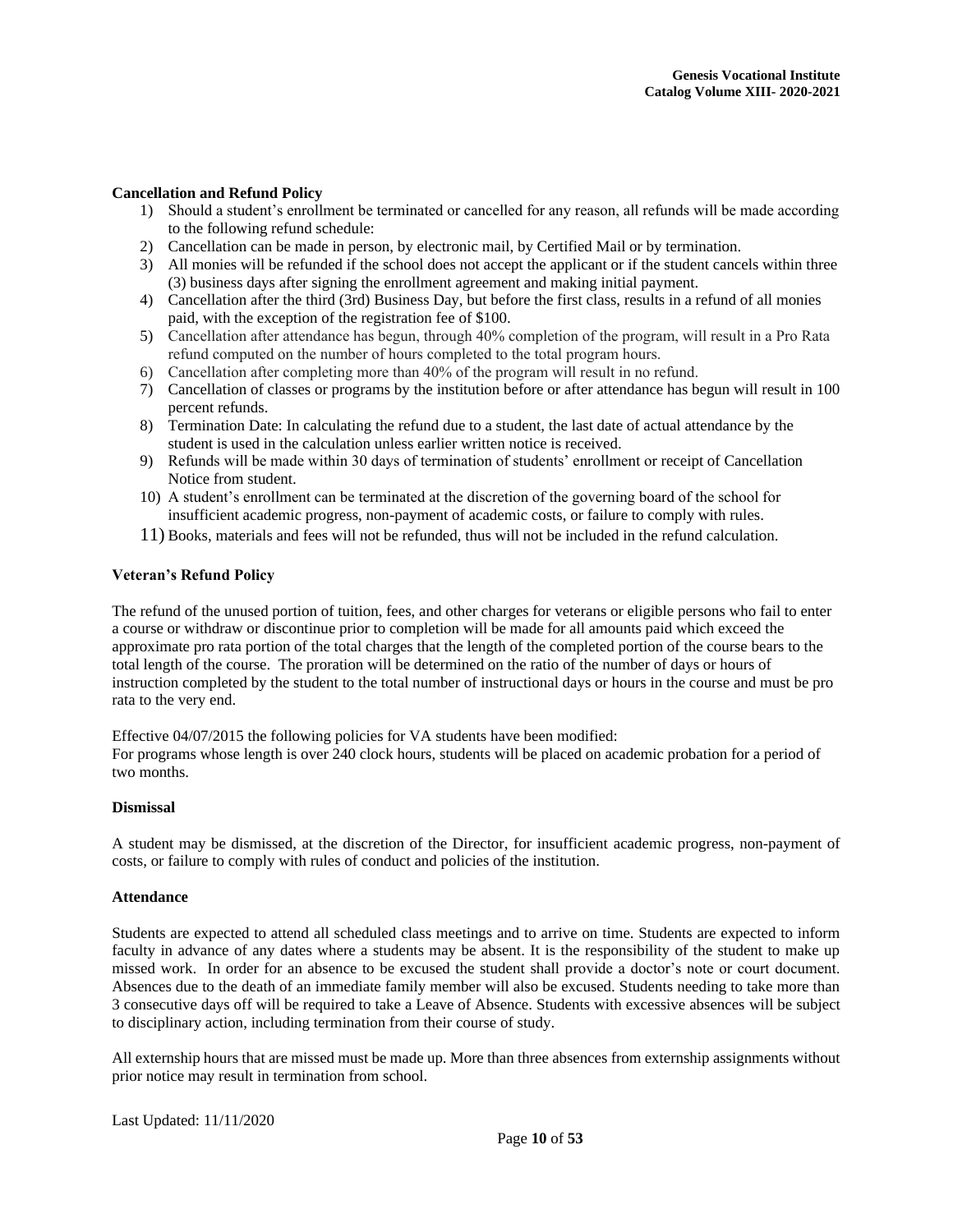**Cancellation and Refund Policy**

1) Should a student's enrollment be terminated or cancelled for any reason, all refunds will be made according to the following refund schedule:
2) Cancellation can be made in person, by electronic mail, by Certified Mail or by termination.
3) All monies will be refunded if the school does not accept the applicant or if the student cancels within three (3) business days after signing the enrollment agreement and making initial payment.
4) Cancellation after the third (3rd) Business Day, but before the first class, results in a refund of all monies paid, with the exception of the registration fee of $100.
5) Cancellation after attendance has begun, through 40% completion of the program, will result in a Pro Rata refund computed on the number of hours completed to the total program hours.
6) Cancellation after completing more than 40% of the program will result in no refund.
7) Cancellation of classes or programs by the institution before or after attendance has begun will result in 100 percent refunds.
8) Termination Date: In calculating the refund due to a student, the last date of actual attendance by the student is used in the calculation unless earlier written notice is received.
9) Refunds will be made within 30 days of termination of students' enrollment or receipt of Cancellation Notice from student.
10) A student's enrollment can be terminated at the discretion of the governing board of the school for insufficient academic progress, non-payment of academic costs, or failure to comply with rules.
11) Books, materials and fees will not be refunded, thus will not be included in the refund calculation.

**Veteran's Refund Policy**

The refund of the unused portion of tuition, fees, and other charges for veterans or eligible persons who fail to enter a course or withdraw or discontinue prior to completion will be made for all amounts paid which exceed the approximate pro rata portion of the total charges that the length of the completed portion of the course bears to the total length of the course. The proration will be determined on the ratio of the number of days or hours of instruction completed by the student to the total number of instructional days or hours in the course and must be pro rata to the very end.

Effective 04/07/2015 the following policies for VA students have been modified:
For programs whose length is over 240 clock hours, students will be placed on academic probation for a period of two months.

**Dismissal**

A student may be dismissed, at the discretion of the Director, for insufficient academic progress, non-payment of costs, or failure to comply with rules of conduct and policies of the institution.

**Attendance**

Students are expected to attend all scheduled class meetings and to arrive on time. Students are expected to inform faculty in advance of any dates where a students may be absent. It is the responsibility of the student to make up missed work. In order for an absence to be excused the student shall provide a doctor's note or court document. Absences due to the death of an immediate family member will also be excused. Students needing to take more than 3 consecutive days off will be required to take a Leave of Absence. Students with excessive absences will be subject to disciplinary action, including termination from their course of study.

All externship hours that are missed must be made up. More than three absences from externship assignments without prior notice may result in termination from school.

Last Updated: 11/11/2020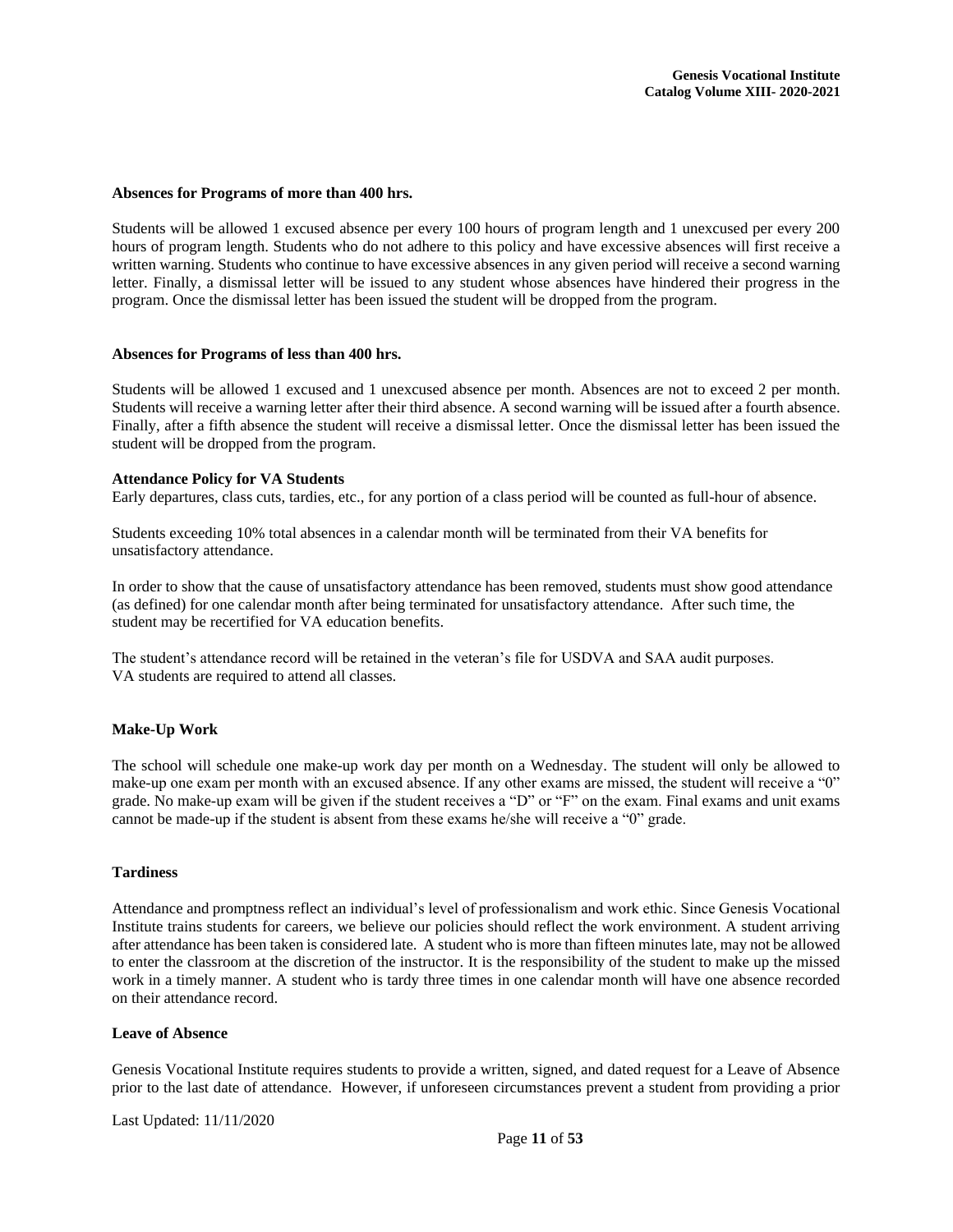### Absences for Programs of more than 400 hrs.

Students will be allowed 1 excused absence per every 100 hours of program length and 1 unexcused per every 200 hours of program length. Students who do not adhere to this policy and have excessive absences will first receive a written warning. Students who continue to have excessive absences in any given period will receive a second warning letter. Finally, a dismissal letter will be issued to any student whose absences have hindered their progress in the program. Once the dismissal letter has been issued the student will be dropped from the program.

### Absences for Programs of less than 400 hrs.

Students will be allowed 1 excused and 1 unexcused absence per month. Absences are not to exceed 2 per month. Students will receive a warning letter after their third absence. A second warning will be issued after a fourth absence. Finally, after a fifth absence the student will receive a dismissal letter. Once the dismissal letter has been issued the student will be dropped from the program.

### Attendance Policy for VA Students

Early departures, class cuts, tardies, etc., for any portion of a class period will be counted as full-hour of absence.

Students exceeding 10% total absences in a calendar month will be terminated from their VA benefits for unsatisfactory attendance.

In order to show that the cause of unsatisfactory attendance has been removed, students must show good attendance (as defined) for one calendar month after being terminated for unsatisfactory attendance. After such time, the student may be recertified for VA education benefits.

The student's attendance record will be retained in the veteran's file for USDVA and SAA audit purposes.
VA students are required to attend all classes.

### Make-Up Work

The school will schedule one make-up work day per month on a Wednesday. The student will only be allowed to make-up one exam per month with an excused absence. If any other exams are missed, the student will receive a "0" grade. No make-up exam will be given if the student receives a "D" or "F" on the exam. Final exams and unit exams cannot be made-up if the student is absent from these exams he/she will receive a "0" grade.

### Tardiness

Attendance and promptness reflect an individual's level of professionalism and work ethic. Since Genesis Vocational Institute trains students for careers, we believe our policies should reflect the work environment. A student arriving after attendance has been taken is considered late. A student who is more than fifteen minutes late, may not be allowed to enter the classroom at the discretion of the instructor. It is the responsibility of the student to make up the missed work in a timely manner. A student who is tardy three times in one calendar month will have one absence recorded on their attendance record.

### Leave of Absence

Genesis Vocational Institute requires students to provide a written, signed, and dated request for a Leave of Absence prior to the last date of attendance. However, if unforeseen circumstances prevent a student from providing a prior

Last Updated: 11/11/2020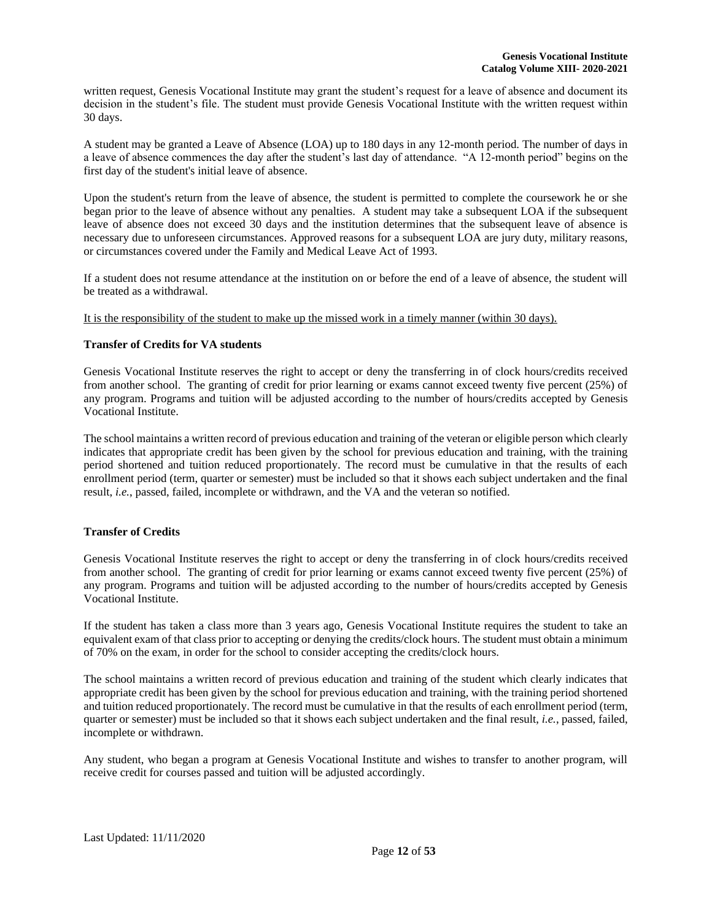written request, Genesis Vocational Institute may grant the student's request for a leave of absence and document its decision in the student's file. The student must provide Genesis Vocational Institute with the written request within 30 days.

A student may be granted a Leave of Absence (LOA) up to 180 days in any 12-month period. The number of days in a leave of absence commences the day after the student's last day of attendance. "A 12-month period" begins on the first day of the student's initial leave of absence.

Upon the student's return from the leave of absence, the student is permitted to complete the coursework he or she began prior to the leave of absence without any penalties. A student may take a subsequent LOA if the subsequent leave of absence does not exceed 30 days and the institution determines that the subsequent leave of absence is necessary due to unforeseen circumstances. Approved reasons for a subsequent LOA are jury duty, military reasons, or circumstances covered under the Family and Medical Leave Act of 1993.

If a student does not resume attendance at the institution on or before the end of a leave of absence, the student will be treated as a withdrawal.

<u>It is the responsibility of the student to make up the missed work in a timely manner (within 30 days).</u>

**Transfer of Credits for VA students**

Genesis Vocational Institute reserves the right to accept or deny the transferring in of clock hours/credits received from another school. The granting of credit for prior learning or exams cannot exceed twenty five percent (25%) of any program. Programs and tuition will be adjusted according to the number of hours/credits accepted by Genesis Vocational Institute.

The school maintains a written record of previous education and training of the veteran or eligible person which clearly indicates that appropriate credit has been given by the school for previous education and training, with the training period shortened and tuition reduced proportionately. The record must be cumulative in that the results of each enrollment period (term, quarter or semester) must be included so that it shows each subject undertaken and the final result, *i.e.*, passed, failed, incomplete or withdrawn, and the VA and the veteran so notified.

**Transfer of Credits**

Genesis Vocational Institute reserves the right to accept or deny the transferring in of clock hours/credits received from another school. The granting of credit for prior learning or exams cannot exceed twenty five percent (25%) of any program. Programs and tuition will be adjusted according to the number of hours/credits accepted by Genesis Vocational Institute.

If the student has taken a class more than 3 years ago, Genesis Vocational Institute requires the student to take an equivalent exam of that class prior to accepting or denying the credits/clock hours. The student must obtain a minimum of 70% on the exam, in order for the school to consider accepting the credits/clock hours.

The school maintains a written record of previous education and training of the student which clearly indicates that appropriate credit has been given by the school for previous education and training, with the training period shortened and tuition reduced proportionately. The record must be cumulative in that the results of each enrollment period (term, quarter or semester) must be included so that it shows each subject undertaken and the final result, *i.e.*, passed, failed, incomplete or withdrawn.

Any student, who began a program at Genesis Vocational Institute and wishes to transfer to another program, will receive credit for courses passed and tuition will be adjusted accordingly.

Last Updated: 11/11/2020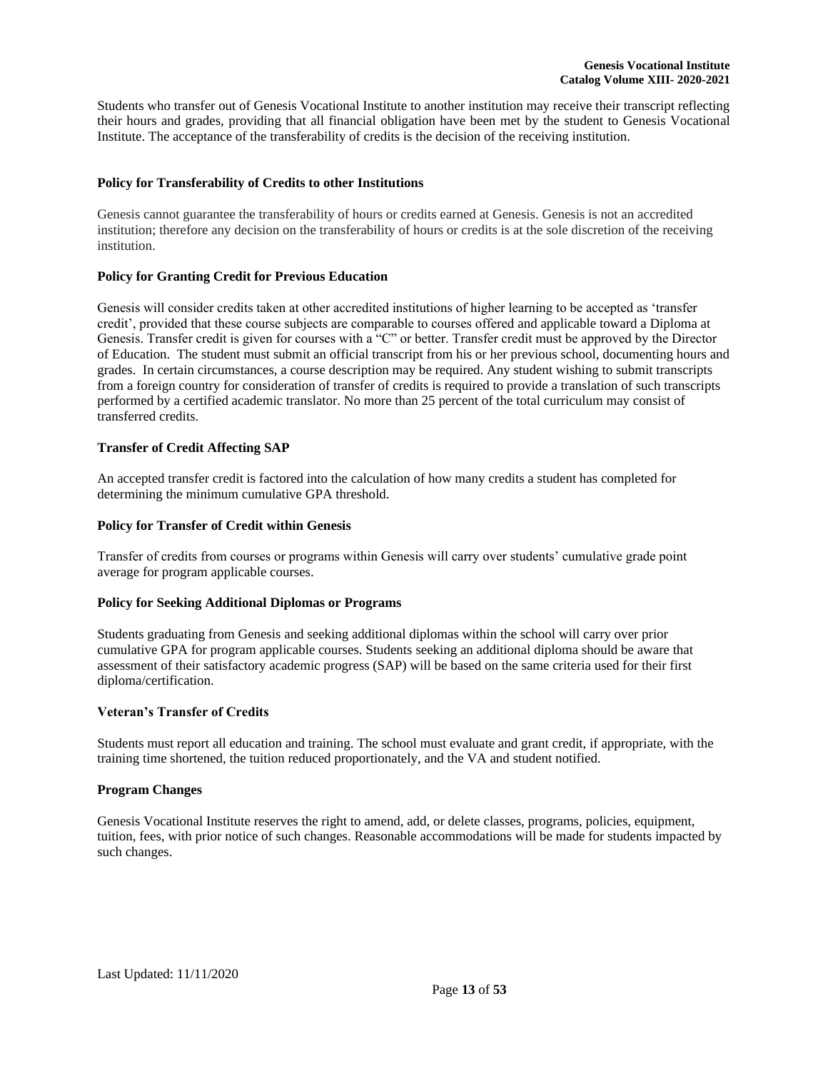Students who transfer out of Genesis Vocational Institute to another institution may receive their transcript reflecting their hours and grades, providing that all financial obligation have been met by the student to Genesis Vocational Institute. The acceptance of the transferability of credits is the decision of the receiving institution.

**Policy for Transferability of Credits to other Institutions**

Genesis cannot guarantee the transferability of hours or credits earned at Genesis. Genesis is not an accredited institution; therefore any decision on the transferability of hours or credits is at the sole discretion of the receiving institution.

**Policy for Granting Credit for Previous Education**

Genesis will consider credits taken at other accredited institutions of higher learning to be accepted as 'transfer credit', provided that these course subjects are comparable to courses offered and applicable toward a Diploma at Genesis. Transfer credit is given for courses with a "C" or better. Transfer credit must be approved by the Director of Education. The student must submit an official transcript from his or her previous school, documenting hours and grades. In certain circumstances, a course description may be required. Any student wishing to submit transcripts from a foreign country for consideration of transfer of credits is required to provide a translation of such transcripts performed by a certified academic translator. No more than 25 percent of the total curriculum may consist of transferred credits.

**Transfer of Credit Affecting SAP**

An accepted transfer credit is factored into the calculation of how many credits a student has completed for determining the minimum cumulative GPA threshold.

**Policy for Transfer of Credit within Genesis**

Transfer of credits from courses or programs within Genesis will carry over students' cumulative grade point average for program applicable courses.

**Policy for Seeking Additional Diplomas or Programs**

Students graduating from Genesis and seeking additional diplomas within the school will carry over prior cumulative GPA for program applicable courses. Students seeking an additional diploma should be aware that assessment of their satisfactory academic progress (SAP) will be based on the same criteria used for their first diploma/certification.

**Veteran's Transfer of Credits**

Students must report all education and training. The school must evaluate and grant credit, if appropriate, with the training time shortened, the tuition reduced proportionately, and the VA and student notified.

**Program Changes**

Genesis Vocational Institute reserves the right to amend, add, or delete classes, programs, policies, equipment, tuition, fees, with prior notice of such changes. Reasonable accommodations will be made for students impacted by such changes.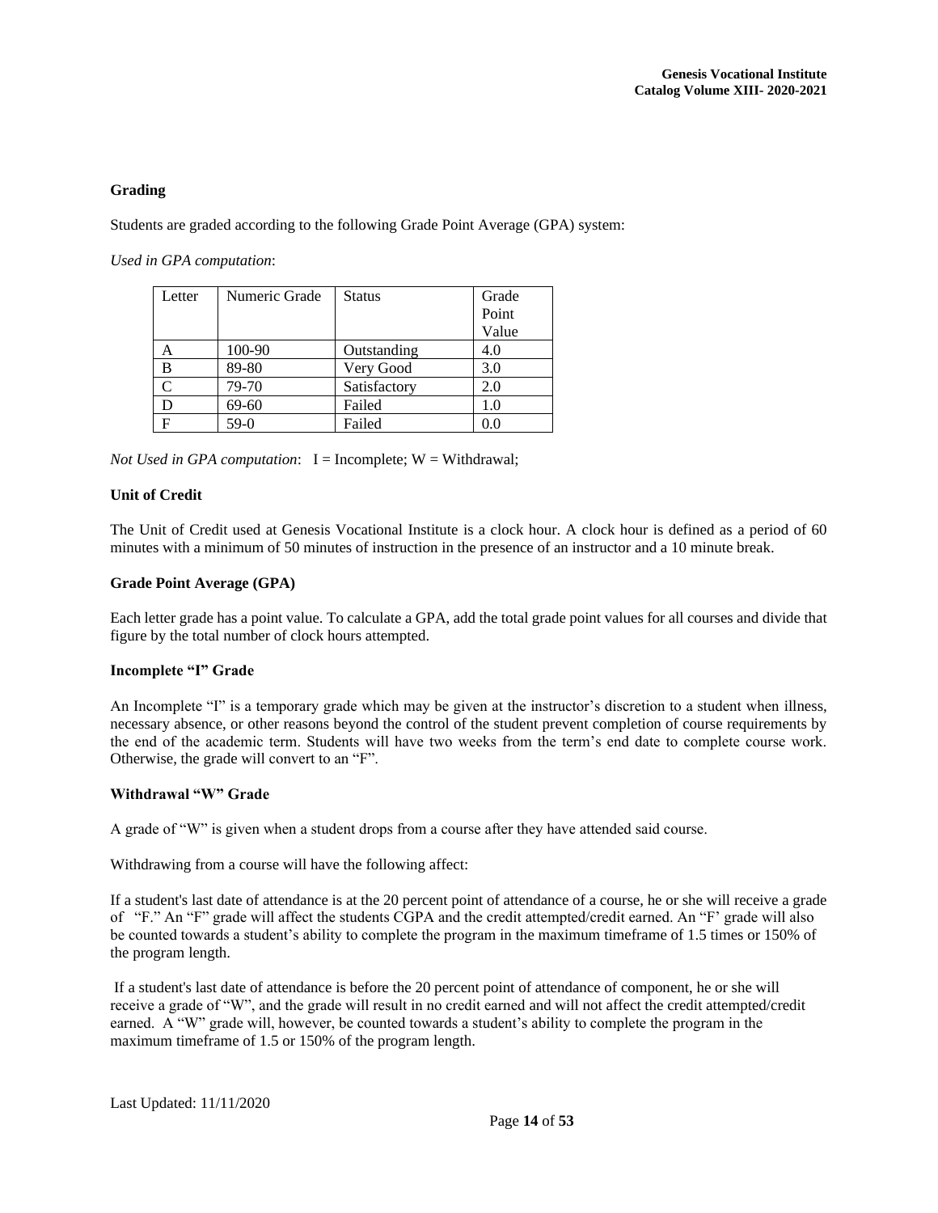**Grading**

Students are graded according to the following Grade Point Average (GPA) system:

*Used in GPA computation*:

| Letter | Numeric Grade | Status | Grade Point Value |
|---|---|---|---|
| A | 100-90 | Outstanding | 4.0 |
| B | 89-80 | Very Good | 3.0 |
| C | 79-70 | Satisfactory | 2.0 |
| D | 69-60 | Failed | 1.0 |
| F | 59-0 | Failed | 0.0 |

*Not Used in GPA computation*: I = Incomplete; W = Withdrawal;

**Unit of Credit**

The Unit of Credit used at Genesis Vocational Institute is a clock hour. A clock hour is defined as a period of 60 minutes with a minimum of 50 minutes of instruction in the presence of an instructor and a 10 minute break.

**Grade Point Average (GPA)**

Each letter grade has a point value. To calculate a GPA, add the total grade point values for all courses and divide that figure by the total number of clock hours attempted.

**Incomplete "I" Grade**

An Incomplete "I" is a temporary grade which may be given at the instructor's discretion to a student when illness, necessary absence, or other reasons beyond the control of the student prevent completion of course requirements by the end of the academic term. Students will have two weeks from the term's end date to complete course work. Otherwise, the grade will convert to an "F".

**Withdrawal "W" Grade**

A grade of "W" is given when a student drops from a course after they have attended said course.

Withdrawing from a course will have the following affect:

If a student's last date of attendance is at the 20 percent point of attendance of a course, he or she will receive a grade of "F." An "F" grade will affect the students CGPA and the credit attempted/credit earned. An "F' grade will also be counted towards a student's ability to complete the program in the maximum timeframe of 1.5 times or 150% of the program length.

If a student's last date of attendance is before the 20 percent point of attendance of component, he or she will receive a grade of "W", and the grade will result in no credit earned and will not affect the credit attempted/credit earned. A "W" grade will, however, be counted towards a student's ability to complete the program in the maximum timeframe of 1.5 or 150% of the program length.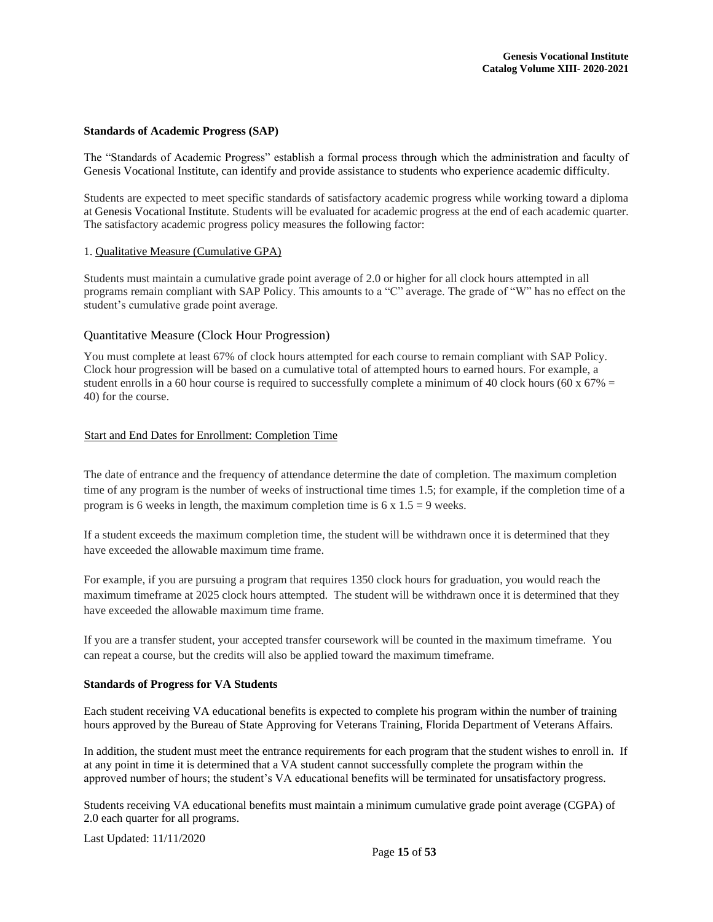## Standards of Academic Progress (SAP)

The "Standards of Academic Progress" establish a formal process through which the administration and faculty of Genesis Vocational Institute, can identify and provide assistance to students who experience academic difficulty.

Students are expected to meet specific standards of satisfactory academic progress while working toward a diploma at Genesis Vocational Institute. Students will be evaluated for academic progress at the end of each academic quarter. The satisfactory academic progress policy measures the following factor:

1. Qualitative Measure (Cumulative GPA)

Students must maintain a cumulative grade point average of 2.0 or higher for all clock hours attempted in all programs remain compliant with SAP Policy. This amounts to a "C" average. The grade of "W" has no effect on the student's cumulative grade point average.

### Quantitative Measure (Clock Hour Progression)

You must complete at least 67% of clock hours attempted for each course to remain compliant with SAP Policy. Clock hour progression will be based on a cumulative total of attempted hours to earned hours. For example, a student enrolls in a 60 hour course is required to successfully complete a minimum of 40 clock hours (60 x 67% = 40) for the course.

### Start and End Dates for Enrollment: Completion Time

The date of entrance and the frequency of attendance determine the date of completion. The maximum completion time of any program is the number of weeks of instructional time times 1.5; for example, if the completion time of a program is 6 weeks in length, the maximum completion time is 6 x 1.5 = 9 weeks.

If a student exceeds the maximum completion time, the student will be withdrawn once it is determined that they have exceeded the allowable maximum time frame.

For example, if you are pursuing a program that requires 1350 clock hours for graduation, you would reach the maximum timeframe at 2025 clock hours attempted. The student will be withdrawn once it is determined that they have exceeded the allowable maximum time frame.

If you are a transfer student, your accepted transfer coursework will be counted in the maximum timeframe. You can repeat a course, but the credits will also be applied toward the maximum timeframe.

## Standards of Progress for VA Students

Each student receiving VA educational benefits is expected to complete his program within the number of training hours approved by the Bureau of State Approving for Veterans Training, Florida Department of Veterans Affairs.

In addition, the student must meet the entrance requirements for each program that the student wishes to enroll in. If at any point in time it is determined that a VA student cannot successfully complete the program within the approved number of hours; the student's VA educational benefits will be terminated for unsatisfactory progress.

Students receiving VA educational benefits must maintain a minimum cumulative grade point average (CGPA) of 2.0 each quarter for all programs.

Last Updated: 11/11/2020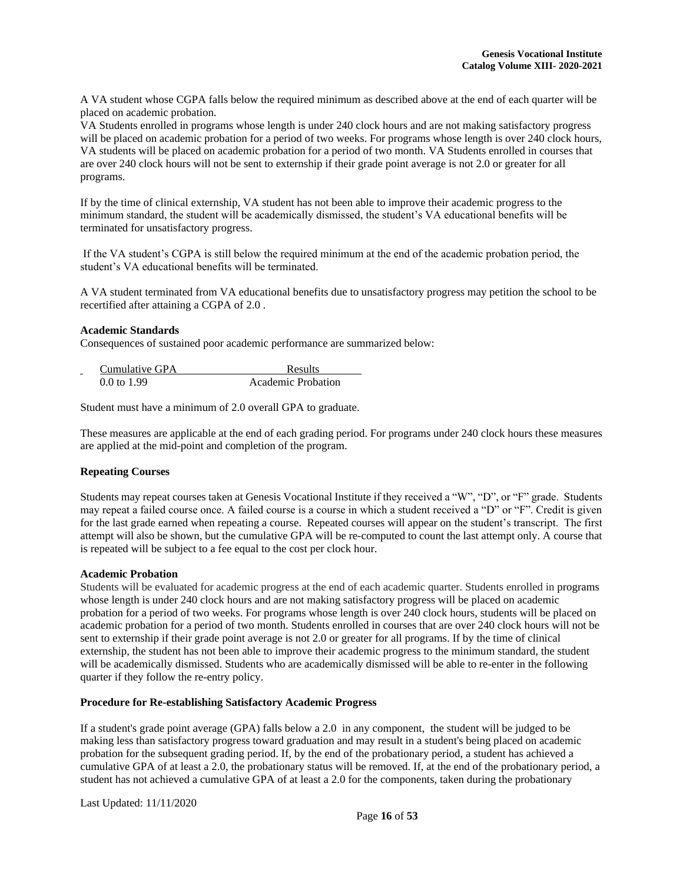A VA student whose CGPA falls below the required minimum as described above at the end of each quarter will be placed on academic probation.

VA Students enrolled in programs whose length is under 240 clock hours and are not making satisfactory progress will be placed on academic probation for a period of two weeks. For programs whose length is over 240 clock hours, VA students will be placed on academic probation for a period of two month. VA Students enrolled in courses that are over 240 clock hours will not be sent to externship if their grade point average is not 2.0 or greater for all programs.

If by the time of clinical externship, VA student has not been able to improve their academic progress to the minimum standard, the student will be academically dismissed, the student's VA educational benefits will be terminated for unsatisfactory progress.

If the VA student's CGPA is still below the required minimum at the end of the academic probation period, the student's VA educational benefits will be terminated.

A VA student terminated from VA educational benefits due to unsatisfactory progress may petition the school to be recertified after attaining a CGPA of 2.0 .

**Academic Standards**

Consequences of sustained poor academic performance are summarized below:

| Cumulative GPA | Results |
|---|---|
| 0.0 to 1.99 | Academic Probation |

Student must have a minimum of 2.0 overall GPA to graduate.

These measures are applicable at the end of each grading period. For programs under 240 clock hours these measures are applied at the mid-point and completion of the program.

**Repeating Courses**

Students may repeat courses taken at Genesis Vocational Institute if they received a "W", "D", or "F" grade. Students may repeat a failed course once. A failed course is a course in which a student received a "D" or "F". Credit is given for the last grade earned when repeating a course. Repeated courses will appear on the student's transcript. The first attempt will also be shown, but the cumulative GPA will be re-computed to count the last attempt only. A course that is repeated will be subject to a fee equal to the cost per clock hour.

**Academic Probation**

Students will be evaluated for academic progress at the end of each academic quarter. Students enrolled in programs whose length is under 240 clock hours and are not making satisfactory progress will be placed on academic probation for a period of two weeks. For programs whose length is over 240 clock hours, students will be placed on academic probation for a period of two month. Students enrolled in courses that are over 240 clock hours will not be sent to externship if their grade point average is not 2.0 or greater for all programs. If by the time of clinical externship, the student has not been able to improve their academic progress to the minimum standard, the student will be academically dismissed. Students who are academically dismissed will be able to re-enter in the following quarter if they follow the re-entry policy.

**Procedure for Re-establishing Satisfactory Academic Progress**

If a student's grade point average (GPA) falls below a 2.0 in any component, the student will be judged to be making less than satisfactory progress toward graduation and may result in a student's being placed on academic probation for the subsequent grading period. If, by the end of the probationary period, a student has achieved a cumulative GPA of at least a 2.0, the probationary status will be removed. If, at the end of the probationary period, a student has not achieved a cumulative GPA of at least a 2.0 for the components, taken during the probationary

Last Updated: 11/11/2020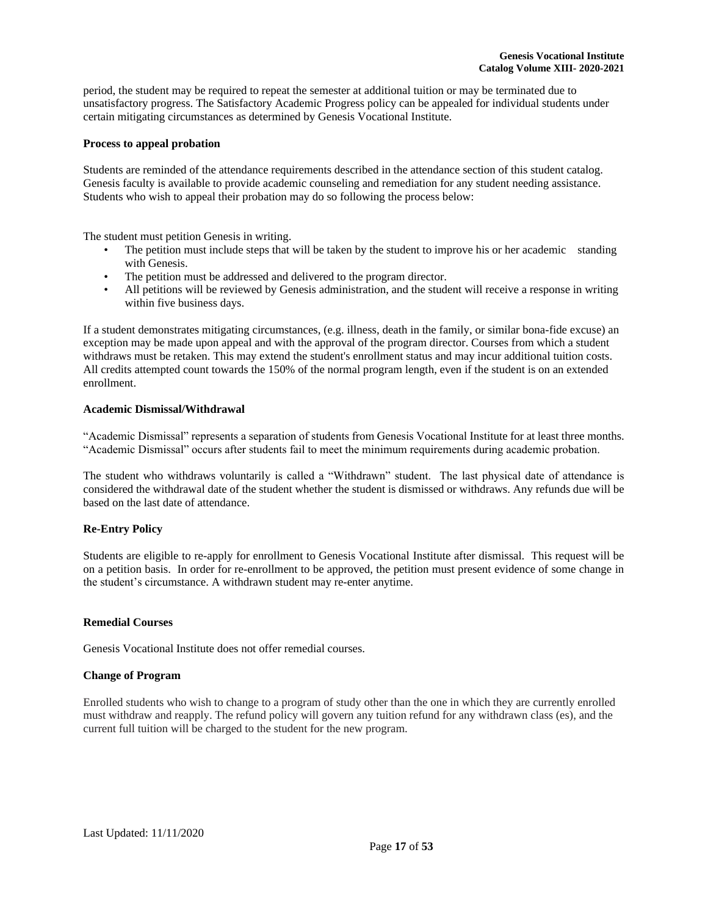period, the student may be required to repeat the semester at additional tuition or may be terminated due to unsatisfactory progress. The Satisfactory Academic Progress policy can be appealed for individual students under certain mitigating circumstances as determined by Genesis Vocational Institute.

**Process to appeal probation**

Students are reminded of the attendance requirements described in the attendance section of this student catalog. Genesis faculty is available to provide academic counseling and remediation for any student needing assistance. Students who wish to appeal their probation may do so following the process below:

The student must petition Genesis in writing.

- The petition must include steps that will be taken by the student to improve his or her academic standing with Genesis.
- The petition must be addressed and delivered to the program director.
- All petitions will be reviewed by Genesis administration, and the student will receive a response in writing within five business days.

If a student demonstrates mitigating circumstances, (e.g. illness, death in the family, or similar bona-fide excuse) an exception may be made upon appeal and with the approval of the program director. Courses from which a student withdraws must be retaken. This may extend the student's enrollment status and may incur additional tuition costs. All credits attempted count towards the 150% of the normal program length, even if the student is on an extended enrollment.

**Academic Dismissal/Withdrawal**

"Academic Dismissal" represents a separation of students from Genesis Vocational Institute for at least three months. "Academic Dismissal" occurs after students fail to meet the minimum requirements during academic probation.

The student who withdraws voluntarily is called a "Withdrawn" student. The last physical date of attendance is considered the withdrawal date of the student whether the student is dismissed or withdraws. Any refunds due will be based on the last date of attendance.

**Re-Entry Policy**

Students are eligible to re-apply for enrollment to Genesis Vocational Institute after dismissal. This request will be on a petition basis. In order for re-enrollment to be approved, the petition must present evidence of some change in the student's circumstance. A withdrawn student may re-enter anytime.

**Remedial Courses**

Genesis Vocational Institute does not offer remedial courses.

**Change of Program**

Enrolled students who wish to change to a program of study other than the one in which they are currently enrolled must withdraw and reapply. The refund policy will govern any tuition refund for any withdrawn class (es), and the current full tuition will be charged to the student for the new program.

Last Updated: 11/11/2020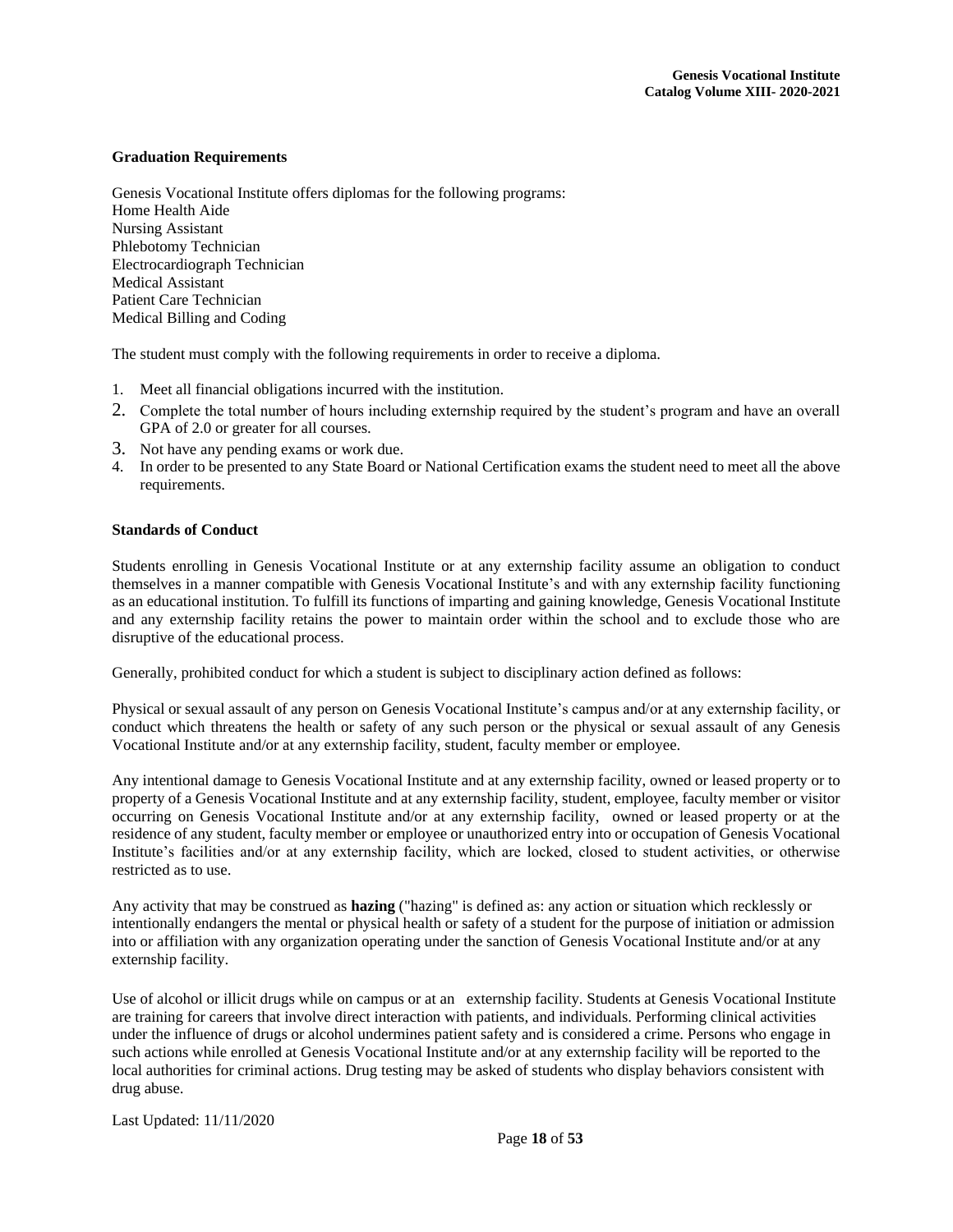### Graduation Requirements

Genesis Vocational Institute offers diplomas for the following programs:
Home Health Aide
Nursing Assistant
Phlebotomy Technician
Electrocardiograph Technician
Medical Assistant
Patient Care Technician
Medical Billing and Coding

The student must comply with the following requirements in order to receive a diploma.

1. Meet all financial obligations incurred with the institution.
2. Complete the total number of hours including externship required by the student's program and have an overall GPA of 2.0 or greater for all courses.
3. Not have any pending exams or work due.
4. In order to be presented to any State Board or National Certification exams the student need to meet all the above requirements.

### Standards of Conduct

Students enrolling in Genesis Vocational Institute or at any externship facility assume an obligation to conduct themselves in a manner compatible with Genesis Vocational Institute's and with any externship facility functioning as an educational institution. To fulfill its functions of imparting and gaining knowledge, Genesis Vocational Institute and any externship facility retains the power to maintain order within the school and to exclude those who are disruptive of the educational process.

Generally, prohibited conduct for which a student is subject to disciplinary action defined as follows:

Physical or sexual assault of any person on Genesis Vocational Institute's campus and/or at any externship facility, or conduct which threatens the health or safety of any such person or the physical or sexual assault of any Genesis Vocational Institute and/or at any externship facility, student, faculty member or employee.

Any intentional damage to Genesis Vocational Institute and at any externship facility, owned or leased property or to property of a Genesis Vocational Institute and at any externship facility, student, employee, faculty member or visitor occurring on Genesis Vocational Institute and/or at any externship facility, owned or leased property or at the residence of any student, faculty member or employee or unauthorized entry into or occupation of Genesis Vocational Institute's facilities and/or at any externship facility, which are locked, closed to student activities, or otherwise restricted as to use.

Any activity that may be construed as **hazing** ("hazing" is defined as: any action or situation which recklessly or intentionally endangers the mental or physical health or safety of a student for the purpose of initiation or admission into or affiliation with any organization operating under the sanction of Genesis Vocational Institute and/or at any externship facility.

Use of alcohol or illicit drugs while on campus or at an externship facility. Students at Genesis Vocational Institute are training for careers that involve direct interaction with patients, and individuals. Performing clinical activities under the influence of drugs or alcohol undermines patient safety and is considered a crime. Persons who engage in such actions while enrolled at Genesis Vocational Institute and/or at any externship facility will be reported to the local authorities for criminal actions. Drug testing may be asked of students who display behaviors consistent with drug abuse.

Last Updated: 11/11/2020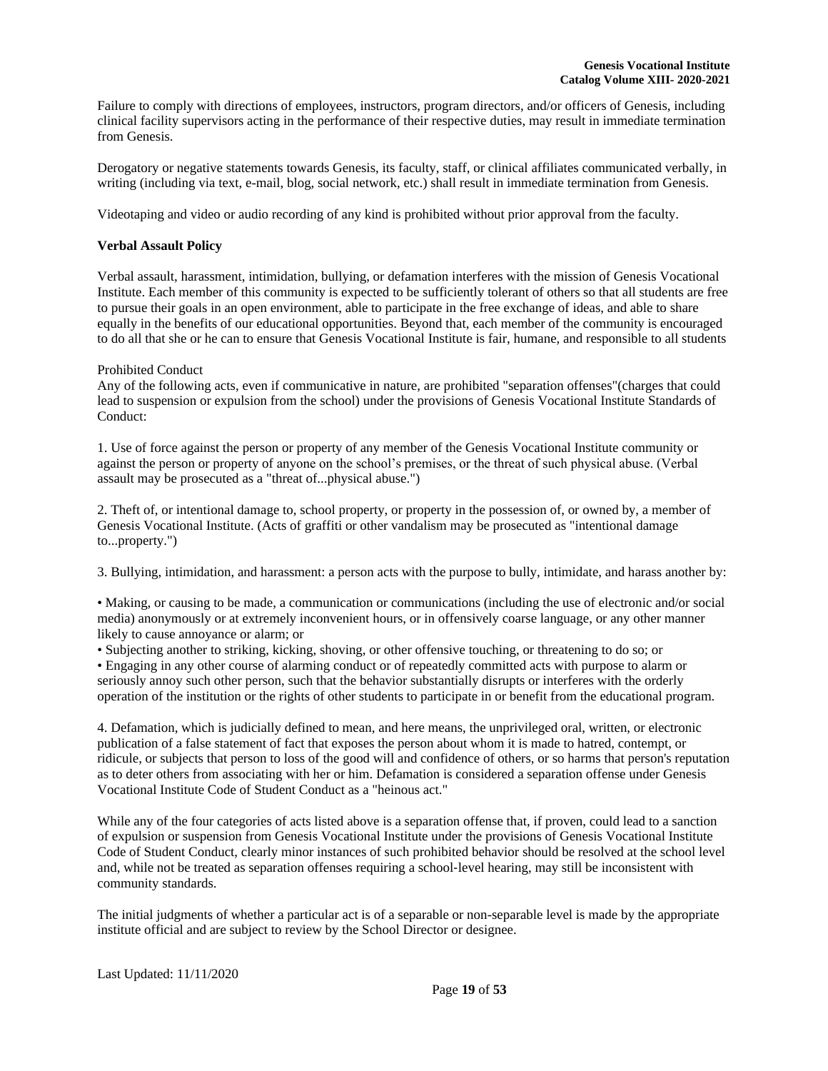Failure to comply with directions of employees, instructors, program directors, and/or officers of Genesis, including clinical facility supervisors acting in the performance of their respective duties, may result in immediate termination from Genesis.

Derogatory or negative statements towards Genesis, its faculty, staff, or clinical affiliates communicated verbally, in writing (including via text, e-mail, blog, social network, etc.) shall result in immediate termination from Genesis.

Videotaping and video or audio recording of any kind is prohibited without prior approval from the faculty.

**Verbal Assault Policy**

Verbal assault, harassment, intimidation, bullying, or defamation interferes with the mission of Genesis Vocational Institute. Each member of this community is expected to be sufficiently tolerant of others so that all students are free to pursue their goals in an open environment, able to participate in the free exchange of ideas, and able to share equally in the benefits of our educational opportunities. Beyond that, each member of the community is encouraged to do all that she or he can to ensure that Genesis Vocational Institute is fair, humane, and responsible to all students

Prohibited Conduct

Any of the following acts, even if communicative in nature, are prohibited "separation offenses"(charges that could lead to suspension or expulsion from the school) under the provisions of Genesis Vocational Institute Standards of Conduct:

1. Use of force against the person or property of any member of the Genesis Vocational Institute community or against the person or property of anyone on the school's premises, or the threat of such physical abuse. (Verbal assault may be prosecuted as a "threat of...physical abuse.")

2. Theft of, or intentional damage to, school property, or property in the possession of, or owned by, a member of Genesis Vocational Institute. (Acts of graffiti or other vandalism may be prosecuted as "intentional damage to...property.")

3. Bullying, intimidation, and harassment: a person acts with the purpose to bully, intimidate, and harass another by:

- Making, or causing to be made, a communication or communications (including the use of electronic and/or social media) anonymously or at extremely inconvenient hours, or in offensively coarse language, or any other manner likely to cause annoyance or alarm; or
- Subjecting another to striking, kicking, shoving, or other offensive touching, or threatening to do so; or
- Engaging in any other course of alarming conduct or of repeatedly committed acts with purpose to alarm or seriously annoy such other person, such that the behavior substantially disrupts or interferes with the orderly operation of the institution or the rights of other students to participate in or benefit from the educational program.

4. Defamation, which is judicially defined to mean, and here means, the unprivileged oral, written, or electronic publication of a false statement of fact that exposes the person about whom it is made to hatred, contempt, or ridicule, or subjects that person to loss of the good will and confidence of others, or so harms that person's reputation as to deter others from associating with her or him. Defamation is considered a separation offense under Genesis Vocational Institute Code of Student Conduct as a "heinous act."

While any of the four categories of acts listed above is a separation offense that, if proven, could lead to a sanction of expulsion or suspension from Genesis Vocational Institute under the provisions of Genesis Vocational Institute Code of Student Conduct, clearly minor instances of such prohibited behavior should be resolved at the school level and, while not be treated as separation offenses requiring a school-level hearing, may still be inconsistent with community standards.

The initial judgments of whether a particular act is of a separable or non-separable level is made by the appropriate institute official and are subject to review by the School Director or designee.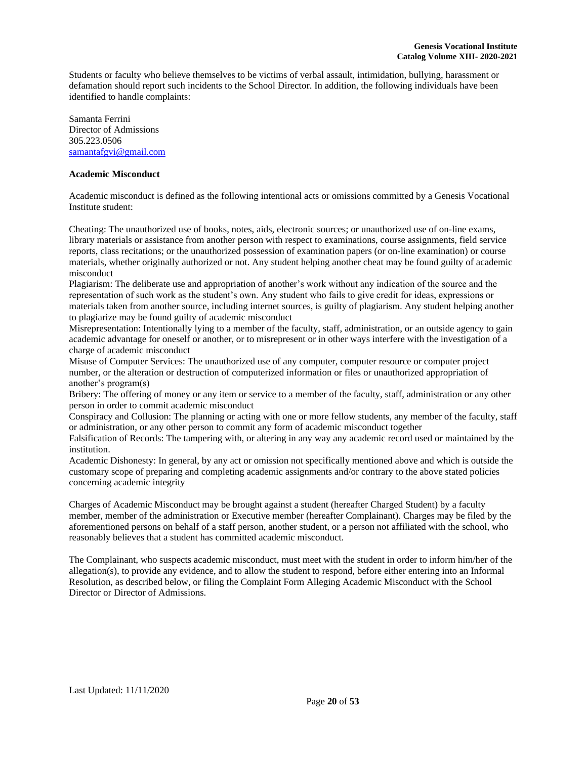Students or faculty who believe themselves to be victims of verbal assault, intimidation, bullying, harassment or defamation should report such incidents to the School Director. In addition, the following individuals have been identified to handle complaints:

Samanta Ferrini
Director of Admissions
305.223.0506
samantafgvi@gmail.com

**Academic Misconduct**

Academic misconduct is defined as the following intentional acts or omissions committed by a Genesis Vocational Institute student:

Cheating: The unauthorized use of books, notes, aids, electronic sources; or unauthorized use of on-line exams, library materials or assistance from another person with respect to examinations, course assignments, field service reports, class recitations; or the unauthorized possession of examination papers (or on-line examination) or course materials, whether originally authorized or not. Any student helping another cheat may be found guilty of academic misconduct
Plagiarism: The deliberate use and appropriation of another's work without any indication of the source and the representation of such work as the student's own. Any student who fails to give credit for ideas, expressions or materials taken from another source, including internet sources, is guilty of plagiarism. Any student helping another to plagiarize may be found guilty of academic misconduct
Misrepresentation: Intentionally lying to a member of the faculty, staff, administration, or an outside agency to gain academic advantage for oneself or another, or to misrepresent or in other ways interfere with the investigation of a charge of academic misconduct
Misuse of Computer Services: The unauthorized use of any computer, computer resource or computer project number, or the alteration or destruction of computerized information or files or unauthorized appropriation of another's program(s)
Bribery: The offering of money or any item or service to a member of the faculty, staff, administration or any other person in order to commit academic misconduct
Conspiracy and Collusion: The planning or acting with one or more fellow students, any member of the faculty, staff or administration, or any other person to commit any form of academic misconduct together
Falsification of Records: The tampering with, or altering in any way any academic record used or maintained by the institution.
Academic Dishonesty: In general, by any act or omission not specifically mentioned above and which is outside the customary scope of preparing and completing academic assignments and/or contrary to the above stated policies concerning academic integrity

Charges of Academic Misconduct may be brought against a student (hereafter Charged Student) by a faculty member, member of the administration or Executive member (hereafter Complainant). Charges may be filed by the aforementioned persons on behalf of a staff person, another student, or a person not affiliated with the school, who reasonably believes that a student has committed academic misconduct.

The Complainant, who suspects academic misconduct, must meet with the student in order to inform him/her of the allegation(s), to provide any evidence, and to allow the student to respond, before either entering into an Informal Resolution, as described below, or filing the Complaint Form Alleging Academic Misconduct with the School Director or Director of Admissions.

Last Updated: 11/11/2020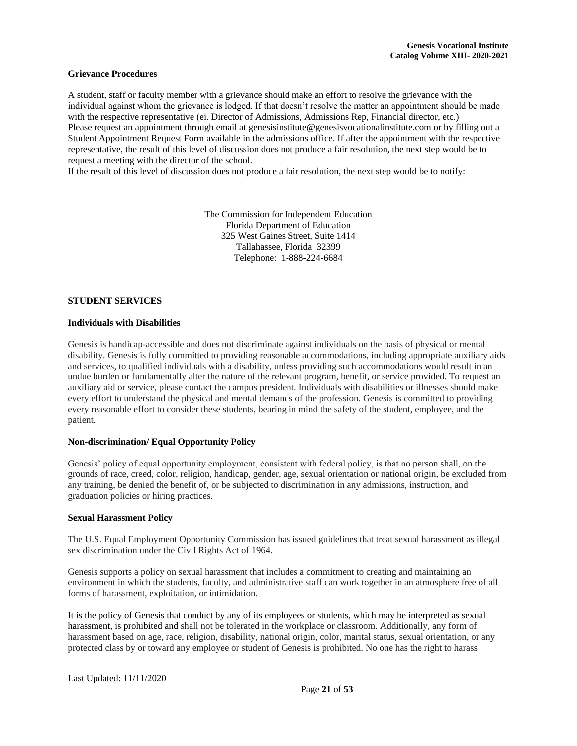**Grievance Procedures**

A student, staff or faculty member with a grievance should make an effort to resolve the grievance with the individual against whom the grievance is lodged. If that doesn't resolve the matter an appointment should be made with the respective representative (ei. Director of Admissions, Admissions Rep, Financial director, etc.) Please request an appointment through email at genesisinstitute@genesisvocationalinstitute.com or by filling out a Student Appointment Request Form available in the admissions office. If after the appointment with the respective representative, the result of this level of discussion does not produce a fair resolution, the next step would be to request a meeting with the director of the school.

If the result of this level of discussion does not produce a fair resolution, the next step would be to notify:

The Commission for Independent Education
Florida Department of Education
325 West Gaines Street, Suite 1414
Tallahassee, Florida 32399
Telephone: 1-888-224-6684

## STUDENT SERVICES

**Individuals with Disabilities**

Genesis is handicap-accessible and does not discriminate against individuals on the basis of physical or mental disability. Genesis is fully committed to providing reasonable accommodations, including appropriate auxiliary aids and services, to qualified individuals with a disability, unless providing such accommodations would result in an undue burden or fundamentally alter the nature of the relevant program, benefit, or service provided. To request an auxiliary aid or service, please contact the campus president. Individuals with disabilities or illnesses should make every effort to understand the physical and mental demands of the profession. Genesis is committed to providing every reasonable effort to consider these students, bearing in mind the safety of the student, employee, and the patient.

**Non-discrimination/ Equal Opportunity Policy**

Genesis' policy of equal opportunity employment, consistent with federal policy, is that no person shall, on the grounds of race, creed, color, religion, handicap, gender, age, sexual orientation or national origin, be excluded from any training, be denied the benefit of, or be subjected to discrimination in any admissions, instruction, and graduation policies or hiring practices.

**Sexual Harassment Policy**

The U.S. Equal Employment Opportunity Commission has issued guidelines that treat sexual harassment as illegal sex discrimination under the Civil Rights Act of 1964.

Genesis supports a policy on sexual harassment that includes a commitment to creating and maintaining an environment in which the students, faculty, and administrative staff can work together in an atmosphere free of all forms of harassment, exploitation, or intimidation.

It is the policy of Genesis that conduct by any of its employees or students, which may be interpreted as sexual harassment, is prohibited and shall not be tolerated in the workplace or classroom. Additionally, any form of harassment based on age, race, religion, disability, national origin, color, marital status, sexual orientation, or any protected class by or toward any employee or student of Genesis is prohibited. No one has the right to harass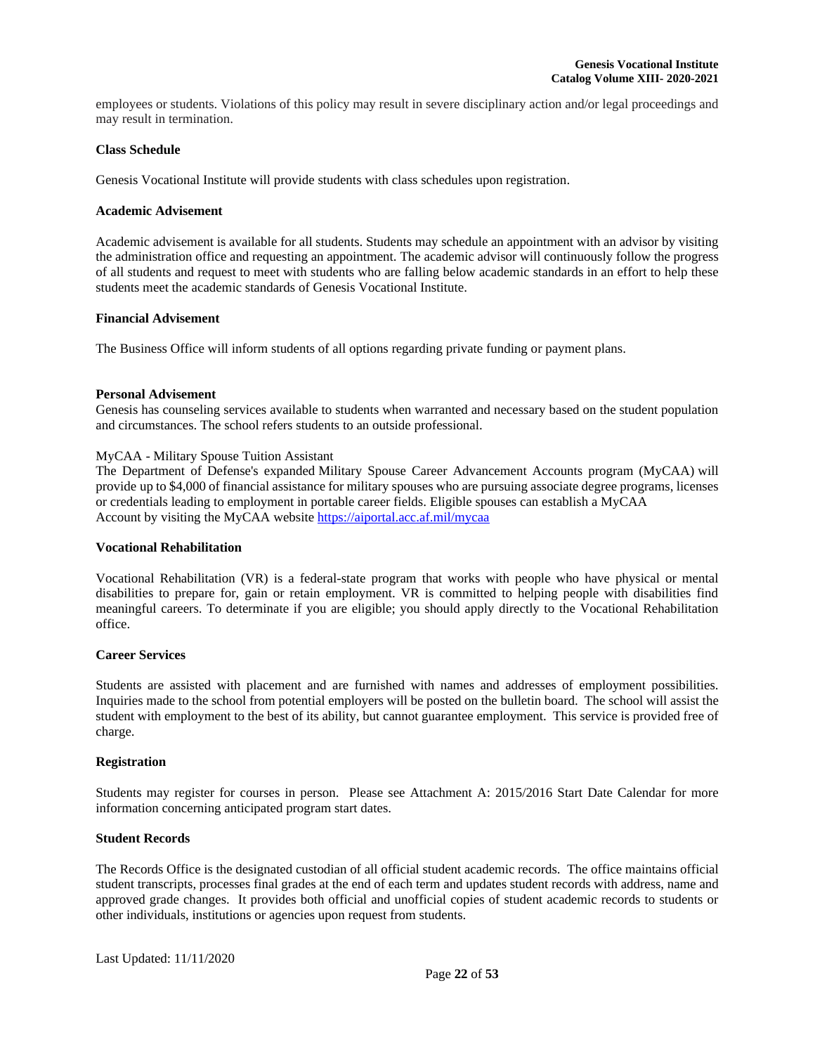employees or students. Violations of this policy may result in severe disciplinary action and/or legal proceedings and may result in termination.

**Class Schedule**

Genesis Vocational Institute will provide students with class schedules upon registration.

**Academic Advisement**

Academic advisement is available for all students. Students may schedule an appointment with an advisor by visiting the administration office and requesting an appointment. The academic advisor will continuously follow the progress of all students and request to meet with students who are falling below academic standards in an effort to help these students meet the academic standards of Genesis Vocational Institute.

**Financial Advisement**

The Business Office will inform students of all options regarding private funding or payment plans.

**Personal Advisement**

Genesis has counseling services available to students when warranted and necessary based on the student population and circumstances. The school refers students to an outside professional.

MyCAA - Military Spouse Tuition Assistant

The Department of Defense's expanded Military Spouse Career Advancement Accounts program (MyCAA) will provide up to $4,000 of financial assistance for military spouses who are pursuing associate degree programs, licenses or credentials leading to employment in portable career fields. Eligible spouses can establish a MyCAA Account by visiting the MyCAA website https://aiportal.acc.af.mil/mycaa

**Vocational Rehabilitation**

Vocational Rehabilitation (VR) is a federal-state program that works with people who have physical or mental disabilities to prepare for, gain or retain employment. VR is committed to helping people with disabilities find meaningful careers. To determinate if you are eligible; you should apply directly to the Vocational Rehabilitation office.

**Career Services**

Students are assisted with placement and are furnished with names and addresses of employment possibilities. Inquiries made to the school from potential employers will be posted on the bulletin board. The school will assist the student with employment to the best of its ability, but cannot guarantee employment. This service is provided free of charge.

**Registration**

Students may register for courses in person. Please see Attachment A: 2015/2016 Start Date Calendar for more information concerning anticipated program start dates.

**Student Records**

The Records Office is the designated custodian of all official student academic records. The office maintains official student transcripts, processes final grades at the end of each term and updates student records with address, name and approved grade changes. It provides both official and unofficial copies of student academic records to students or other individuals, institutions or agencies upon request from students.

Last Updated: 11/11/2020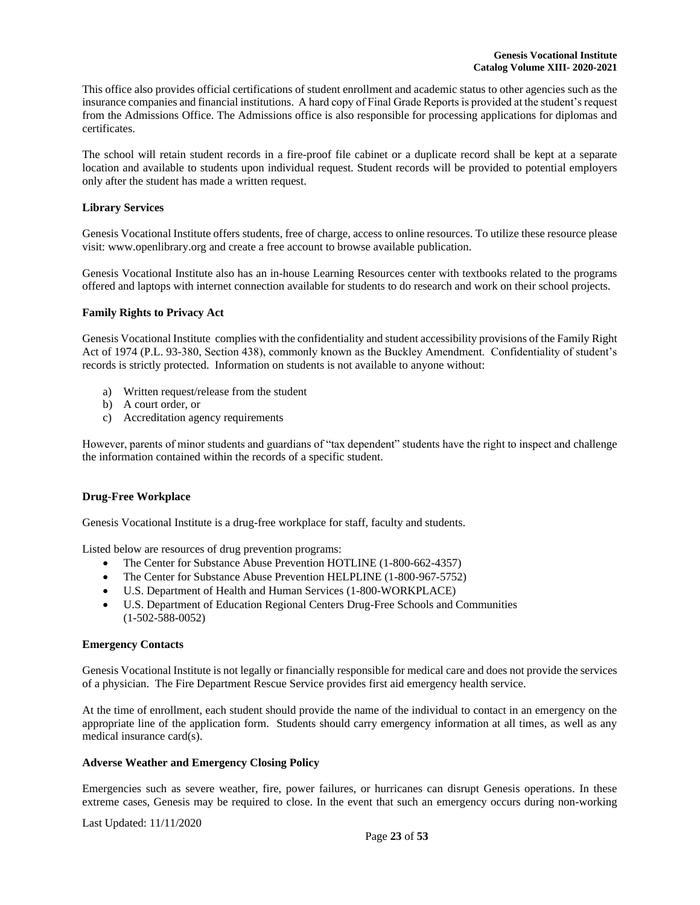This office also provides official certifications of student enrollment and academic status to other agencies such as the insurance companies and financial institutions. A hard copy of Final Grade Reports is provided at the student's request from the Admissions Office. The Admissions office is also responsible for processing applications for diplomas and certificates.

The school will retain student records in a fire-proof file cabinet or a duplicate record shall be kept at a separate location and available to students upon individual request. Student records will be provided to potential employers only after the student has made a written request.

**Library Services**

Genesis Vocational Institute offers students, free of charge, access to online resources. To utilize these resource please visit: www.openlibrary.org and create a free account to browse available publication.

Genesis Vocational Institute also has an in-house Learning Resources center with textbooks related to the programs offered and laptops with internet connection available for students to do research and work on their school projects.

**Family Rights to Privacy Act**

Genesis Vocational Institute complies with the confidentiality and student accessibility provisions of the Family Right Act of 1974 (P.L. 93-380, Section 438), commonly known as the Buckley Amendment. Confidentiality of student's records is strictly protected. Information on students is not available to anyone without:

a) Written request/release from the student
b) A court order, or
c) Accreditation agency requirements

However, parents of minor students and guardians of "tax dependent" students have the right to inspect and challenge the information contained within the records of a specific student.

**Drug-Free Workplace**

Genesis Vocational Institute is a drug-free workplace for staff, faculty and students.

Listed below are resources of drug prevention programs:

- The Center for Substance Abuse Prevention HOTLINE (1-800-662-4357)
- The Center for Substance Abuse Prevention HELPLINE (1-800-967-5752)
- U.S. Department of Health and Human Services (1-800-WORKPLACE)
- U.S. Department of Education Regional Centers Drug-Free Schools and Communities (1-502-588-0052)

**Emergency Contacts**

Genesis Vocational Institute is not legally or financially responsible for medical care and does not provide the services of a physician. The Fire Department Rescue Service provides first aid emergency health service.

At the time of enrollment, each student should provide the name of the individual to contact in an emergency on the appropriate line of the application form. Students should carry emergency information at all times, as well as any medical insurance card(s).

**Adverse Weather and Emergency Closing Policy**

Emergencies such as severe weather, fire, power failures, or hurricanes can disrupt Genesis operations. In these extreme cases, Genesis may be required to close. In the event that such an emergency occurs during non-working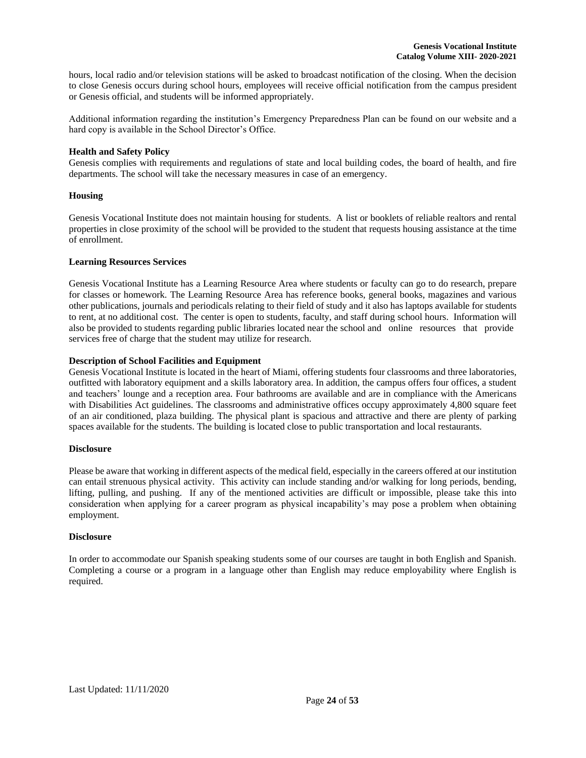hours, local radio and/or television stations will be asked to broadcast notification of the closing. When the decision to close Genesis occurs during school hours, employees will receive official notification from the campus president or Genesis official, and students will be informed appropriately.

Additional information regarding the institution's Emergency Preparedness Plan can be found on our website and a hard copy is available in the School Director's Office.

**Health and Safety Policy**

Genesis complies with requirements and regulations of state and local building codes, the board of health, and fire departments. The school will take the necessary measures in case of an emergency.

**Housing**

Genesis Vocational Institute does not maintain housing for students. A list or booklets of reliable realtors and rental properties in close proximity of the school will be provided to the student that requests housing assistance at the time of enrollment.

**Learning Resources Services**

Genesis Vocational Institute has a Learning Resource Area where students or faculty can go to do research, prepare for classes or homework. The Learning Resource Area has reference books, general books, magazines and various other publications, journals and periodicals relating to their field of study and it also has laptops available for students to rent, at no additional cost. The center is open to students, faculty, and staff during school hours. Information will also be provided to students regarding public libraries located near the school and online resources that provide services free of charge that the student may utilize for research.

**Description of School Facilities and Equipment**

Genesis Vocational Institute is located in the heart of Miami, offering students four classrooms and three laboratories, outfitted with laboratory equipment and a skills laboratory area. In addition, the campus offers four offices, a student and teachers' lounge and a reception area. Four bathrooms are available and are in compliance with the Americans with Disabilities Act guidelines. The classrooms and administrative offices occupy approximately 4,800 square feet of an air conditioned, plaza building. The physical plant is spacious and attractive and there are plenty of parking spaces available for the students. The building is located close to public transportation and local restaurants.

**Disclosure**

Please be aware that working in different aspects of the medical field, especially in the careers offered at our institution can entail strenuous physical activity. This activity can include standing and/or walking for long periods, bending, lifting, pulling, and pushing. If any of the mentioned activities are difficult or impossible, please take this into consideration when applying for a career program as physical incapability's may pose a problem when obtaining employment.

**Disclosure**

In order to accommodate our Spanish speaking students some of our courses are taught in both English and Spanish. Completing a course or a program in a language other than English may reduce employability where English is required.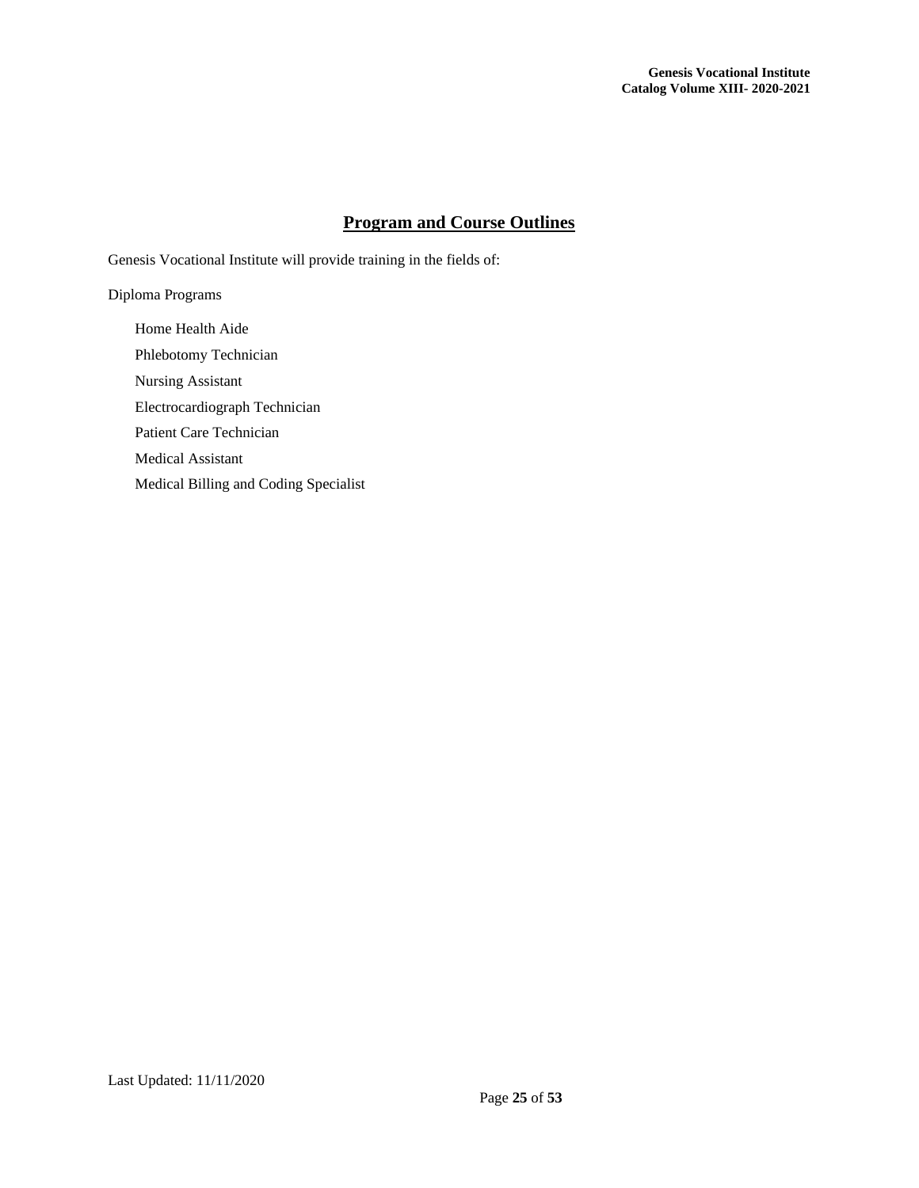# Program and Course Outlines

Genesis Vocational Institute will provide training in the fields of:

Diploma Programs

- Home Health Aide
- Phlebotomy Technician
- Nursing Assistant
- Electrocardiograph Technician
- Patient Care Technician
- Medical Assistant
- Medical Billing and Coding Specialist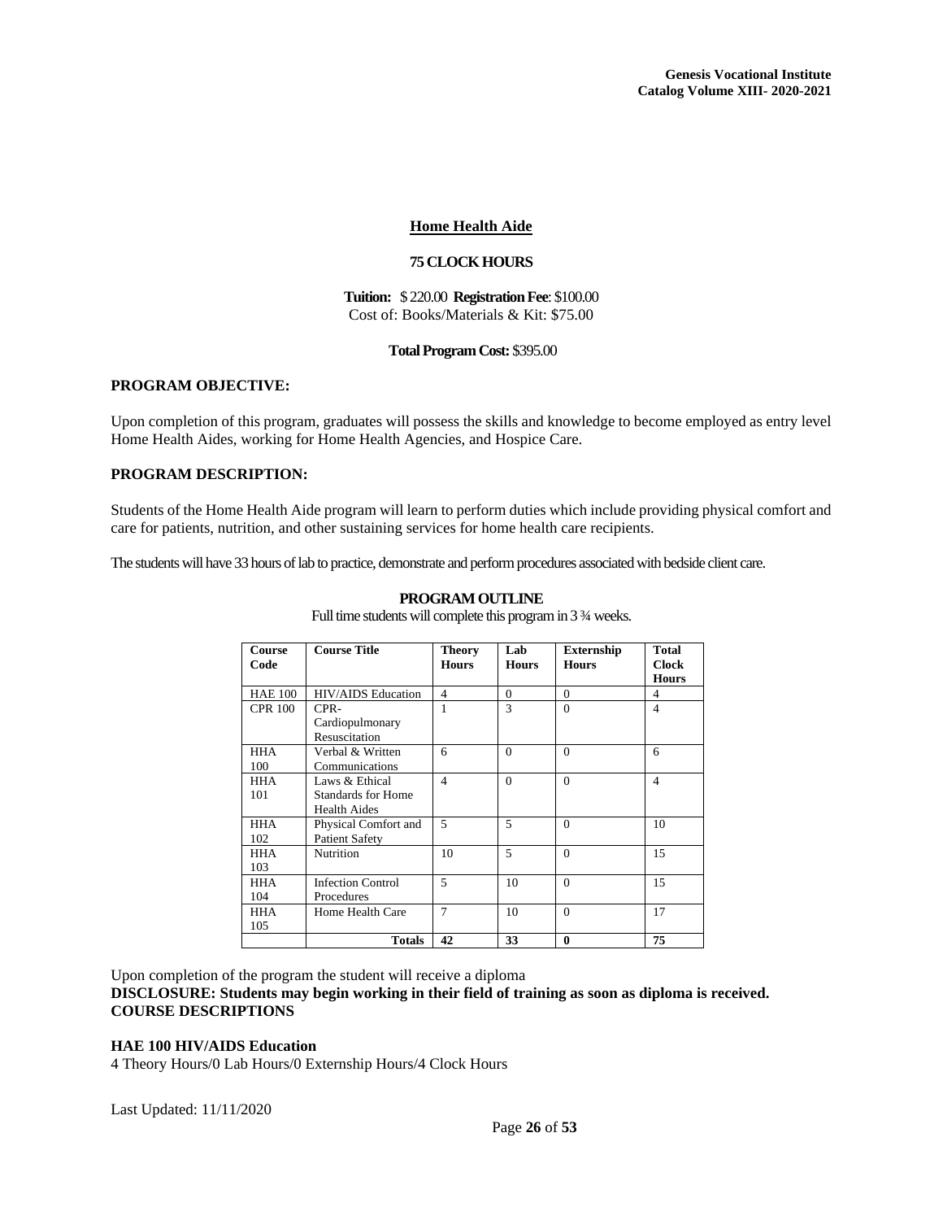## Home Health Aide

**75 CLOCK HOURS**

**Tuition:** $ 220.00 **Registration Fee**: $100.00
Cost of: Books/Materials & Kit: $75.00

**Total Program Cost:** $395.00

**PROGRAM OBJECTIVE:**

Upon completion of this program, graduates will possess the skills and knowledge to become employed as entry level Home Health Aides, working for Home Health Agencies, and Hospice Care.

**PROGRAM DESCRIPTION:**

Students of the Home Health Aide program will learn to perform duties which include providing physical comfort and care for patients, nutrition, and other sustaining services for home health care recipients.

The students will have 33 hours of lab to practice, demonstrate and perform procedures associated with bedside client care.

**PROGRAM OUTLINE**

Full time students will complete this program in 3 ¾ weeks.

| Course Code | Course Title | Theory Hours | Lab Hours | Externship Hours | Total Clock Hours |
|---|---|---|---|---|---|
| HAE 100 | HIV/AIDS Education | 4 | 0 | 0 | 4 |
| CPR 100 | CPR-Cardiopulmonary Resuscitation | 1 | 3 | 0 | 4 |
| HHA 100 | Verbal & Written Communications | 6 | 0 | 0 | 6 |
| HHA 101 | Laws & Ethical Standards for Home Health Aides | 4 | 0 | 0 | 4 |
| HHA 102 | Physical Comfort and Patient Safety | 5 | 5 | 0 | 10 |
| HHA 103 | Nutrition | 10 | 5 | 0 | 15 |
| HHA 104 | Infection Control Procedures | 5 | 10 | 0 | 15 |
| HHA 105 | Home Health Care | 7 | 10 | 0 | 17 |
| | **Totals** | **42** | **33** | **0** | **75** |

Upon completion of the program the student will receive a diploma

**DISCLOSURE: Students may begin working in their field of training as soon as diploma is received.**

**COURSE DESCRIPTIONS**

**HAE 100 HIV/AIDS Education**

4 Theory Hours/0 Lab Hours/0 Externship Hours/4 Clock Hours

Last Updated: 11/11/2020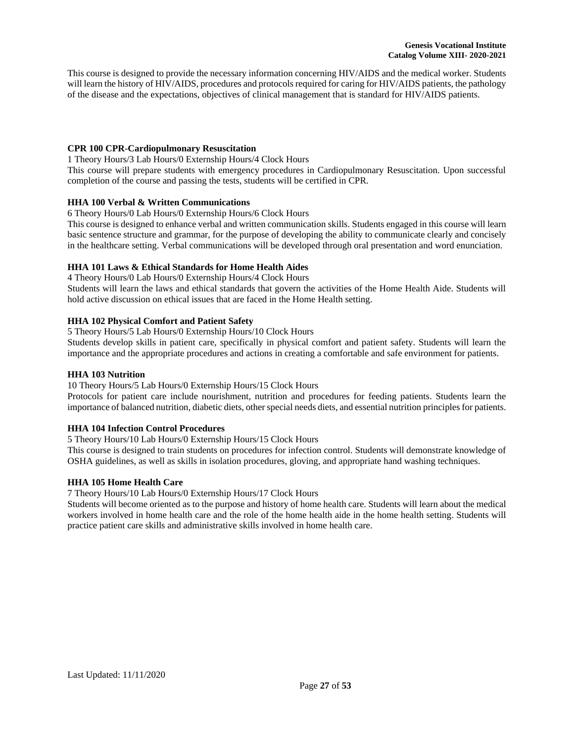This course is designed to provide the necessary information concerning HIV/AIDS and the medical worker. Students will learn the history of HIV/AIDS, procedures and protocols required for caring for HIV/AIDS patients, the pathology of the disease and the expectations, objectives of clinical management that is standard for HIV/AIDS patients.

**CPR 100 CPR-Cardiopulmonary Resuscitation**

1 Theory Hours/3 Lab Hours/0 Externship Hours/4 Clock Hours

This course will prepare students with emergency procedures in Cardiopulmonary Resuscitation. Upon successful completion of the course and passing the tests, students will be certified in CPR.

**HHA 100 Verbal & Written Communications**

6 Theory Hours/0 Lab Hours/0 Externship Hours/6 Clock Hours

This course is designed to enhance verbal and written communication skills. Students engaged in this course will learn basic sentence structure and grammar, for the purpose of developing the ability to communicate clearly and concisely in the healthcare setting. Verbal communications will be developed through oral presentation and word enunciation.

**HHA 101 Laws & Ethical Standards for Home Health Aides**

4 Theory Hours/0 Lab Hours/0 Externship Hours/4 Clock Hours

Students will learn the laws and ethical standards that govern the activities of the Home Health Aide. Students will hold active discussion on ethical issues that are faced in the Home Health setting.

**HHA 102 Physical Comfort and Patient Safety**

5 Theory Hours/5 Lab Hours/0 Externship Hours/10 Clock Hours

Students develop skills in patient care, specifically in physical comfort and patient safety. Students will learn the importance and the appropriate procedures and actions in creating a comfortable and safe environment for patients.

**HHA 103 Nutrition**

10 Theory Hours/5 Lab Hours/0 Externship Hours/15 Clock Hours

Protocols for patient care include nourishment, nutrition and procedures for feeding patients. Students learn the importance of balanced nutrition, diabetic diets, other special needs diets, and essential nutrition principles for patients.

**HHA 104 Infection Control Procedures**

5 Theory Hours/10 Lab Hours/0 Externship Hours/15 Clock Hours

This course is designed to train students on procedures for infection control. Students will demonstrate knowledge of OSHA guidelines, as well as skills in isolation procedures, gloving, and appropriate hand washing techniques.

**HHA 105 Home Health Care**

7 Theory Hours/10 Lab Hours/0 Externship Hours/17 Clock Hours

Students will become oriented as to the purpose and history of home health care. Students will learn about the medical workers involved in home health care and the role of the home health aide in the home health setting. Students will practice patient care skills and administrative skills involved in home health care.

Last Updated: 11/11/2020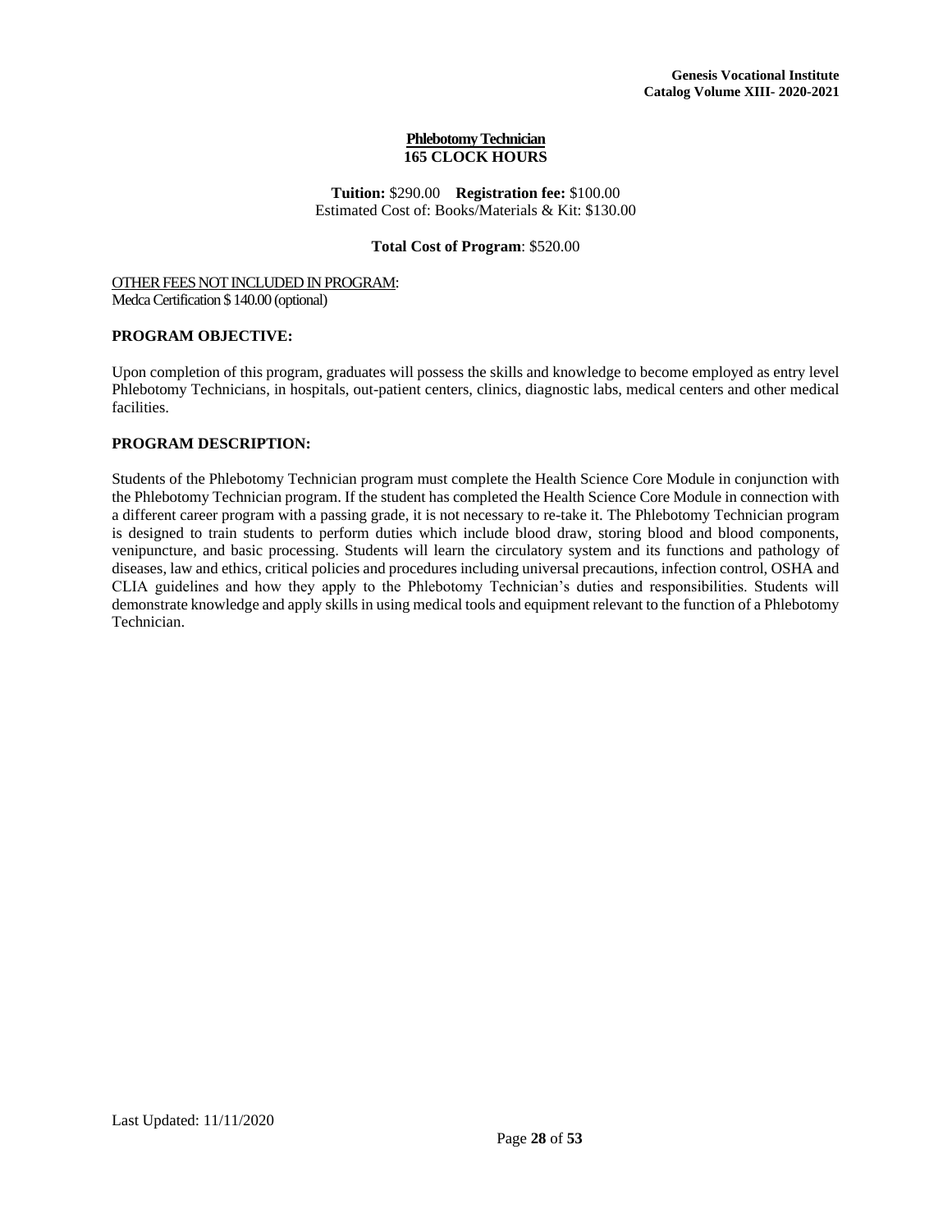## Phlebotomy Technician

**165 CLOCK HOURS**

**Tuition:** $290.00 **Registration fee:** $100.00
Estimated Cost of: Books/Materials & Kit: $130.00

**Total Cost of Program**: $520.00

OTHER FEES NOT INCLUDED IN PROGRAM:
Medca Certification $ 140.00 (optional)

### PROGRAM OBJECTIVE:

Upon completion of this program, graduates will possess the skills and knowledge to become employed as entry level Phlebotomy Technicians, in hospitals, out-patient centers, clinics, diagnostic labs, medical centers and other medical facilities.

### PROGRAM DESCRIPTION:

Students of the Phlebotomy Technician program must complete the Health Science Core Module in conjunction with the Phlebotomy Technician program. If the student has completed the Health Science Core Module in connection with a different career program with a passing grade, it is not necessary to re-take it. The Phlebotomy Technician program is designed to train students to perform duties which include blood draw, storing blood and blood components, venipuncture, and basic processing. Students will learn the circulatory system and its functions and pathology of diseases, law and ethics, critical policies and procedures including universal precautions, infection control, OSHA and CLIA guidelines and how they apply to the Phlebotomy Technician's duties and responsibilities. Students will demonstrate knowledge and apply skills in using medical tools and equipment relevant to the function of a Phlebotomy Technician.

Last Updated: 11/11/2020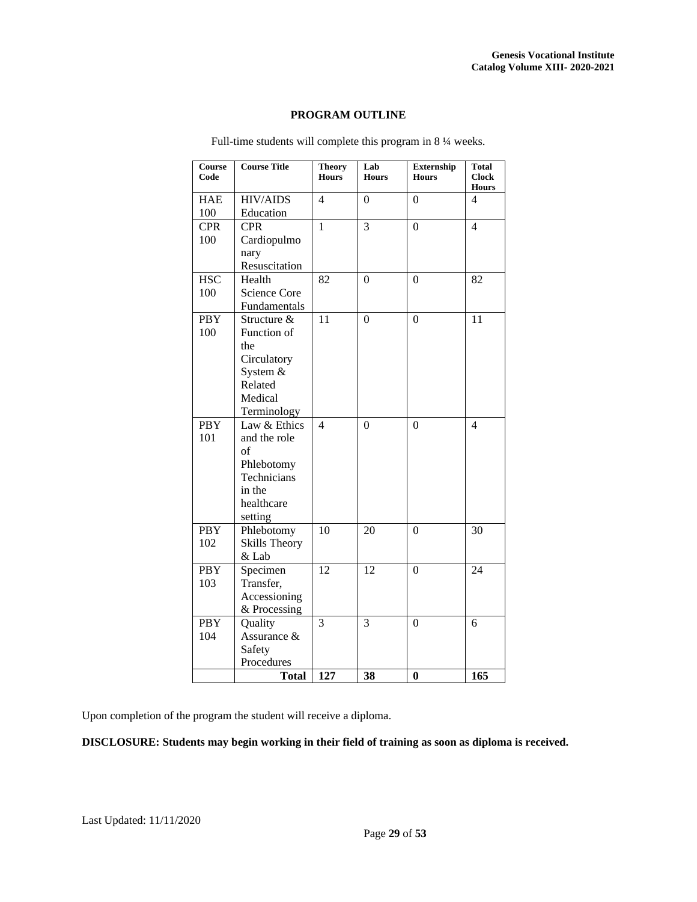## PROGRAM OUTLINE

Full-time students will complete this program in 8 ¼ weeks.

| Course Code | Course Title | Theory Hours | Lab Hours | Externship Hours | Total Clock Hours |
|---|---|---|---|---|---|
| HAE 100 | HIV/AIDS Education | 4 | 0 | 0 | 4 |
| CPR 100 | CPR Cardiopulmonary Resuscitation | 1 | 3 | 0 | 4 |
| HSC 100 | Health Science Core Fundamentals | 82 | 0 | 0 | 82 |
| PBY 100 | Structure & Function of the Circulatory System & Related Medical Terminology | 11 | 0 | 0 | 11 |
| PBY 101 | Law & Ethics and the role of Phlebotomy Technicians in the healthcare setting | 4 | 0 | 0 | 4 |
| PBY 102 | Phlebotomy Skills Theory & Lab | 10 | 20 | 0 | 30 |
| PBY 103 | Specimen Transfer, Accessioning & Processing | 12 | 12 | 0 | 24 |
| PBY 104 | Quality Assurance & Safety Procedures | 3 | 3 | 0 | 6 |
| | **Total** | **127** | **38** | **0** | **165** |

Upon completion of the program the student will receive a diploma.

**DISCLOSURE: Students may begin working in their field of training as soon as diploma is received.**

Last Updated: 11/11/2020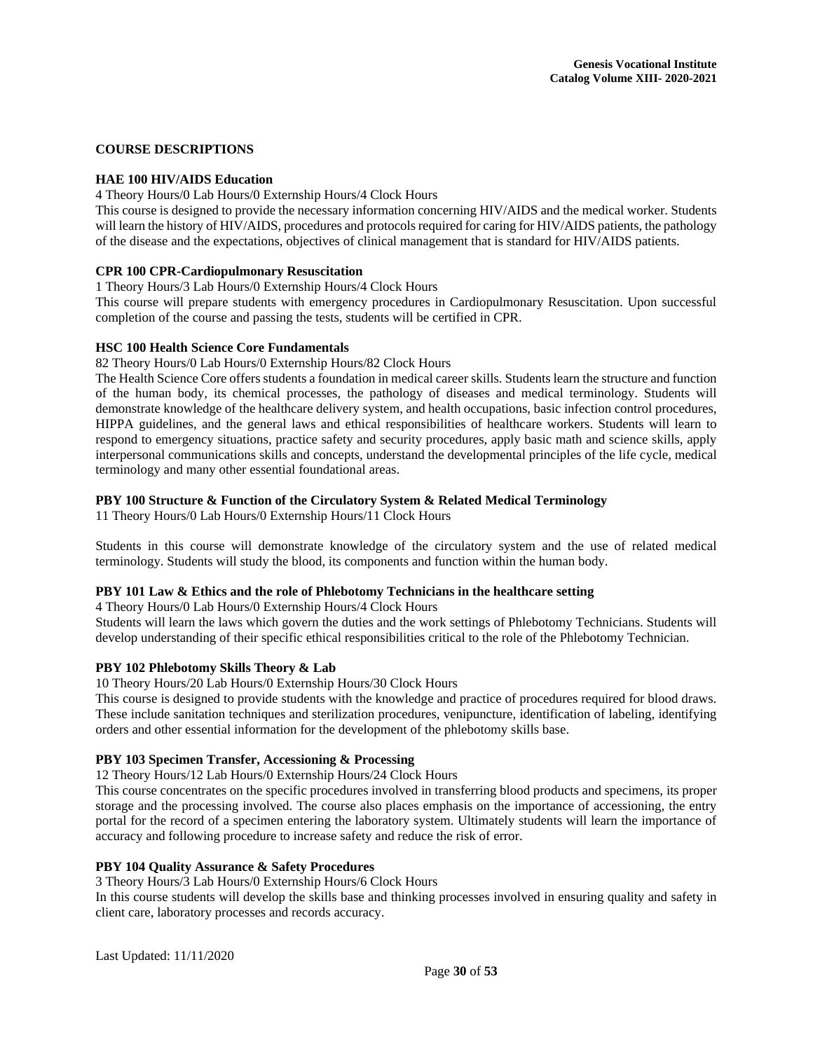## COURSE DESCRIPTIONS

### HAE 100 HIV/AIDS Education

4 Theory Hours/0 Lab Hours/0 Externship Hours/4 Clock Hours

This course is designed to provide the necessary information concerning HIV/AIDS and the medical worker. Students will learn the history of HIV/AIDS, procedures and protocols required for caring for HIV/AIDS patients, the pathology of the disease and the expectations, objectives of clinical management that is standard for HIV/AIDS patients.

### CPR 100 CPR-Cardiopulmonary Resuscitation

1 Theory Hours/3 Lab Hours/0 Externship Hours/4 Clock Hours

This course will prepare students with emergency procedures in Cardiopulmonary Resuscitation. Upon successful completion of the course and passing the tests, students will be certified in CPR.

### HSC 100 Health Science Core Fundamentals

82 Theory Hours/0 Lab Hours/0 Externship Hours/82 Clock Hours

The Health Science Core offers students a foundation in medical career skills. Students learn the structure and function of the human body, its chemical processes, the pathology of diseases and medical terminology. Students will demonstrate knowledge of the healthcare delivery system, and health occupations, basic infection control procedures, HIPPA guidelines, and the general laws and ethical responsibilities of healthcare workers. Students will learn to respond to emergency situations, practice safety and security procedures, apply basic math and science skills, apply interpersonal communications skills and concepts, understand the developmental principles of the life cycle, medical terminology and many other essential foundational areas.

### PBY 100 Structure & Function of the Circulatory System & Related Medical Terminology

11 Theory Hours/0 Lab Hours/0 Externship Hours/11 Clock Hours

Students in this course will demonstrate knowledge of the circulatory system and the use of related medical terminology. Students will study the blood, its components and function within the human body.

### PBY 101 Law & Ethics and the role of Phlebotomy Technicians in the healthcare setting

4 Theory Hours/0 Lab Hours/0 Externship Hours/4 Clock Hours

Students will learn the laws which govern the duties and the work settings of Phlebotomy Technicians. Students will develop understanding of their specific ethical responsibilities critical to the role of the Phlebotomy Technician.

### PBY 102 Phlebotomy Skills Theory & Lab

10 Theory Hours/20 Lab Hours/0 Externship Hours/30 Clock Hours

This course is designed to provide students with the knowledge and practice of procedures required for blood draws. These include sanitation techniques and sterilization procedures, venipuncture, identification of labeling, identifying orders and other essential information for the development of the phlebotomy skills base.

### PBY 103 Specimen Transfer, Accessioning & Processing

12 Theory Hours/12 Lab Hours/0 Externship Hours/24 Clock Hours

This course concentrates on the specific procedures involved in transferring blood products and specimens, its proper storage and the processing involved. The course also places emphasis on the importance of accessioning, the entry portal for the record of a specimen entering the laboratory system. Ultimately students will learn the importance of accuracy and following procedure to increase safety and reduce the risk of error.

### PBY 104 Quality Assurance & Safety Procedures

3 Theory Hours/3 Lab Hours/0 Externship Hours/6 Clock Hours

In this course students will develop the skills base and thinking processes involved in ensuring quality and safety in client care, laboratory processes and records accuracy.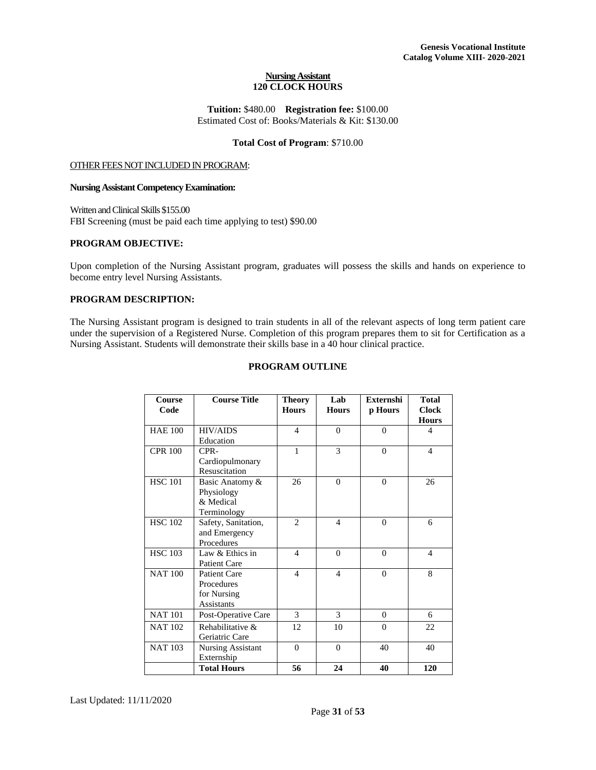## Nursing Assistant
## 120 CLOCK HOURS

**Tuition:** $480.00 **Registration fee:** $100.00
Estimated Cost of: Books/Materials & Kit: $130.00

**Total Cost of Program**: $710.00

OTHER FEES NOT INCLUDED IN PROGRAM:

**Nursing Assistant Competency Examination:**

Written and Clinical Skills $155.00
FBI Screening (must be paid each time applying to test) $90.00

### PROGRAM OBJECTIVE:

Upon completion of the Nursing Assistant program, graduates will possess the skills and hands on experience to become entry level Nursing Assistants.

### PROGRAM DESCRIPTION:

The Nursing Assistant program is designed to train students in all of the relevant aspects of long term patient care under the supervision of a Registered Nurse. Completion of this program prepares them to sit for Certification as a Nursing Assistant. Students will demonstrate their skills base in a 40 hour clinical practice.

### PROGRAM OUTLINE

| Course Code | Course Title | Theory Hours | Lab Hours | Externship Hours | Total Clock Hours |
|---|---|---|---|---|---|
| HAE 100 | HIV/AIDS Education | 4 | 0 | 0 | 4 |
| CPR 100 | CPR- Cardiopulmonary Resuscitation | 1 | 3 | 0 | 4 |
| HSC 101 | Basic Anatomy & Physiology & Medical Terminology | 26 | 0 | 0 | 26 |
| HSC 102 | Safety, Sanitation, and Emergency Procedures | 2 | 4 | 0 | 6 |
| HSC 103 | Law & Ethics in Patient Care | 4 | 0 | 0 | 4 |
| NAT 100 | Patient Care Procedures for Nursing Assistants | 4 | 4 | 0 | 8 |
| NAT 101 | Post-Operative Care | 3 | 3 | 0 | 6 |
| NAT 102 | Rehabilitative & Geriatric Care | 12 | 10 | 0 | 22 |
| NAT 103 | Nursing Assistant Externship | 0 | 0 | 40 | 40 |
| | **Total Hours** | **56** | **24** | **40** | **120** |

Last Updated: 11/11/2020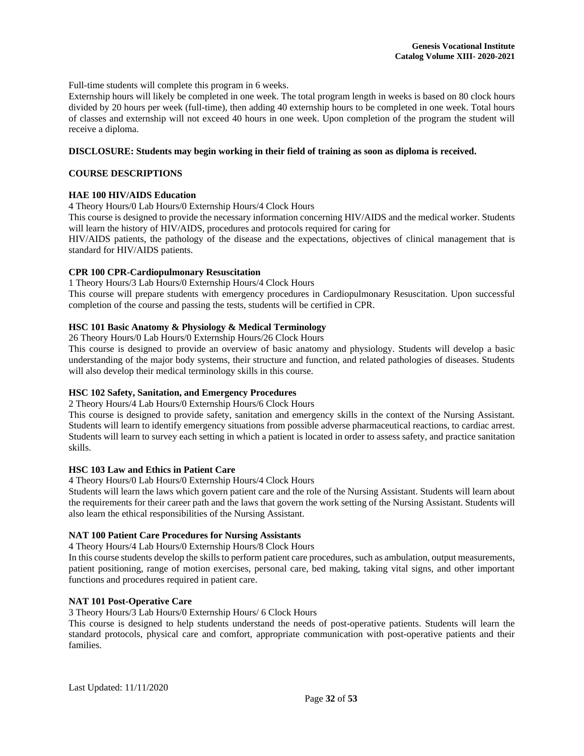Full-time students will complete this program in 6 weeks.

Externship hours will likely be completed in one week. The total program length in weeks is based on 80 clock hours divided by 20 hours per week (full-time), then adding 40 externship hours to be completed in one week. Total hours of classes and externship will not exceed 40 hours in one week. Upon completion of the program the student will receive a diploma.

**DISCLOSURE: Students may begin working in their field of training as soon as diploma is received.**

## COURSE DESCRIPTIONS

### HAE 100 HIV/AIDS Education

4 Theory Hours/0 Lab Hours/0 Externship Hours/4 Clock Hours

This course is designed to provide the necessary information concerning HIV/AIDS and the medical worker. Students will learn the history of HIV/AIDS, procedures and protocols required for caring for

HIV/AIDS patients, the pathology of the disease and the expectations, objectives of clinical management that is standard for HIV/AIDS patients.

### CPR 100 CPR-Cardiopulmonary Resuscitation

1 Theory Hours/3 Lab Hours/0 Externship Hours/4 Clock Hours

This course will prepare students with emergency procedures in Cardiopulmonary Resuscitation. Upon successful completion of the course and passing the tests, students will be certified in CPR.

### HSC 101 Basic Anatomy & Physiology & Medical Terminology

26 Theory Hours/0 Lab Hours/0 Externship Hours/26 Clock Hours

This course is designed to provide an overview of basic anatomy and physiology. Students will develop a basic understanding of the major body systems, their structure and function, and related pathologies of diseases. Students will also develop their medical terminology skills in this course.

### HSC 102 Safety, Sanitation, and Emergency Procedures

2 Theory Hours/4 Lab Hours/0 Externship Hours/6 Clock Hours

This course is designed to provide safety, sanitation and emergency skills in the context of the Nursing Assistant. Students will learn to identify emergency situations from possible adverse pharmaceutical reactions, to cardiac arrest. Students will learn to survey each setting in which a patient is located in order to assess safety, and practice sanitation skills.

### HSC 103 Law and Ethics in Patient Care

4 Theory Hours/0 Lab Hours/0 Externship Hours/4 Clock Hours

Students will learn the laws which govern patient care and the role of the Nursing Assistant. Students will learn about the requirements for their career path and the laws that govern the work setting of the Nursing Assistant. Students will also learn the ethical responsibilities of the Nursing Assistant.

### NAT 100 Patient Care Procedures for Nursing Assistants

4 Theory Hours/4 Lab Hours/0 Externship Hours/8 Clock Hours

In this course students develop the skills to perform patient care procedures, such as ambulation, output measurements, patient positioning, range of motion exercises, personal care, bed making, taking vital signs, and other important functions and procedures required in patient care.

### NAT 101 Post-Operative Care

3 Theory Hours/3 Lab Hours/0 Externship Hours/ 6 Clock Hours

This course is designed to help students understand the needs of post-operative patients. Students will learn the standard protocols, physical care and comfort, appropriate communication with post-operative patients and their families.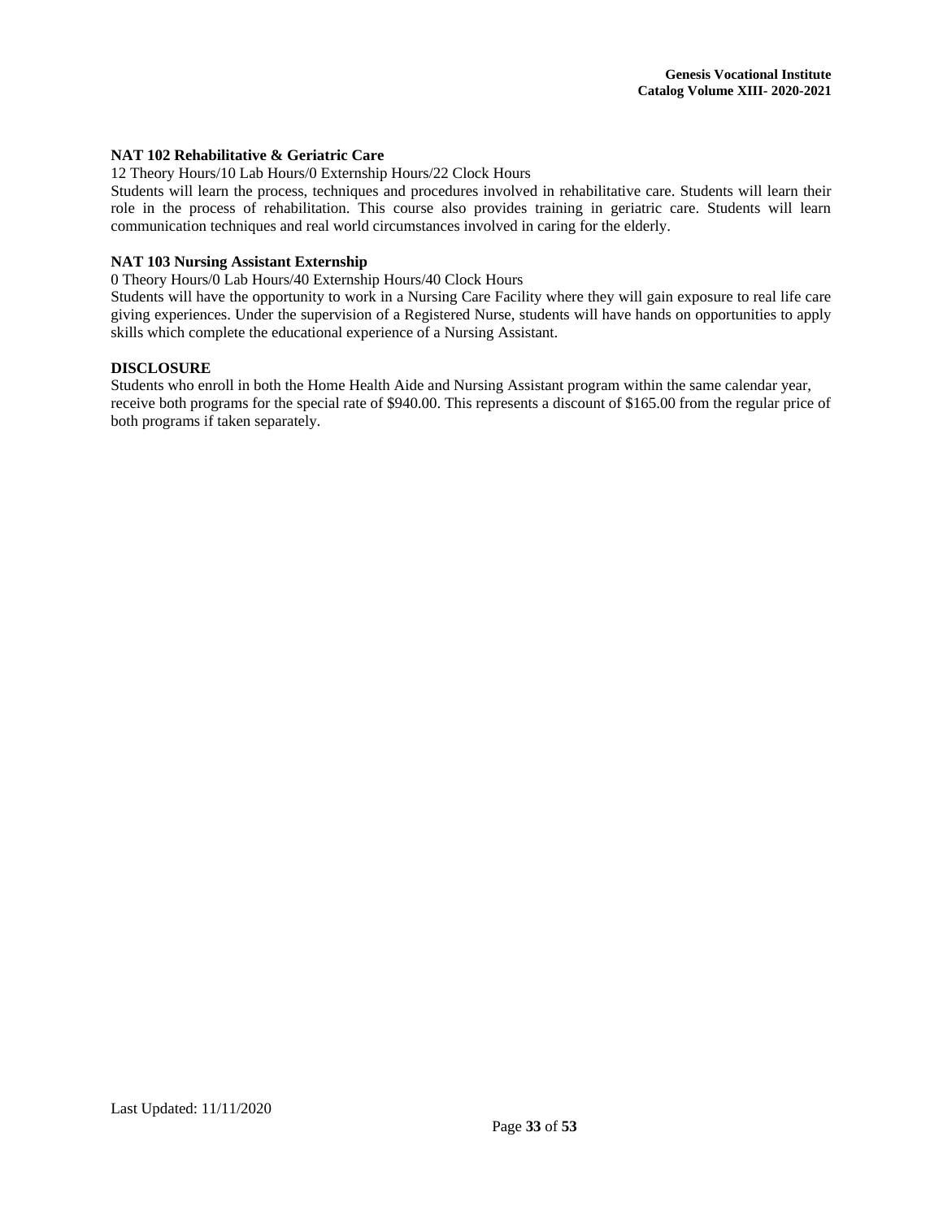**NAT 102 Rehabilitative & Geriatric Care**

12 Theory Hours/10 Lab Hours/0 Externship Hours/22 Clock Hours

Students will learn the process, techniques and procedures involved in rehabilitative care. Students will learn their role in the process of rehabilitation. This course also provides training in geriatric care. Students will learn communication techniques and real world circumstances involved in caring for the elderly.

**NAT 103 Nursing Assistant Externship**

0 Theory Hours/0 Lab Hours/40 Externship Hours/40 Clock Hours

Students will have the opportunity to work in a Nursing Care Facility where they will gain exposure to real life care giving experiences. Under the supervision of a Registered Nurse, students will have hands on opportunities to apply skills which complete the educational experience of a Nursing Assistant.

**DISCLOSURE**

Students who enroll in both the Home Health Aide and Nursing Assistant program within the same calendar year, receive both programs for the special rate of $940.00. This represents a discount of $165.00 from the regular price of both programs if taken separately.

Last Updated: 11/11/2020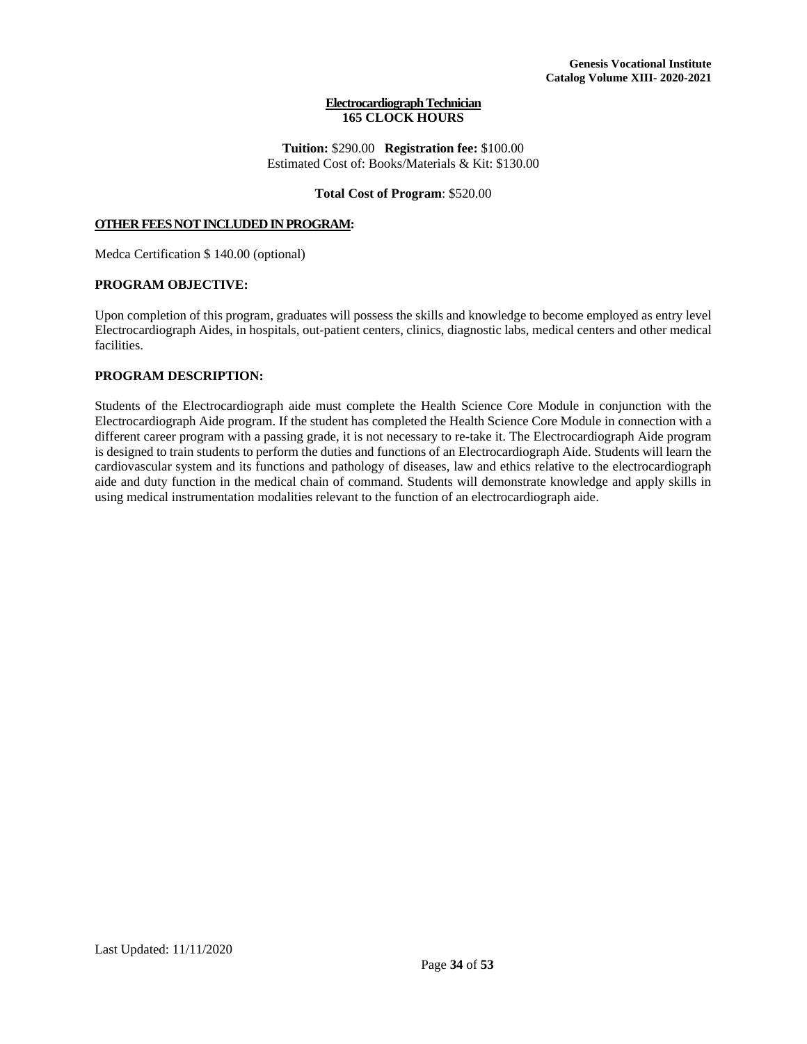# Electrocardiograph Technician

## 165 CLOCK HOURS

**Tuition:** $290.00 **Registration fee:** $100.00
Estimated Cost of: Books/Materials & Kit: $130.00

**Total Cost of Program**: $520.00

**OTHER FEES NOT INCLUDED IN PROGRAM:**

Medca Certification $ 140.00 (optional)

**PROGRAM OBJECTIVE:**

Upon completion of this program, graduates will possess the skills and knowledge to become employed as entry level Electrocardiograph Aides, in hospitals, out-patient centers, clinics, diagnostic labs, medical centers and other medical facilities.

**PROGRAM DESCRIPTION:**

Students of the Electrocardiograph aide must complete the Health Science Core Module in conjunction with the Electrocardiograph Aide program. If the student has completed the Health Science Core Module in connection with a different career program with a passing grade, it is not necessary to re-take it. The Electrocardiograph Aide program is designed to train students to perform the duties and functions of an Electrocardiograph Aide. Students will learn the cardiovascular system and its functions and pathology of diseases, law and ethics relative to the electrocardiograph aide and duty function in the medical chain of command. Students will demonstrate knowledge and apply skills in using medical instrumentation modalities relevant to the function of an electrocardiograph aide.

Last Updated: 11/11/2020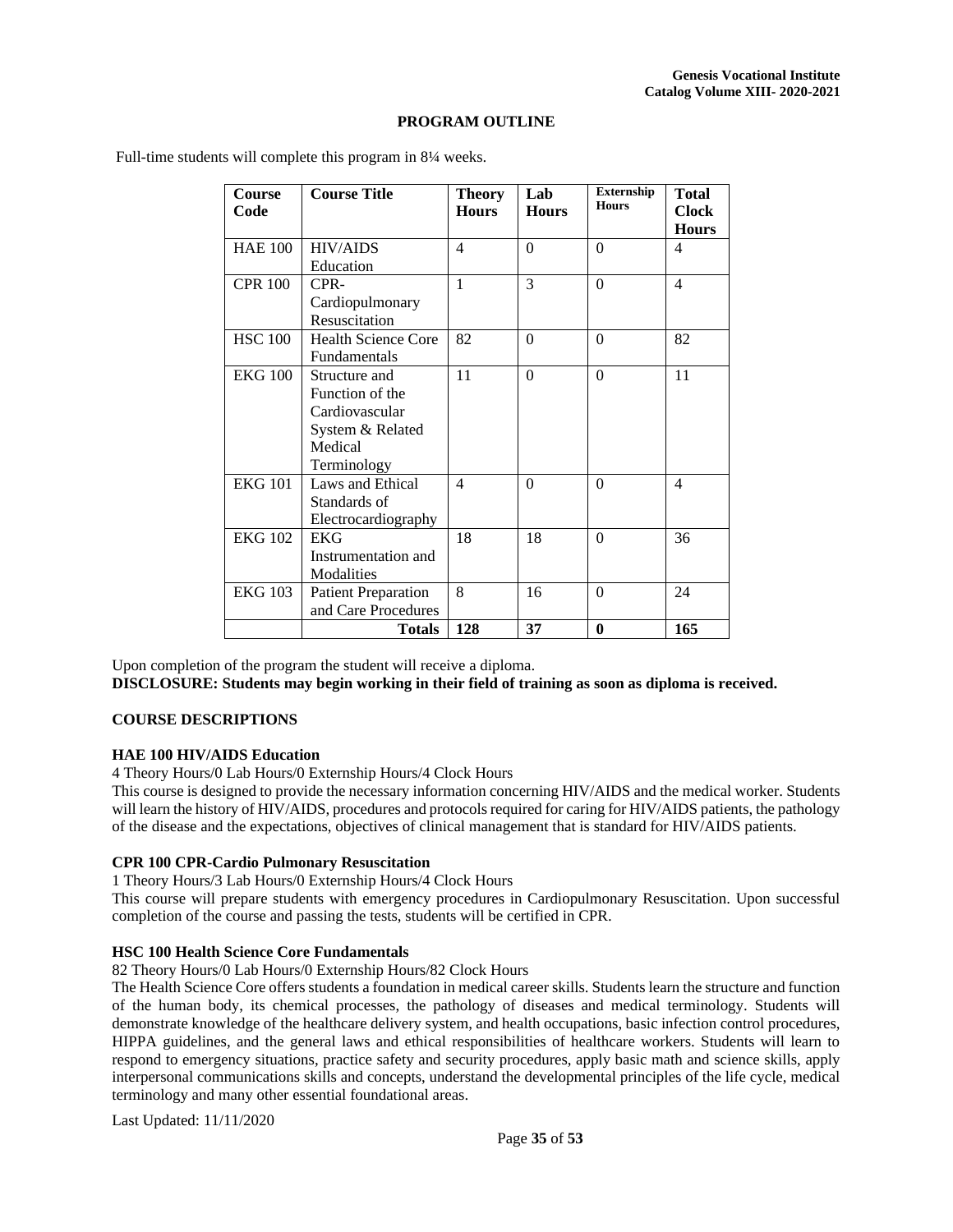## PROGRAM OUTLINE

Full-time students will complete this program in 8¼ weeks.

| Course Code | Course Title | Theory Hours | Lab Hours | Externship Hours | Total Clock Hours |
|---|---|---|---|---|---|
| HAE 100 | HIV/AIDS Education | 4 | 0 | 0 | 4 |
| CPR 100 | CPR-Cardiopulmonary Resuscitation | 1 | 3 | 0 | 4 |
| HSC 100 | Health Science Core Fundamentals | 82 | 0 | 0 | 82 |
| EKG 100 | Structure and Function of the Cardiovascular System & Related Medical Terminology | 11 | 0 | 0 | 11 |
| EKG 101 | Laws and Ethical Standards of Electrocardiography | 4 | 0 | 0 | 4 |
| EKG 102 | EKG Instrumentation and Modalities | 18 | 18 | 0 | 36 |
| EKG 103 | Patient Preparation and Care Procedures | 8 | 16 | 0 | 24 |
| | **Totals** | **128** | **37** | **0** | **165** |

Upon completion of the program the student will receive a diploma.
**DISCLOSURE: Students may begin working in their field of training as soon as diploma is received.**

### COURSE DESCRIPTIONS

**HAE 100 HIV/AIDS Education**
4 Theory Hours/0 Lab Hours/0 Externship Hours/4 Clock Hours
This course is designed to provide the necessary information concerning HIV/AIDS and the medical worker. Students will learn the history of HIV/AIDS, procedures and protocols required for caring for HIV/AIDS patients, the pathology of the disease and the expectations, objectives of clinical management that is standard for HIV/AIDS patients.

**CPR 100 CPR-Cardio Pulmonary Resuscitation**
1 Theory Hours/3 Lab Hours/0 Externship Hours/4 Clock Hours
This course will prepare students with emergency procedures in Cardiopulmonary Resuscitation. Upon successful completion of the course and passing the tests, students will be certified in CPR.

**HSC 100 Health Science Core Fundamentals**
82 Theory Hours/0 Lab Hours/0 Externship Hours/82 Clock Hours
The Health Science Core offers students a foundation in medical career skills. Students learn the structure and function of the human body, its chemical processes, the pathology of diseases and medical terminology. Students will demonstrate knowledge of the healthcare delivery system, and health occupations, basic infection control procedures, HIPPA guidelines, and the general laws and ethical responsibilities of healthcare workers. Students will learn to respond to emergency situations, practice safety and security procedures, apply basic math and science skills, apply interpersonal communications skills and concepts, understand the developmental principles of the life cycle, medical terminology and many other essential foundational areas.

Last Updated: 11/11/2020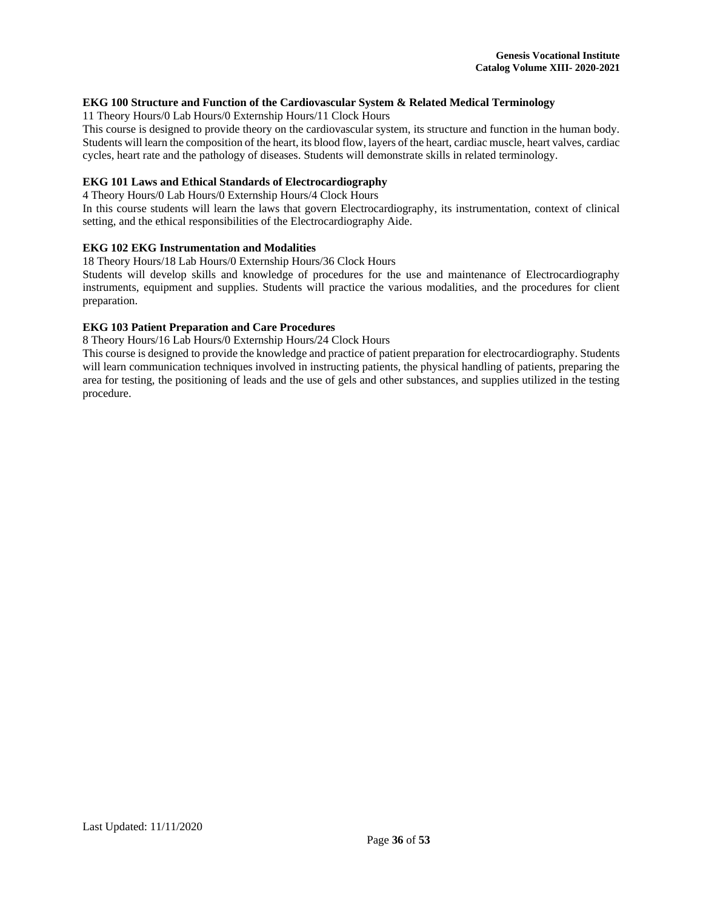**EKG 100 Structure and Function of the Cardiovascular System & Related Medical Terminology**

11 Theory Hours/0 Lab Hours/0 Externship Hours/11 Clock Hours

This course is designed to provide theory on the cardiovascular system, its structure and function in the human body. Students will learn the composition of the heart, its blood flow, layers of the heart, cardiac muscle, heart valves, cardiac cycles, heart rate and the pathology of diseases. Students will demonstrate skills in related terminology.

**EKG 101 Laws and Ethical Standards of Electrocardiography**

4 Theory Hours/0 Lab Hours/0 Externship Hours/4 Clock Hours

In this course students will learn the laws that govern Electrocardiography, its instrumentation, context of clinical setting, and the ethical responsibilities of the Electrocardiography Aide.

**EKG 102 EKG Instrumentation and Modalities**

18 Theory Hours/18 Lab Hours/0 Externship Hours/36 Clock Hours

Students will develop skills and knowledge of procedures for the use and maintenance of Electrocardiography instruments, equipment and supplies. Students will practice the various modalities, and the procedures for client preparation.

**EKG 103 Patient Preparation and Care Procedures**

8 Theory Hours/16 Lab Hours/0 Externship Hours/24 Clock Hours

This course is designed to provide the knowledge and practice of patient preparation for electrocardiography. Students will learn communication techniques involved in instructing patients, the physical handling of patients, preparing the area for testing, the positioning of leads and the use of gels and other substances, and supplies utilized in the testing procedure.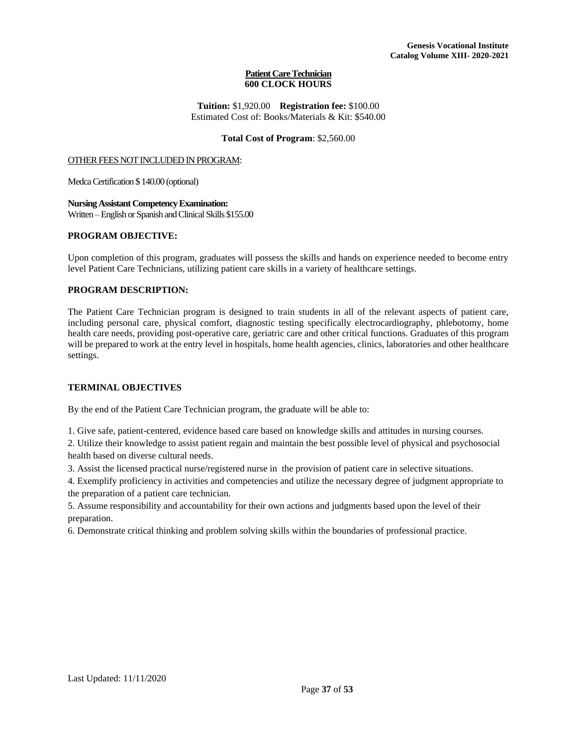## Patient Care Technician
**600 CLOCK HOURS**

**Tuition:** $1,920.00 **Registration fee:** $100.00
Estimated Cost of: Books/Materials & Kit: $540.00

**Total Cost of Program**: $2,560.00

OTHER FEES NOT INCLUDED IN PROGRAM:

Medca Certification $ 140.00 (optional)

**Nursing Assistant Competency Examination:**
Written – English or Spanish and Clinical Skills $155.00

### PROGRAM OBJECTIVE:

Upon completion of this program, graduates will possess the skills and hands on experience needed to become entry level Patient Care Technicians, utilizing patient care skills in a variety of healthcare settings.

### PROGRAM DESCRIPTION:

The Patient Care Technician program is designed to train students in all of the relevant aspects of patient care, including personal care, physical comfort, diagnostic testing specifically electrocardiography, phlebotomy, home health care needs, providing post-operative care, geriatric care and other critical functions. Graduates of this program will be prepared to work at the entry level in hospitals, home health agencies, clinics, laboratories and other healthcare settings.

### TERMINAL OBJECTIVES

By the end of the Patient Care Technician program, the graduate will be able to:

1. Give safe, patient-centered, evidence based care based on knowledge skills and attitudes in nursing courses.
2. Utilize their knowledge to assist patient regain and maintain the best possible level of physical and psychosocial health based on diverse cultural needs.
3. Assist the licensed practical nurse/registered nurse in the provision of patient care in selective situations.
4. Exemplify proficiency in activities and competencies and utilize the necessary degree of judgment appropriate to the preparation of a patient care technician.
5. Assume responsibility and accountability for their own actions and judgments based upon the level of their preparation.
6. Demonstrate critical thinking and problem solving skills within the boundaries of professional practice.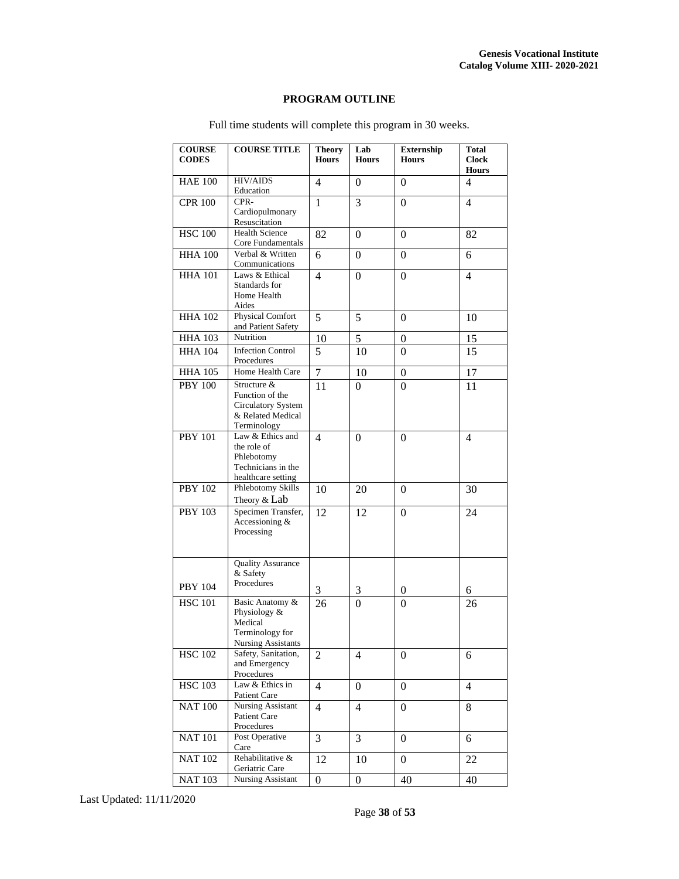## PROGRAM OUTLINE

Full time students will complete this program in 30 weeks.

| COURSE CODES | COURSE TITLE | Theory Hours | Lab Hours | Externship Hours | Total Clock Hours |
|---|---|---|---|---|---|
| HAE 100 | HIV/AIDS Education | 4 | 0 | 0 | 4 |
| CPR 100 | CPR- Cardiopulmonary Resuscitation | 1 | 3 | 0 | 4 |
| HSC 100 | Health Science Core Fundamentals | 82 | 0 | 0 | 82 |
| HHA 100 | Verbal & Written Communications | 6 | 0 | 0 | 6 |
| HHA 101 | Laws & Ethical Standards for Home Health Aides | 4 | 0 | 0 | 4 |
| HHA 102 | Physical Comfort and Patient Safety | 5 | 5 | 0 | 10 |
| HHA 103 | Nutrition | 10 | 5 | 0 | 15 |
| HHA 104 | Infection Control Procedures | 5 | 10 | 0 | 15 |
| HHA 105 | Home Health Care | 7 | 10 | 0 | 17 |
| PBY 100 | Structure & Function of the Circulatory System & Related Medical Terminology | 11 | 0 | 0 | 11 |
| PBY 101 | Law & Ethics and the role of Phlebotomy Technicians in the healthcare setting | 4 | 0 | 0 | 4 |
| PBY 102 | Phlebotomy Skills Theory & Lab | 10 | 20 | 0 | 30 |
| PBY 103 | Specimen Transfer, Accessioning & Processing | 12 | 12 | 0 | 24 |
| PBY 104 | Quality Assurance & Safety Procedures | 3 | 3 | 0 | 6 |
| HSC 101 | Basic Anatomy & Physiology & Medical Terminology for Nursing Assistants | 26 | 0 | 0 | 26 |
| HSC 102 | Safety, Sanitation, and Emergency Procedures | 2 | 4 | 0 | 6 |
| HSC 103 | Law & Ethics in Patient Care | 4 | 0 | 0 | 4 |
| NAT 100 | Nursing Assistant Patient Care Procedures | 4 | 4 | 0 | 8 |
| NAT 101 | Post Operative Care | 3 | 3 | 0 | 6 |
| NAT 102 | Rehabilitative & Geriatric Care | 12 | 10 | 0 | 22 |
| NAT 103 | Nursing Assistant | 0 | 0 | 40 | 40 |

Last Updated: 11/11/2020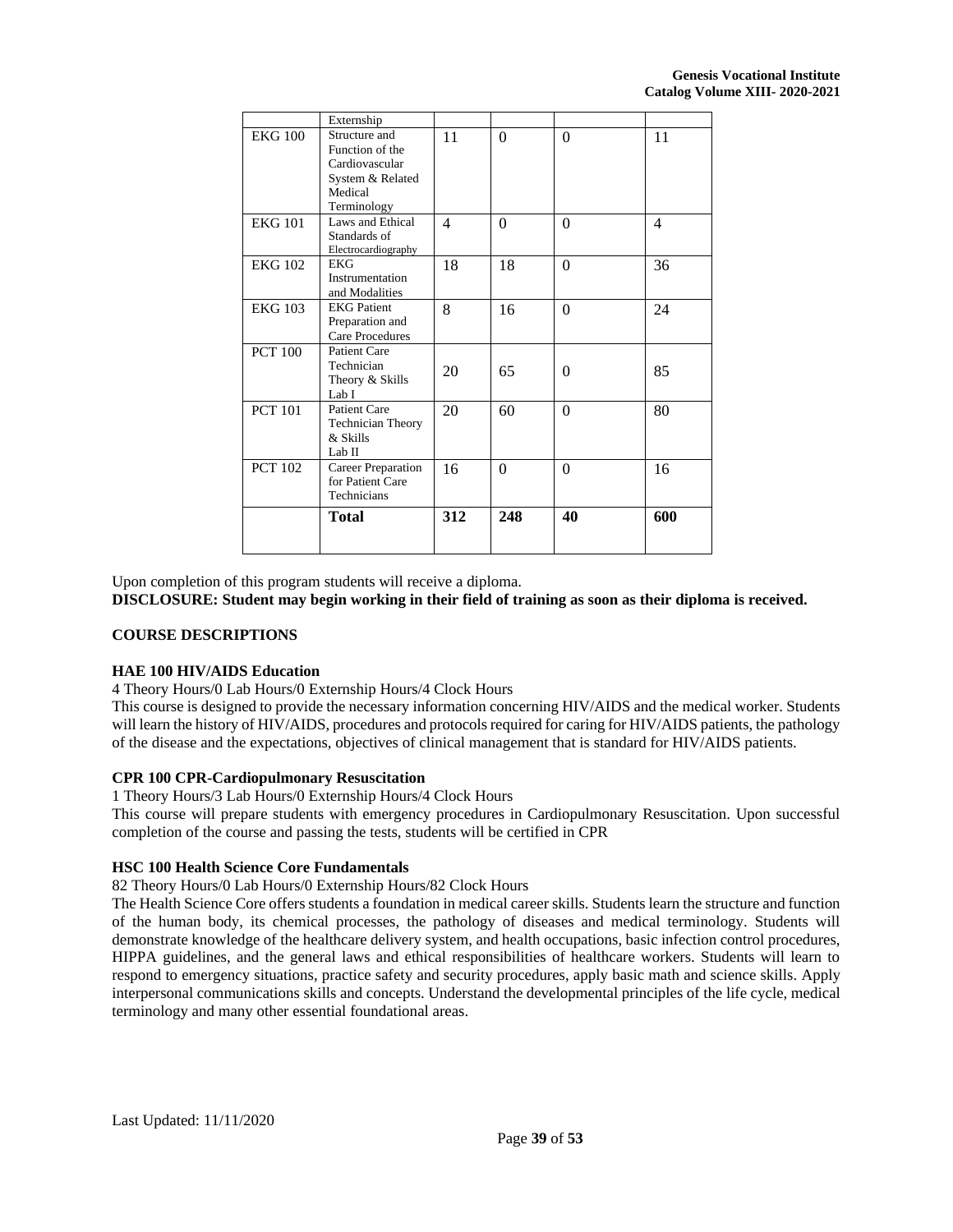| | Externship | | | | |
|---|---|---|---|---|---|
| EKG 100 | Structure and Function of the Cardiovascular System & Related Medical Terminology | 11 | 0 | 0 | 11 |
| EKG 101 | Laws and Ethical Standards of Electrocardiography | 4 | 0 | 0 | 4 |
| EKG 102 | EKG Instrumentation and Modalities | 18 | 18 | 0 | 36 |
| EKG 103 | EKG Patient Preparation and Care Procedures | 8 | 16 | 0 | 24 |
| PCT 100 | Patient Care Technician Theory & Skills Lab I | 20 | 65 | 0 | 85 |
| PCT 101 | Patient Care Technician Theory & Skills Lab II | 20 | 60 | 0 | 80 |
| PCT 102 | Career Preparation for Patient Care Technicians | 16 | 0 | 0 | 16 |
| | **Total** | **312** | **248** | **40** | **600** |

Upon completion of this program students will receive a diploma.
**DISCLOSURE: Student may begin working in their field of training as soon as their diploma is received.**

**COURSE DESCRIPTIONS**

**HAE 100 HIV/AIDS Education**

4 Theory Hours/0 Lab Hours/0 Externship Hours/4 Clock Hours

This course is designed to provide the necessary information concerning HIV/AIDS and the medical worker. Students will learn the history of HIV/AIDS, procedures and protocols required for caring for HIV/AIDS patients, the pathology of the disease and the expectations, objectives of clinical management that is standard for HIV/AIDS patients.

**CPR 100 CPR-Cardiopulmonary Resuscitation**

1 Theory Hours/3 Lab Hours/0 Externship Hours/4 Clock Hours

This course will prepare students with emergency procedures in Cardiopulmonary Resuscitation. Upon successful completion of the course and passing the tests, students will be certified in CPR

**HSC 100 Health Science Core Fundamentals**

82 Theory Hours/0 Lab Hours/0 Externship Hours/82 Clock Hours

The Health Science Core offers students a foundation in medical career skills. Students learn the structure and function of the human body, its chemical processes, the pathology of diseases and medical terminology. Students will demonstrate knowledge of the healthcare delivery system, and health occupations, basic infection control procedures, HIPPA guidelines, and the general laws and ethical responsibilities of healthcare workers. Students will learn to respond to emergency situations, practice safety and security procedures, apply basic math and science skills. Apply interpersonal communications skills and concepts. Understand the developmental principles of the life cycle, medical terminology and many other essential foundational areas.

Last Updated: 11/11/2020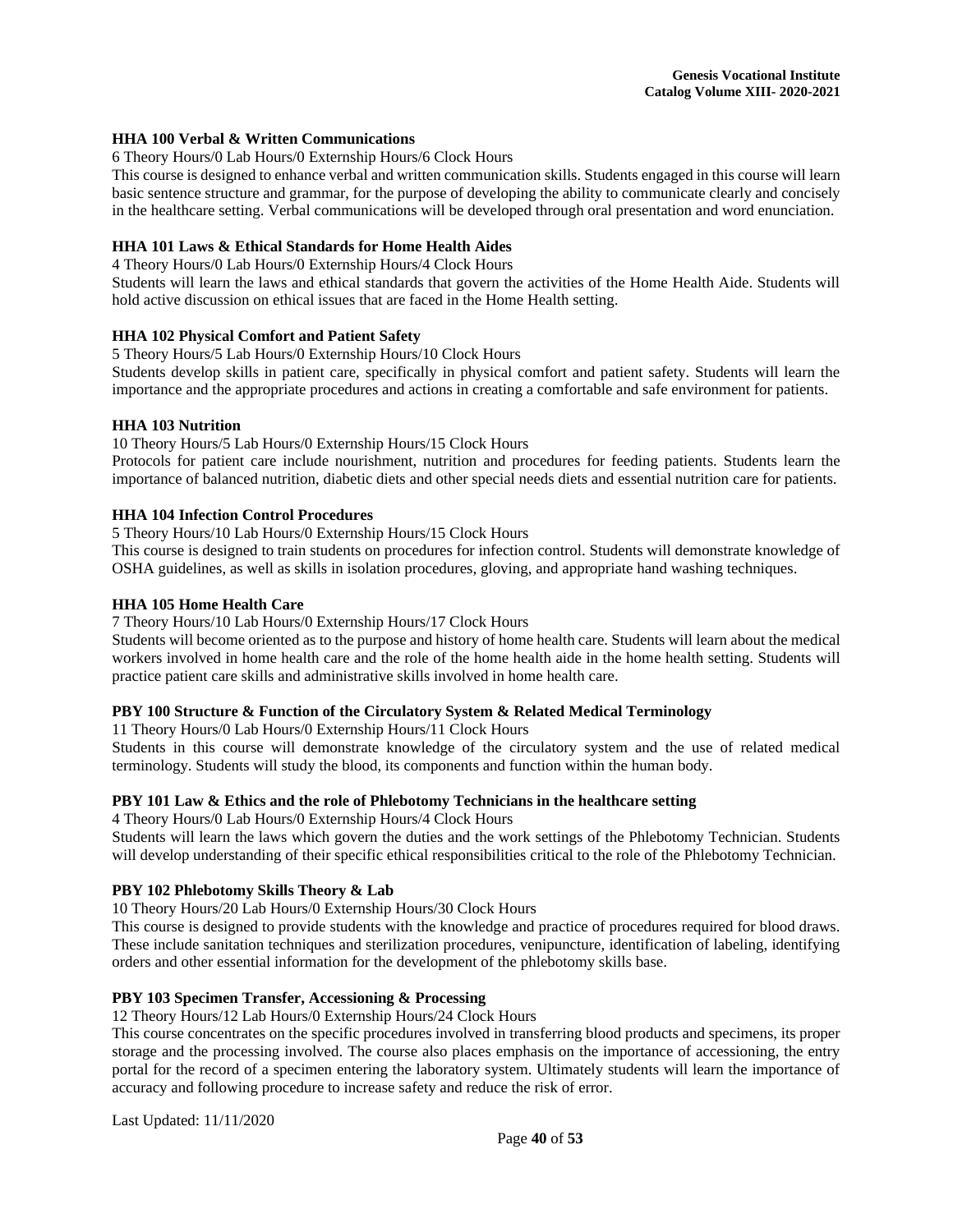### HHA 100 Verbal & Written Communications

6 Theory Hours/0 Lab Hours/0 Externship Hours/6 Clock Hours

This course is designed to enhance verbal and written communication skills. Students engaged in this course will learn basic sentence structure and grammar, for the purpose of developing the ability to communicate clearly and concisely in the healthcare setting. Verbal communications will be developed through oral presentation and word enunciation.

### HHA 101 Laws & Ethical Standards for Home Health Aides

4 Theory Hours/0 Lab Hours/0 Externship Hours/4 Clock Hours

Students will learn the laws and ethical standards that govern the activities of the Home Health Aide. Students will hold active discussion on ethical issues that are faced in the Home Health setting.

### HHA 102 Physical Comfort and Patient Safety

5 Theory Hours/5 Lab Hours/0 Externship Hours/10 Clock Hours

Students develop skills in patient care, specifically in physical comfort and patient safety. Students will learn the importance and the appropriate procedures and actions in creating a comfortable and safe environment for patients.

### HHA 103 Nutrition

10 Theory Hours/5 Lab Hours/0 Externship Hours/15 Clock Hours

Protocols for patient care include nourishment, nutrition and procedures for feeding patients. Students learn the importance of balanced nutrition, diabetic diets and other special needs diets and essential nutrition care for patients.

### HHA 104 Infection Control Procedures

5 Theory Hours/10 Lab Hours/0 Externship Hours/15 Clock Hours

This course is designed to train students on procedures for infection control. Students will demonstrate knowledge of OSHA guidelines, as well as skills in isolation procedures, gloving, and appropriate hand washing techniques.

### HHA 105 Home Health Care

7 Theory Hours/10 Lab Hours/0 Externship Hours/17 Clock Hours

Students will become oriented as to the purpose and history of home health care. Students will learn about the medical workers involved in home health care and the role of the home health aide in the home health setting. Students will practice patient care skills and administrative skills involved in home health care.

### PBY 100 Structure & Function of the Circulatory System & Related Medical Terminology

11 Theory Hours/0 Lab Hours/0 Externship Hours/11 Clock Hours

Students in this course will demonstrate knowledge of the circulatory system and the use of related medical terminology. Students will study the blood, its components and function within the human body.

### PBY 101 Law & Ethics and the role of Phlebotomy Technicians in the healthcare setting

4 Theory Hours/0 Lab Hours/0 Externship Hours/4 Clock Hours

Students will learn the laws which govern the duties and the work settings of the Phlebotomy Technician. Students will develop understanding of their specific ethical responsibilities critical to the role of the Phlebotomy Technician.

### PBY 102 Phlebotomy Skills Theory & Lab

10 Theory Hours/20 Lab Hours/0 Externship Hours/30 Clock Hours

This course is designed to provide students with the knowledge and practice of procedures required for blood draws. These include sanitation techniques and sterilization procedures, venipuncture, identification of labeling, identifying orders and other essential information for the development of the phlebotomy skills base.

### PBY 103 Specimen Transfer, Accessioning & Processing

12 Theory Hours/12 Lab Hours/0 Externship Hours/24 Clock Hours

This course concentrates on the specific procedures involved in transferring blood products and specimens, its proper storage and the processing involved. The course also places emphasis on the importance of accessioning, the entry portal for the record of a specimen entering the laboratory system. Ultimately students will learn the importance of accuracy and following procedure to increase safety and reduce the risk of error.

Last Updated: 11/11/2020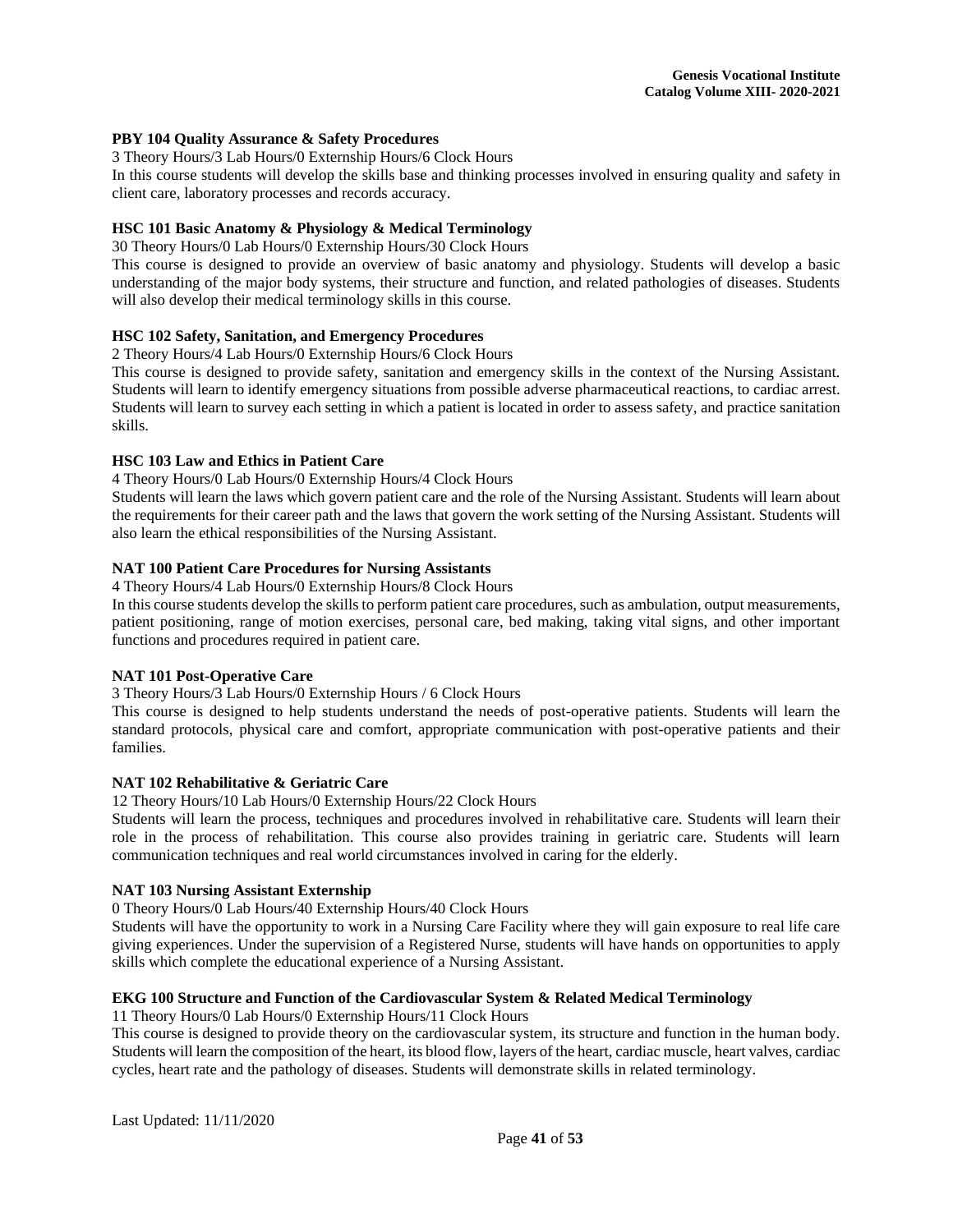**PBY 104 Quality Assurance & Safety Procedures**

3 Theory Hours/3 Lab Hours/0 Externship Hours/6 Clock Hours

In this course students will develop the skills base and thinking processes involved in ensuring quality and safety in client care, laboratory processes and records accuracy.

**HSC 101 Basic Anatomy & Physiology & Medical Terminology**

30 Theory Hours/0 Lab Hours/0 Externship Hours/30 Clock Hours

This course is designed to provide an overview of basic anatomy and physiology. Students will develop a basic understanding of the major body systems, their structure and function, and related pathologies of diseases. Students will also develop their medical terminology skills in this course.

**HSC 102 Safety, Sanitation, and Emergency Procedures**

2 Theory Hours/4 Lab Hours/0 Externship Hours/6 Clock Hours

This course is designed to provide safety, sanitation and emergency skills in the context of the Nursing Assistant. Students will learn to identify emergency situations from possible adverse pharmaceutical reactions, to cardiac arrest. Students will learn to survey each setting in which a patient is located in order to assess safety, and practice sanitation skills.

**HSC 103 Law and Ethics in Patient Care**

4 Theory Hours/0 Lab Hours/0 Externship Hours/4 Clock Hours

Students will learn the laws which govern patient care and the role of the Nursing Assistant. Students will learn about the requirements for their career path and the laws that govern the work setting of the Nursing Assistant. Students will also learn the ethical responsibilities of the Nursing Assistant.

**NAT 100 Patient Care Procedures for Nursing Assistants**

4 Theory Hours/4 Lab Hours/0 Externship Hours/8 Clock Hours

In this course students develop the skills to perform patient care procedures, such as ambulation, output measurements, patient positioning, range of motion exercises, personal care, bed making, taking vital signs, and other important functions and procedures required in patient care.

**NAT 101 Post-Operative Care**

3 Theory Hours/3 Lab Hours/0 Externship Hours / 6 Clock Hours

This course is designed to help students understand the needs of post-operative patients. Students will learn the standard protocols, physical care and comfort, appropriate communication with post-operative patients and their families.

**NAT 102 Rehabilitative & Geriatric Care**

12 Theory Hours/10 Lab Hours/0 Externship Hours/22 Clock Hours

Students will learn the process, techniques and procedures involved in rehabilitative care. Students will learn their role in the process of rehabilitation. This course also provides training in geriatric care. Students will learn communication techniques and real world circumstances involved in caring for the elderly.

**NAT 103 Nursing Assistant Externship**

0 Theory Hours/0 Lab Hours/40 Externship Hours/40 Clock Hours

Students will have the opportunity to work in a Nursing Care Facility where they will gain exposure to real life care giving experiences. Under the supervision of a Registered Nurse, students will have hands on opportunities to apply skills which complete the educational experience of a Nursing Assistant.

**EKG 100 Structure and Function of the Cardiovascular System & Related Medical Terminology**

11 Theory Hours/0 Lab Hours/0 Externship Hours/11 Clock Hours

This course is designed to provide theory on the cardiovascular system, its structure and function in the human body. Students will learn the composition of the heart, its blood flow, layers of the heart, cardiac muscle, heart valves, cardiac cycles, heart rate and the pathology of diseases. Students will demonstrate skills in related terminology.

Last Updated: 11/11/2020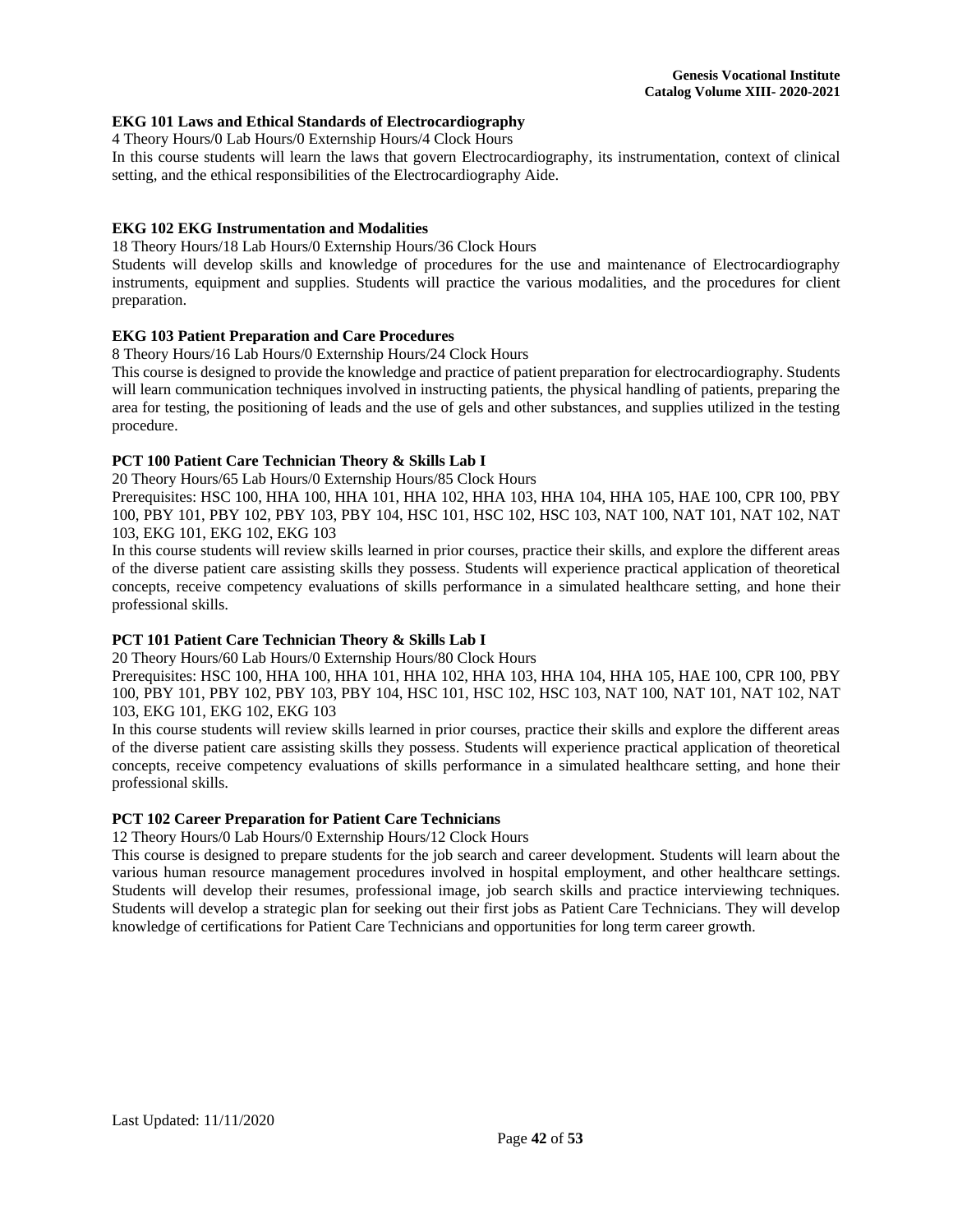**EKG 101 Laws and Ethical Standards of Electrocardiography**

4 Theory Hours/0 Lab Hours/0 Externship Hours/4 Clock Hours

In this course students will learn the laws that govern Electrocardiography, its instrumentation, context of clinical setting, and the ethical responsibilities of the Electrocardiography Aide.

**EKG 102 EKG Instrumentation and Modalities**

18 Theory Hours/18 Lab Hours/0 Externship Hours/36 Clock Hours

Students will develop skills and knowledge of procedures for the use and maintenance of Electrocardiography instruments, equipment and supplies. Students will practice the various modalities, and the procedures for client preparation.

**EKG 103 Patient Preparation and Care Procedures**

8 Theory Hours/16 Lab Hours/0 Externship Hours/24 Clock Hours

This course is designed to provide the knowledge and practice of patient preparation for electrocardiography. Students will learn communication techniques involved in instructing patients, the physical handling of patients, preparing the area for testing, the positioning of leads and the use of gels and other substances, and supplies utilized in the testing procedure.

**PCT 100 Patient Care Technician Theory & Skills Lab I**

20 Theory Hours/65 Lab Hours/0 Externship Hours/85 Clock Hours

Prerequisites: HSC 100, HHA 100, HHA 101, HHA 102, HHA 103, HHA 104, HHA 105, HAE 100, CPR 100, PBY 100, PBY 101, PBY 102, PBY 103, PBY 104, HSC 101, HSC 102, HSC 103, NAT 100, NAT 101, NAT 102, NAT 103, EKG 101, EKG 102, EKG 103

In this course students will review skills learned in prior courses, practice their skills, and explore the different areas of the diverse patient care assisting skills they possess. Students will experience practical application of theoretical concepts, receive competency evaluations of skills performance in a simulated healthcare setting, and hone their professional skills.

**PCT 101 Patient Care Technician Theory & Skills Lab I**

20 Theory Hours/60 Lab Hours/0 Externship Hours/80 Clock Hours

Prerequisites: HSC 100, HHA 100, HHA 101, HHA 102, HHA 103, HHA 104, HHA 105, HAE 100, CPR 100, PBY 100, PBY 101, PBY 102, PBY 103, PBY 104, HSC 101, HSC 102, HSC 103, NAT 100, NAT 101, NAT 102, NAT 103, EKG 101, EKG 102, EKG 103

In this course students will review skills learned in prior courses, practice their skills and explore the different areas of the diverse patient care assisting skills they possess. Students will experience practical application of theoretical concepts, receive competency evaluations of skills performance in a simulated healthcare setting, and hone their professional skills.

**PCT 102 Career Preparation for Patient Care Technicians**

12 Theory Hours/0 Lab Hours/0 Externship Hours/12 Clock Hours

This course is designed to prepare students for the job search and career development. Students will learn about the various human resource management procedures involved in hospital employment, and other healthcare settings. Students will develop their resumes, professional image, job search skills and practice interviewing techniques. Students will develop a strategic plan for seeking out their first jobs as Patient Care Technicians. They will develop knowledge of certifications for Patient Care Technicians and opportunities for long term career growth.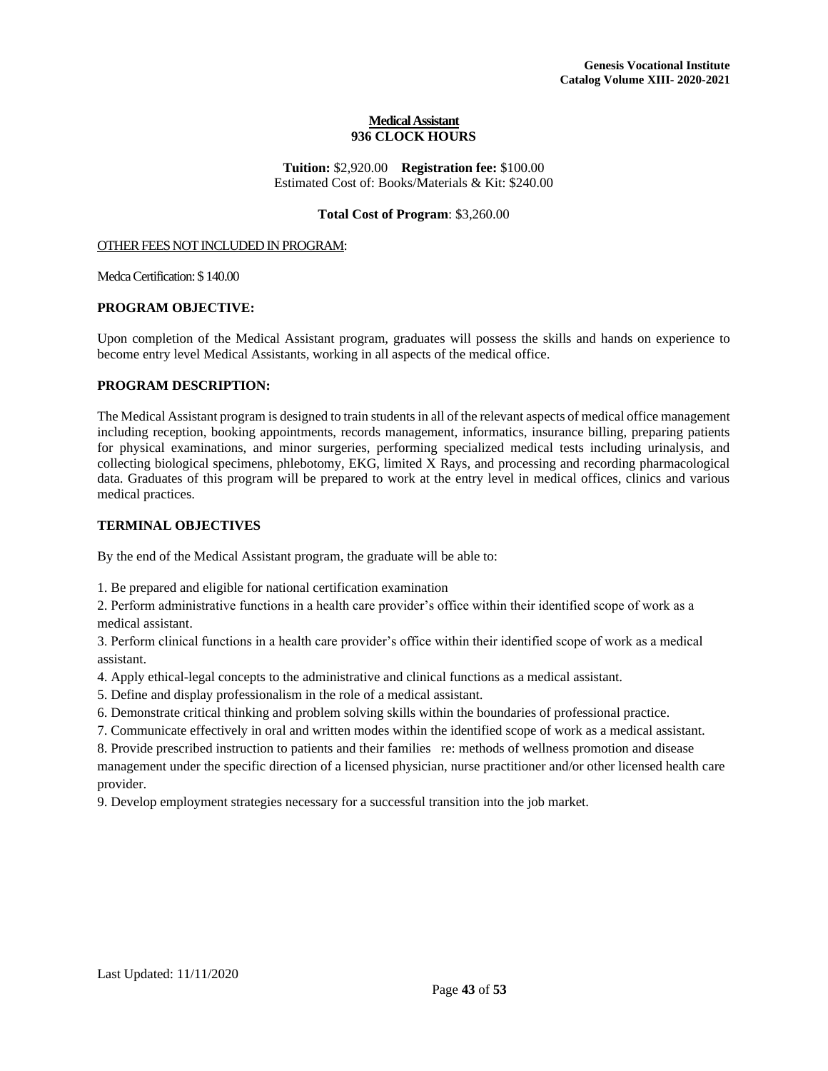**Medical Assistant**
**936 CLOCK HOURS**

**Tuition:** $2,920.00 **Registration fee:** $100.00
Estimated Cost of: Books/Materials & Kit: $240.00

**Total Cost of Program**: $3,260.00

OTHER FEES NOT INCLUDED IN PROGRAM:

Medca Certification: $ 140.00

**PROGRAM OBJECTIVE:**

Upon completion of the Medical Assistant program, graduates will possess the skills and hands on experience to become entry level Medical Assistants, working in all aspects of the medical office.

**PROGRAM DESCRIPTION:**

The Medical Assistant program is designed to train students in all of the relevant aspects of medical office management including reception, booking appointments, records management, informatics, insurance billing, preparing patients for physical examinations, and minor surgeries, performing specialized medical tests including urinalysis, and collecting biological specimens, phlebotomy, EKG, limited X Rays, and processing and recording pharmacological data. Graduates of this program will be prepared to work at the entry level in medical offices, clinics and various medical practices.

**TERMINAL OBJECTIVES**

By the end of the Medical Assistant program, the graduate will be able to:

1. Be prepared and eligible for national certification examination
2. Perform administrative functions in a health care provider's office within their identified scope of work as a medical assistant.
3. Perform clinical functions in a health care provider's office within their identified scope of work as a medical assistant.
4. Apply ethical-legal concepts to the administrative and clinical functions as a medical assistant.
5. Define and display professionalism in the role of a medical assistant.
6. Demonstrate critical thinking and problem solving skills within the boundaries of professional practice.
7. Communicate effectively in oral and written modes within the identified scope of work as a medical assistant.
8. Provide prescribed instruction to patients and their families re: methods of wellness promotion and disease management under the specific direction of a licensed physician, nurse practitioner and/or other licensed health care provider.
9. Develop employment strategies necessary for a successful transition into the job market.

Last Updated: 11/11/2020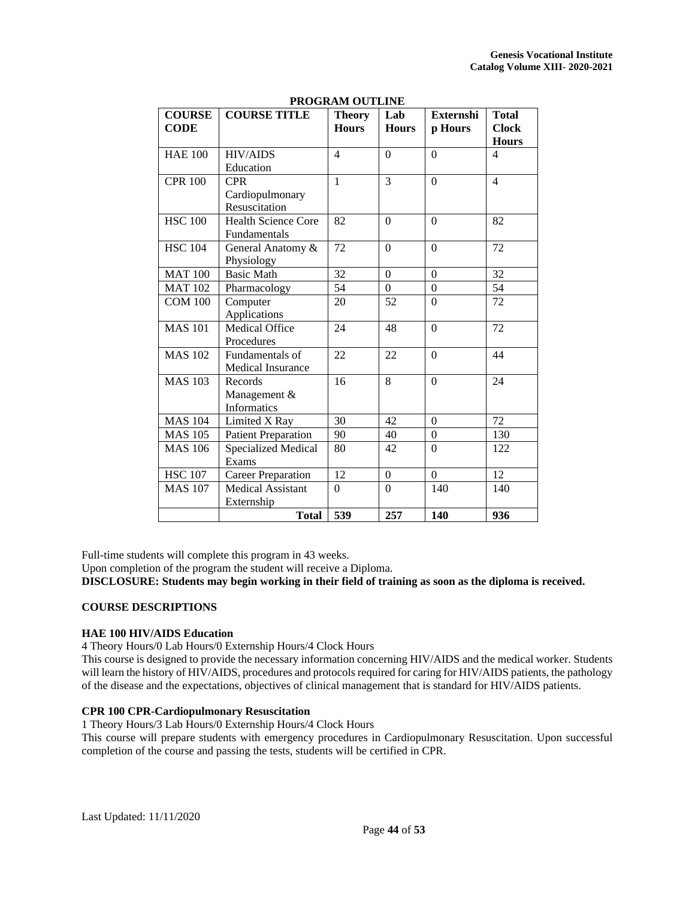**PROGRAM OUTLINE**

| COURSE CODE | COURSE TITLE | Theory Hours | Lab Hours | Externship Hours | Total Clock Hours |
|---|---|---|---|---|---|
| HAE 100 | HIV/AIDS Education | 4 | 0 | 0 | 4 |
| CPR 100 | CPR Cardiopulmonary Resuscitation | 1 | 3 | 0 | 4 |
| HSC 100 | Health Science Core Fundamentals | 82 | 0 | 0 | 82 |
| HSC 104 | General Anatomy & Physiology | 72 | 0 | 0 | 72 |
| MAT 100 | Basic Math | 32 | 0 | 0 | 32 |
| MAT 102 | Pharmacology | 54 | 0 | 0 | 54 |
| COM 100 | Computer Applications | 20 | 52 | 0 | 72 |
| MAS 101 | Medical Office Procedures | 24 | 48 | 0 | 72 |
| MAS 102 | Fundamentals of Medical Insurance | 22 | 22 | 0 | 44 |
| MAS 103 | Records Management & Informatics | 16 | 8 | 0 | 24 |
| MAS 104 | Limited X Ray | 30 | 42 | 0 | 72 |
| MAS 105 | Patient Preparation | 90 | 40 | 0 | 130 |
| MAS 106 | Specialized Medical Exams | 80 | 42 | 0 | 122 |
| HSC 107 | Career Preparation | 12 | 0 | 0 | 12 |
| MAS 107 | Medical Assistant Externship | 0 | 0 | 140 | 140 |
| | **Total** | **539** | **257** | **140** | **936** |

Full-time students will complete this program in 43 weeks.
Upon completion of the program the student will receive a Diploma.
**DISCLOSURE: Students may begin working in their field of training as soon as the diploma is received.**

**COURSE DESCRIPTIONS**

**HAE 100 HIV/AIDS Education**
4 Theory Hours/0 Lab Hours/0 Externship Hours/4 Clock Hours
This course is designed to provide the necessary information concerning HIV/AIDS and the medical worker. Students will learn the history of HIV/AIDS, procedures and protocols required for caring for HIV/AIDS patients, the pathology of the disease and the expectations, objectives of clinical management that is standard for HIV/AIDS patients.

**CPR 100 CPR-Cardiopulmonary Resuscitation**
1 Theory Hours/3 Lab Hours/0 Externship Hours/4 Clock Hours
This course will prepare students with emergency procedures in Cardiopulmonary Resuscitation. Upon successful completion of the course and passing the tests, students will be certified in CPR.

Last Updated: 11/11/2020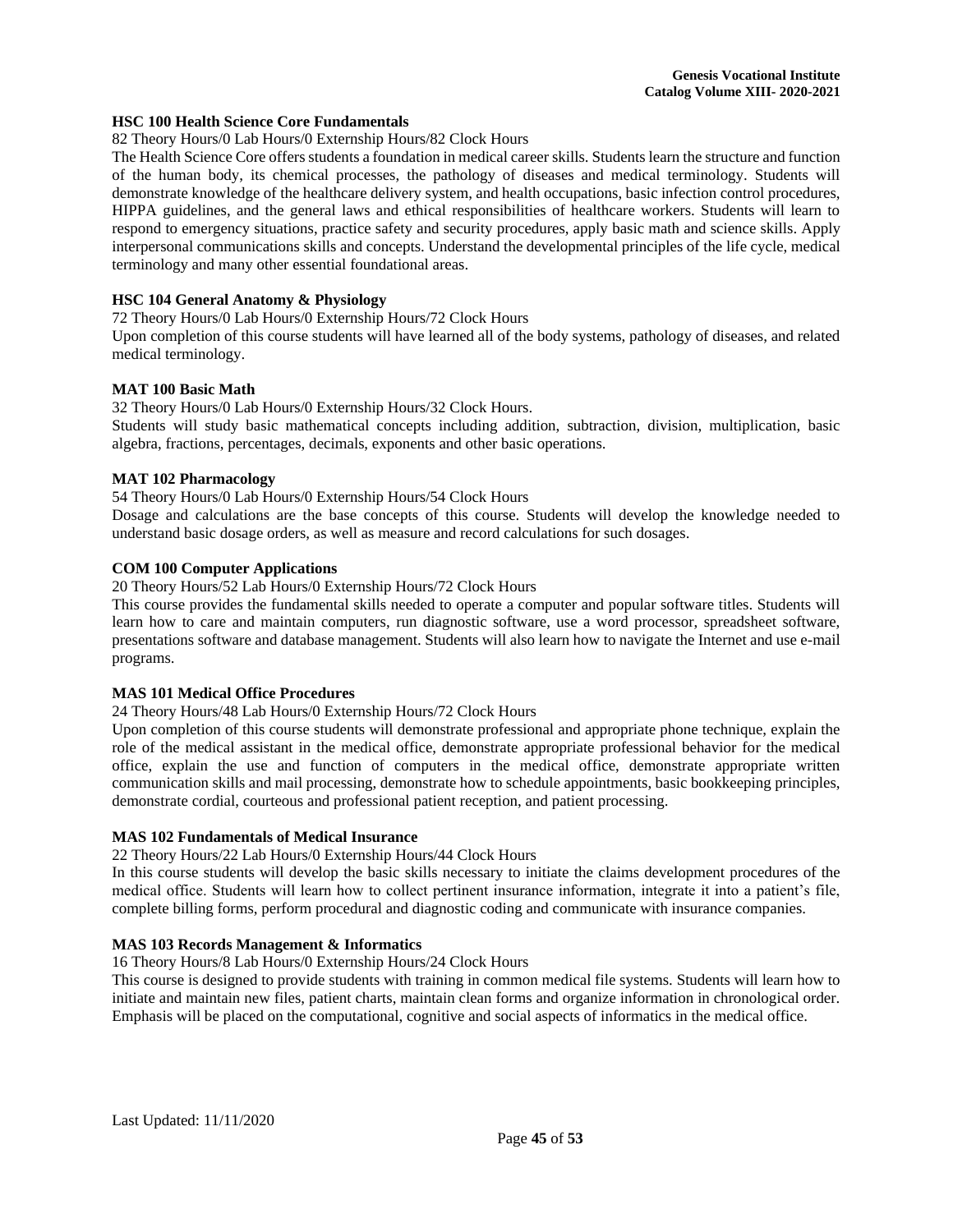**HSC 100 Health Science Core Fundamentals**

82 Theory Hours/0 Lab Hours/0 Externship Hours/82 Clock Hours

The Health Science Core offers students a foundation in medical career skills. Students learn the structure and function of the human body, its chemical processes, the pathology of diseases and medical terminology. Students will demonstrate knowledge of the healthcare delivery system, and health occupations, basic infection control procedures, HIPPA guidelines, and the general laws and ethical responsibilities of healthcare workers. Students will learn to respond to emergency situations, practice safety and security procedures, apply basic math and science skills. Apply interpersonal communications skills and concepts. Understand the developmental principles of the life cycle, medical terminology and many other essential foundational areas.

**HSC 104 General Anatomy & Physiology**

72 Theory Hours/0 Lab Hours/0 Externship Hours/72 Clock Hours

Upon completion of this course students will have learned all of the body systems, pathology of diseases, and related medical terminology.

**MAT 100 Basic Math**

32 Theory Hours/0 Lab Hours/0 Externship Hours/32 Clock Hours.

Students will study basic mathematical concepts including addition, subtraction, division, multiplication, basic algebra, fractions, percentages, decimals, exponents and other basic operations.

**MAT 102 Pharmacology**

54 Theory Hours/0 Lab Hours/0 Externship Hours/54 Clock Hours

Dosage and calculations are the base concepts of this course. Students will develop the knowledge needed to understand basic dosage orders, as well as measure and record calculations for such dosages.

**COM 100 Computer Applications**

20 Theory Hours/52 Lab Hours/0 Externship Hours/72 Clock Hours

This course provides the fundamental skills needed to operate a computer and popular software titles. Students will learn how to care and maintain computers, run diagnostic software, use a word processor, spreadsheet software, presentations software and database management. Students will also learn how to navigate the Internet and use e-mail programs.

**MAS 101 Medical Office Procedures**

24 Theory Hours/48 Lab Hours/0 Externship Hours/72 Clock Hours

Upon completion of this course students will demonstrate professional and appropriate phone technique, explain the role of the medical assistant in the medical office, demonstrate appropriate professional behavior for the medical office, explain the use and function of computers in the medical office, demonstrate appropriate written communication skills and mail processing, demonstrate how to schedule appointments, basic bookkeeping principles, demonstrate cordial, courteous and professional patient reception, and patient processing.

**MAS 102 Fundamentals of Medical Insurance**

22 Theory Hours/22 Lab Hours/0 Externship Hours/44 Clock Hours

In this course students will develop the basic skills necessary to initiate the claims development procedures of the medical office. Students will learn how to collect pertinent insurance information, integrate it into a patient's file, complete billing forms, perform procedural and diagnostic coding and communicate with insurance companies.

**MAS 103 Records Management & Informatics**

16 Theory Hours/8 Lab Hours/0 Externship Hours/24 Clock Hours

This course is designed to provide students with training in common medical file systems. Students will learn how to initiate and maintain new files, patient charts, maintain clean forms and organize information in chronological order. Emphasis will be placed on the computational, cognitive and social aspects of informatics in the medical office.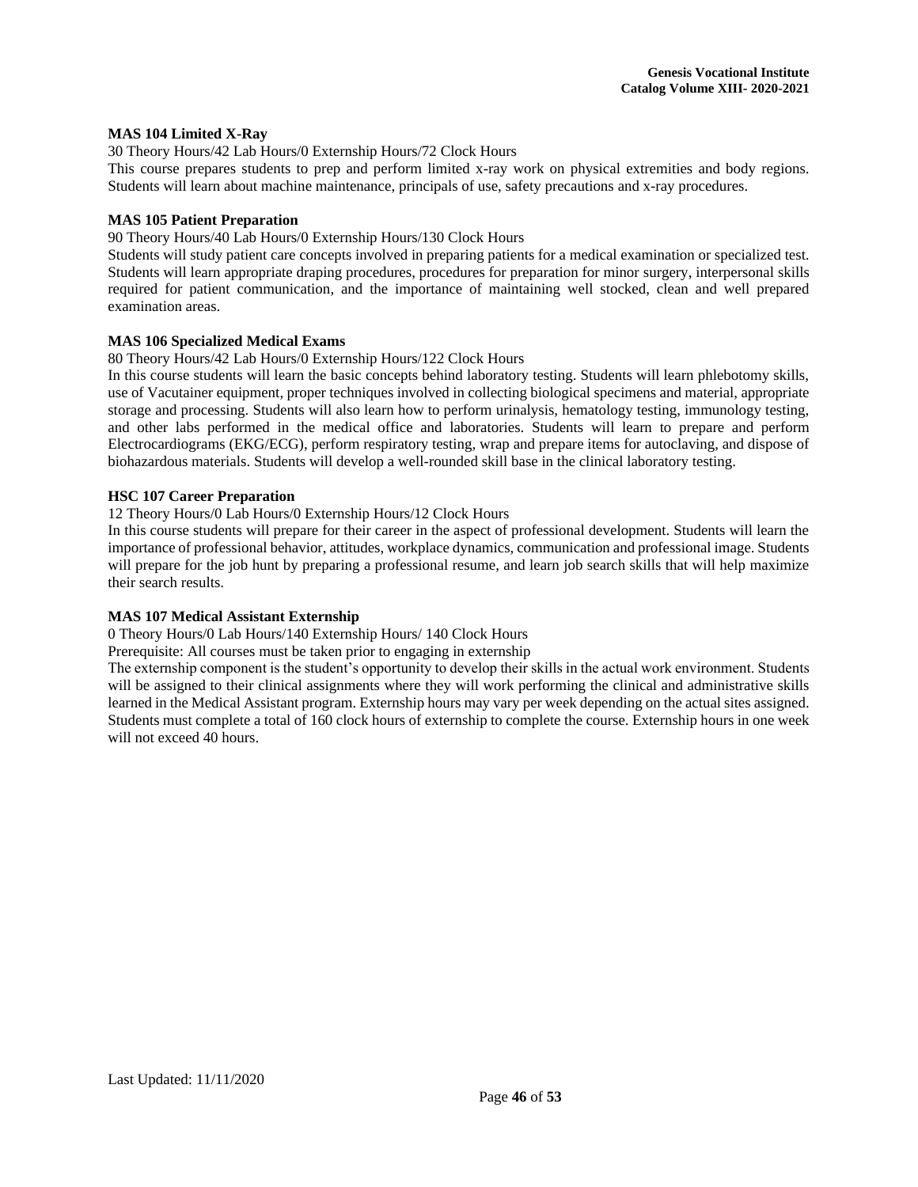**MAS 104 Limited X-Ray**

30 Theory Hours/42 Lab Hours/0 Externship Hours/72 Clock Hours

This course prepares students to prep and perform limited x-ray work on physical extremities and body regions. Students will learn about machine maintenance, principals of use, safety precautions and x-ray procedures.

**MAS 105 Patient Preparation**

90 Theory Hours/40 Lab Hours/0 Externship Hours/130 Clock Hours

Students will study patient care concepts involved in preparing patients for a medical examination or specialized test. Students will learn appropriate draping procedures, procedures for preparation for minor surgery, interpersonal skills required for patient communication, and the importance of maintaining well stocked, clean and well prepared examination areas.

**MAS 106 Specialized Medical Exams**

80 Theory Hours/42 Lab Hours/0 Externship Hours/122 Clock Hours

In this course students will learn the basic concepts behind laboratory testing. Students will learn phlebotomy skills, use of Vacutainer equipment, proper techniques involved in collecting biological specimens and material, appropriate storage and processing. Students will also learn how to perform urinalysis, hematology testing, immunology testing, and other labs performed in the medical office and laboratories. Students will learn to prepare and perform Electrocardiograms (EKG/ECG), perform respiratory testing, wrap and prepare items for autoclaving, and dispose of biohazardous materials. Students will develop a well-rounded skill base in the clinical laboratory testing.

**HSC 107 Career Preparation**

12 Theory Hours/0 Lab Hours/0 Externship Hours/12 Clock Hours

In this course students will prepare for their career in the aspect of professional development. Students will learn the importance of professional behavior, attitudes, workplace dynamics, communication and professional image. Students will prepare for the job hunt by preparing a professional resume, and learn job search skills that will help maximize their search results.

**MAS 107 Medical Assistant Externship**

0 Theory Hours/0 Lab Hours/140 Externship Hours/ 140 Clock Hours

Prerequisite: All courses must be taken prior to engaging in externship

The externship component is the student's opportunity to develop their skills in the actual work environment. Students will be assigned to their clinical assignments where they will work performing the clinical and administrative skills learned in the Medical Assistant program. Externship hours may vary per week depending on the actual sites assigned. Students must complete a total of 160 clock hours of externship to complete the course. Externship hours in one week will not exceed 40 hours.

Last Updated: 11/11/2020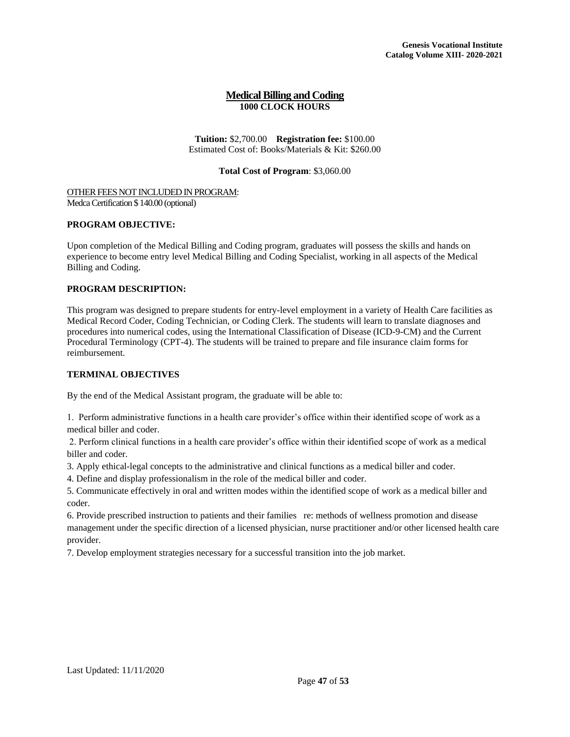# Medical Billing and Coding

**1000 CLOCK HOURS**

**Tuition:** $2,700.00 **Registration fee:** $100.00
Estimated Cost of: Books/Materials & Kit: $260.00

**Total Cost of Program**: $3,060.00

OTHER FEES NOT INCLUDED IN PROGRAM:
Medca Certification $ 140.00 (optional)

**PROGRAM OBJECTIVE:**

Upon completion of the Medical Billing and Coding program, graduates will possess the skills and hands on experience to become entry level Medical Billing and Coding Specialist, working in all aspects of the Medical Billing and Coding.

**PROGRAM DESCRIPTION:**

This program was designed to prepare students for entry-level employment in a variety of Health Care facilities as Medical Record Coder, Coding Technician, or Coding Clerk. The students will learn to translate diagnoses and procedures into numerical codes, using the International Classification of Disease (ICD-9-CM) and the Current Procedural Terminology (CPT-4). The students will be trained to prepare and file insurance claim forms for reimbursement.

**TERMINAL OBJECTIVES**

By the end of the Medical Assistant program, the graduate will be able to:

1. Perform administrative functions in a health care provider's office within their identified scope of work as a medical biller and coder.
2. Perform clinical functions in a health care provider's office within their identified scope of work as a medical biller and coder.
3. Apply ethical-legal concepts to the administrative and clinical functions as a medical biller and coder.
4. Define and display professionalism in the role of the medical biller and coder.
5. Communicate effectively in oral and written modes within the identified scope of work as a medical biller and coder.
6. Provide prescribed instruction to patients and their families re: methods of wellness promotion and disease management under the specific direction of a licensed physician, nurse practitioner and/or other licensed health care provider.
7. Develop employment strategies necessary for a successful transition into the job market.

Last Updated: 11/11/2020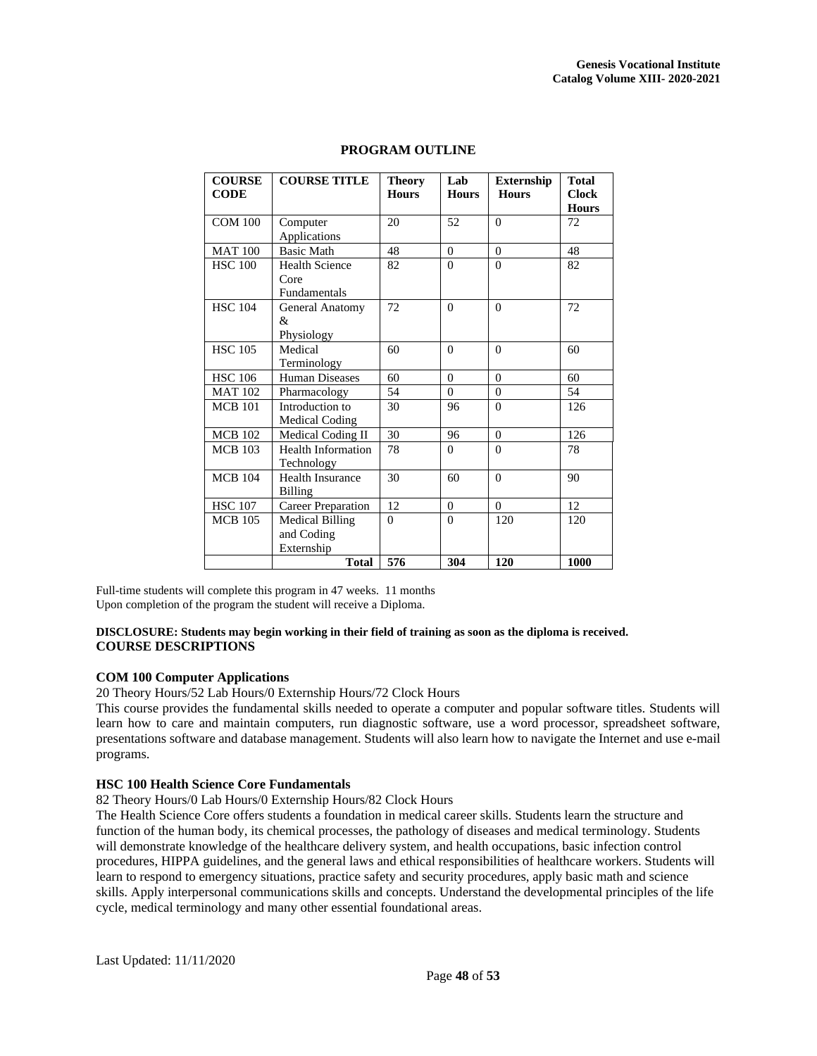## PROGRAM OUTLINE

| COURSE CODE | COURSE TITLE | Theory Hours | Lab Hours | Externship Hours | Total Clock Hours |
|---|---|---|---|---|---|
| COM 100 | Computer Applications | 20 | 52 | 0 | 72 |
| MAT 100 | Basic Math | 48 | 0 | 0 | 48 |
| HSC 100 | Health Science Core Fundamentals | 82 | 0 | 0 | 82 |
| HSC 104 | General Anatomy & Physiology | 72 | 0 | 0 | 72 |
| HSC 105 | Medical Terminology | 60 | 0 | 0 | 60 |
| HSC 106 | Human Diseases | 60 | 0 | 0 | 60 |
| MAT 102 | Pharmacology | 54 | 0 | 0 | 54 |
| MCB 101 | Introduction to Medical Coding | 30 | 96 | 0 | 126 |
| MCB 102 | Medical Coding II | 30 | 96 | 0 | 126 |
| MCB 103 | Health Information Technology | 78 | 0 | 0 | 78 |
| MCB 104 | Health Insurance Billing | 30 | 60 | 0 | 90 |
| HSC 107 | Career Preparation | 12 | 0 | 0 | 12 |
| MCB 105 | Medical Billing and Coding Externship | 0 | 0 | 120 | 120 |
| | **Total** | **576** | **304** | **120** | **1000** |

Full-time students will complete this program in 47 weeks. 11 months
Upon completion of the program the student will receive a Diploma.

**DISCLOSURE: Students may begin working in their field of training as soon as the diploma is received.**

## COURSE DESCRIPTIONS

### COM 100 Computer Applications

20 Theory Hours/52 Lab Hours/0 Externship Hours/72 Clock Hours

This course provides the fundamental skills needed to operate a computer and popular software titles. Students will learn how to care and maintain computers, run diagnostic software, use a word processor, spreadsheet software, presentations software and database management. Students will also learn how to navigate the Internet and use e-mail programs.

### HSC 100 Health Science Core Fundamentals

82 Theory Hours/0 Lab Hours/0 Externship Hours/82 Clock Hours

The Health Science Core offers students a foundation in medical career skills. Students learn the structure and function of the human body, its chemical processes, the pathology of diseases and medical terminology. Students will demonstrate knowledge of the healthcare delivery system, and health occupations, basic infection control procedures, HIPPA guidelines, and the general laws and ethical responsibilities of healthcare workers. Students will learn to respond to emergency situations, practice safety and security procedures, apply basic math and science skills. Apply interpersonal communications skills and concepts. Understand the developmental principles of the life cycle, medical terminology and many other essential foundational areas.

Last Updated: 11/11/2020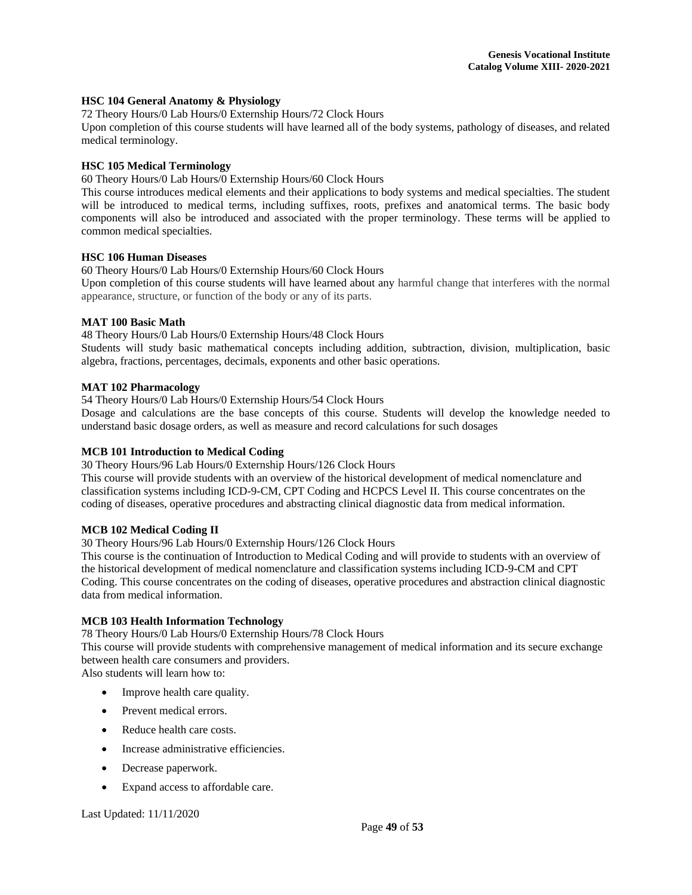**HSC 104 General Anatomy & Physiology**

72 Theory Hours/0 Lab Hours/0 Externship Hours/72 Clock Hours

Upon completion of this course students will have learned all of the body systems, pathology of diseases, and related medical terminology.

**HSC 105 Medical Terminology**

60 Theory Hours/0 Lab Hours/0 Externship Hours/60 Clock Hours

This course introduces medical elements and their applications to body systems and medical specialties. The student will be introduced to medical terms, including suffixes, roots, prefixes and anatomical terms. The basic body components will also be introduced and associated with the proper terminology. These terms will be applied to common medical specialties.

**HSC 106 Human Diseases**

60 Theory Hours/0 Lab Hours/0 Externship Hours/60 Clock Hours

Upon completion of this course students will have learned about any harmful change that interferes with the normal appearance, structure, or function of the body or any of its parts.

**MAT 100 Basic Math**

48 Theory Hours/0 Lab Hours/0 Externship Hours/48 Clock Hours

Students will study basic mathematical concepts including addition, subtraction, division, multiplication, basic algebra, fractions, percentages, decimals, exponents and other basic operations.

**MAT 102 Pharmacology**

54 Theory Hours/0 Lab Hours/0 Externship Hours/54 Clock Hours

Dosage and calculations are the base concepts of this course. Students will develop the knowledge needed to understand basic dosage orders, as well as measure and record calculations for such dosages

**MCB 101 Introduction to Medical Coding**

30 Theory Hours/96 Lab Hours/0 Externship Hours/126 Clock Hours

This course will provide students with an overview of the historical development of medical nomenclature and classification systems including ICD-9-CM, CPT Coding and HCPCS Level II. This course concentrates on the coding of diseases, operative procedures and abstracting clinical diagnostic data from medical information.

**MCB 102 Medical Coding II**

30 Theory Hours/96 Lab Hours/0 Externship Hours/126 Clock Hours

This course is the continuation of Introduction to Medical Coding and will provide to students with an overview of the historical development of medical nomenclature and classification systems including ICD-9-CM and CPT Coding. This course concentrates on the coding of diseases, operative procedures and abstraction clinical diagnostic data from medical information.

**MCB 103 Health Information Technology**

78 Theory Hours/0 Lab Hours/0 Externship Hours/78 Clock Hours

This course will provide students with comprehensive management of medical information and its secure exchange between health care consumers and providers.

Also students will learn how to:

- Improve health care quality.
- Prevent medical errors.
- Reduce health care costs.
- Increase administrative efficiencies.
- Decrease paperwork.
- Expand access to affordable care.

Last Updated: 11/11/2020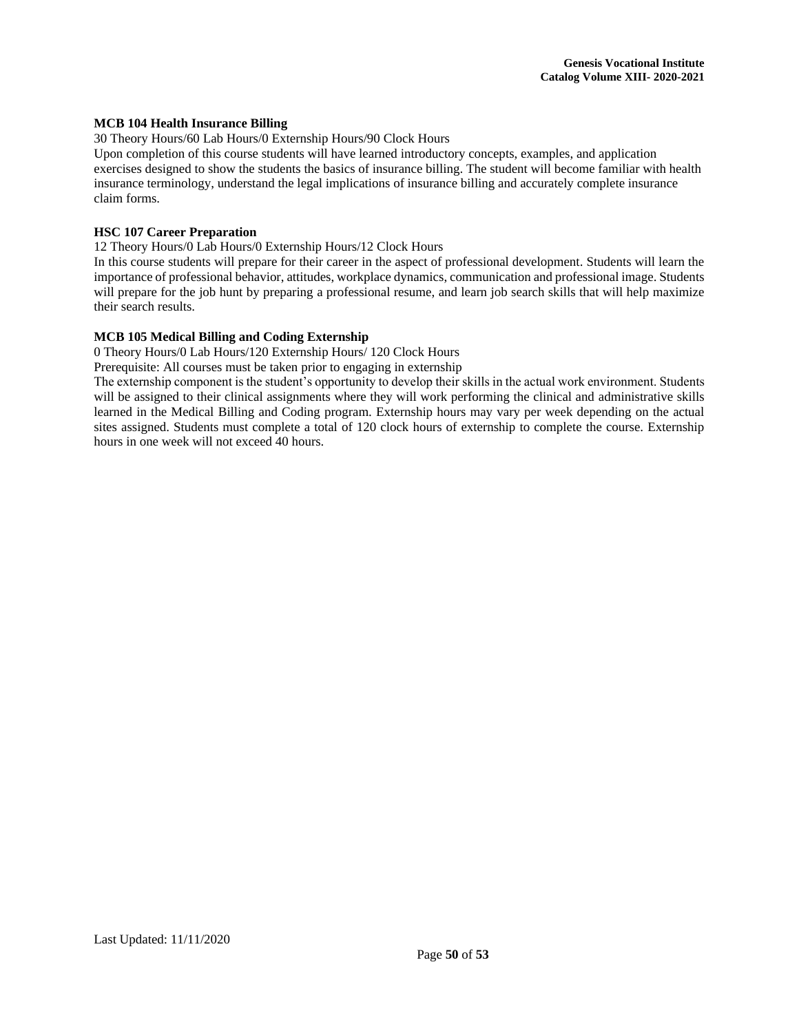**MCB 104 Health Insurance Billing**

30 Theory Hours/60 Lab Hours/0 Externship Hours/90 Clock Hours

Upon completion of this course students will have learned introductory concepts, examples, and application exercises designed to show the students the basics of insurance billing. The student will become familiar with health insurance terminology, understand the legal implications of insurance billing and accurately complete insurance claim forms.

**HSC 107 Career Preparation**

12 Theory Hours/0 Lab Hours/0 Externship Hours/12 Clock Hours

In this course students will prepare for their career in the aspect of professional development. Students will learn the importance of professional behavior, attitudes, workplace dynamics, communication and professional image. Students will prepare for the job hunt by preparing a professional resume, and learn job search skills that will help maximize their search results.

**MCB 105 Medical Billing and Coding Externship**

0 Theory Hours/0 Lab Hours/120 Externship Hours/ 120 Clock Hours

Prerequisite: All courses must be taken prior to engaging in externship

The externship component is the student's opportunity to develop their skills in the actual work environment. Students will be assigned to their clinical assignments where they will work performing the clinical and administrative skills learned in the Medical Billing and Coding program. Externship hours may vary per week depending on the actual sites assigned. Students must complete a total of 120 clock hours of externship to complete the course. Externship hours in one week will not exceed 40 hours.

Last Updated: 11/11/2020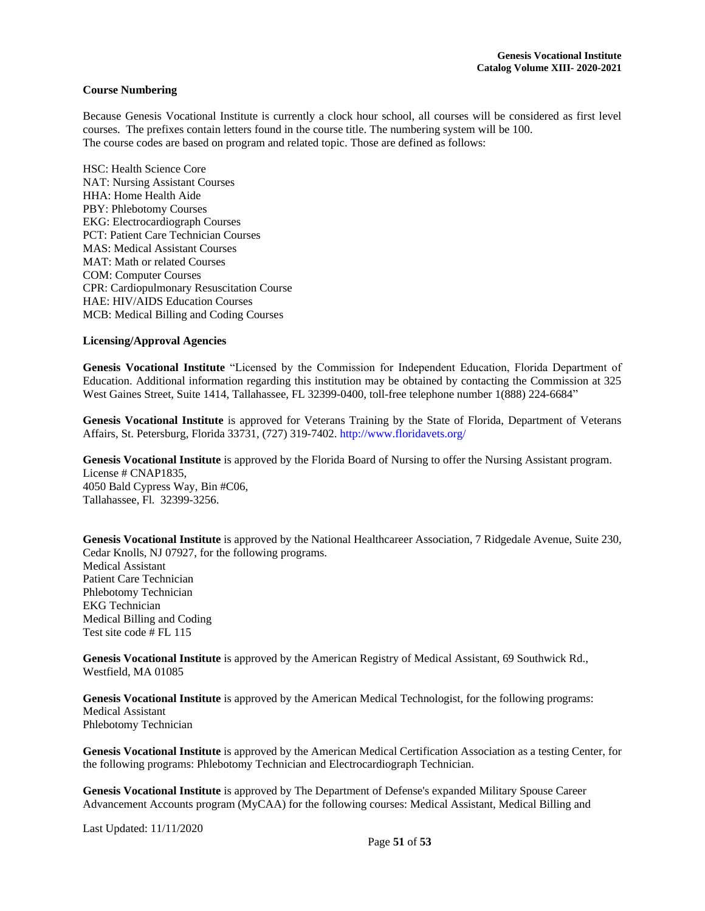**Course Numbering**

Because Genesis Vocational Institute is currently a clock hour school, all courses will be considered as first level courses. The prefixes contain letters found in the course title. The numbering system will be 100.
The course codes are based on program and related topic. Those are defined as follows:

HSC: Health Science Core
NAT: Nursing Assistant Courses
HHA: Home Health Aide
PBY: Phlebotomy Courses
EKG: Electrocardiograph Courses
PCT: Patient Care Technician Courses
MAS: Medical Assistant Courses
MAT: Math or related Courses
COM: Computer Courses
CPR: Cardiopulmonary Resuscitation Course
HAE: HIV/AIDS Education Courses
MCB: Medical Billing and Coding Courses

**Licensing/Approval Agencies**

**Genesis Vocational Institute** "Licensed by the Commission for Independent Education, Florida Department of Education. Additional information regarding this institution may be obtained by contacting the Commission at 325 West Gaines Street, Suite 1414, Tallahassee, FL 32399-0400, toll-free telephone number 1(888) 224-6684"

**Genesis Vocational Institute** is approved for Veterans Training by the State of Florida, Department of Veterans Affairs, St. Petersburg, Florida 33731, (727) 319-7402. http://www.floridavets.org/

**Genesis Vocational Institute** is approved by the Florida Board of Nursing to offer the Nursing Assistant program.
License # CNAP1835,
4050 Bald Cypress Way, Bin #C06,
Tallahassee, Fl. 32399-3256.

**Genesis Vocational Institute** is approved by the National Healthcareer Association, 7 Ridgedale Avenue, Suite 230, Cedar Knolls, NJ 07927, for the following programs.
Medical Assistant
Patient Care Technician
Phlebotomy Technician
EKG Technician
Medical Billing and Coding
Test site code # FL 115

**Genesis Vocational Institute** is approved by the American Registry of Medical Assistant, 69 Southwick Rd., Westfield, MA 01085

**Genesis Vocational Institute** is approved by the American Medical Technologist, for the following programs:
Medical Assistant
Phlebotomy Technician

**Genesis Vocational Institute** is approved by the American Medical Certification Association as a testing Center, for the following programs: Phlebotomy Technician and Electrocardiograph Technician.

**Genesis Vocational Institute** is approved by The Department of Defense's expanded Military Spouse Career Advancement Accounts program (MyCAA) for the following courses: Medical Assistant, Medical Billing and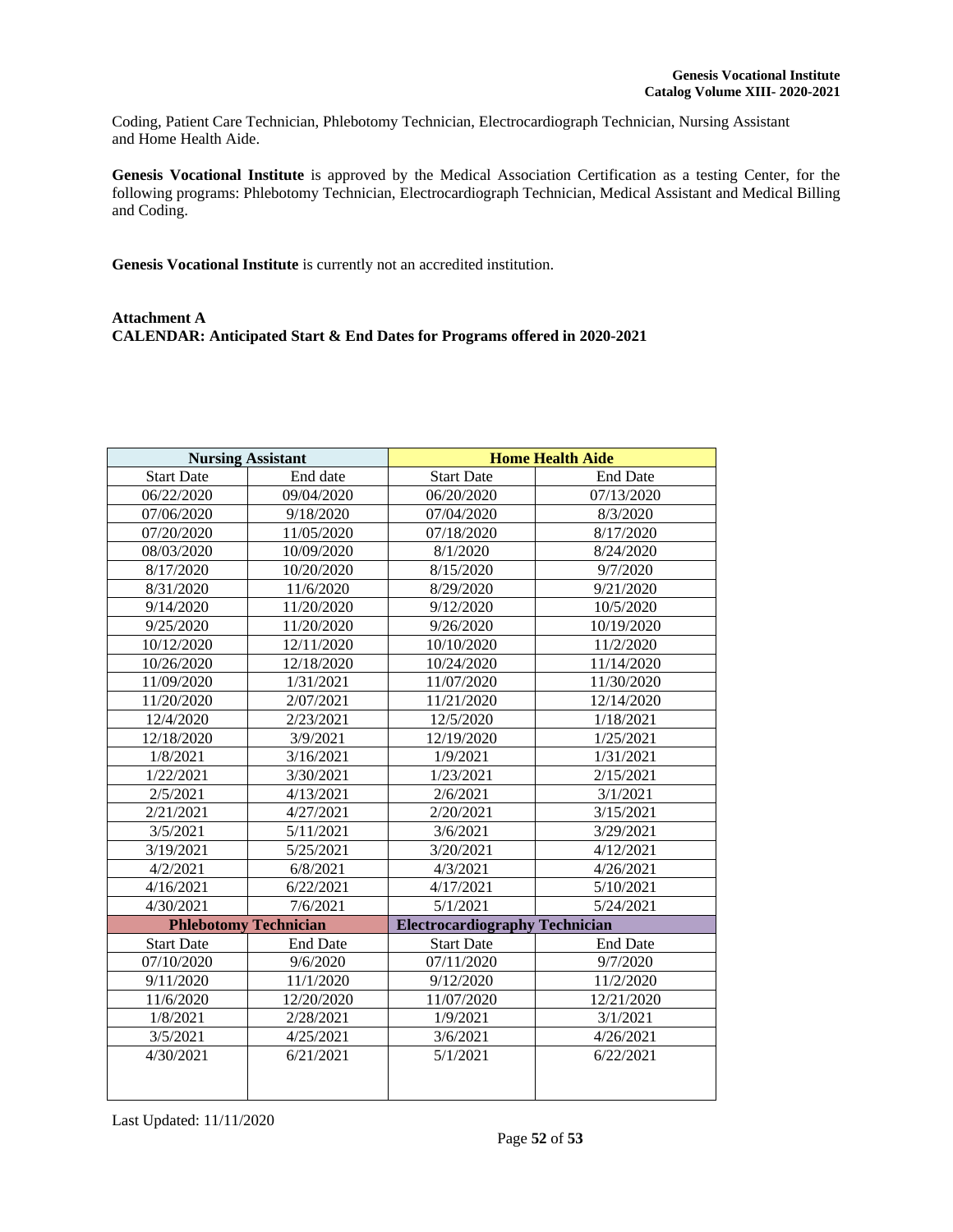Coding, Patient Care Technician, Phlebotomy Technician, Electrocardiograph Technician, Nursing Assistant and Home Health Aide.

**Genesis Vocational Institute** is approved by the Medical Association Certification as a testing Center, for the following programs: Phlebotomy Technician, Electrocardiograph Technician, Medical Assistant and Medical Billing and Coding.

**Genesis Vocational Institute** is currently not an accredited institution.

**Attachment A**
**CALENDAR: Anticipated Start & End Dates for Programs offered in 2020-2021**

| **Nursing Assistant** | | **Home Health Aide** | |
|---|---|---|---|
| Start Date | End date | Start Date | End Date |
| 06/22/2020 | 09/04/2020 | 06/20/2020 | 07/13/2020 |
| 07/06/2020 | 9/18/2020 | 07/04/2020 | 8/3/2020 |
| 07/20/2020 | 11/05/2020 | 07/18/2020 | 8/17/2020 |
| 08/03/2020 | 10/09/2020 | 8/1/2020 | 8/24/2020 |
| 8/17/2020 | 10/20/2020 | 8/15/2020 | 9/7/2020 |
| 8/31/2020 | 11/6/2020 | 8/29/2020 | 9/21/2020 |
| 9/14/2020 | 11/20/2020 | 9/12/2020 | 10/5/2020 |
| 9/25/2020 | 11/20/2020 | 9/26/2020 | 10/19/2020 |
| 10/12/2020 | 12/11/2020 | 10/10/2020 | 11/2/2020 |
| 10/26/2020 | 12/18/2020 | 10/24/2020 | 11/14/2020 |
| 11/09/2020 | 1/31/2021 | 11/07/2020 | 11/30/2020 |
| 11/20/2020 | 2/07/2021 | 11/21/2020 | 12/14/2020 |
| 12/4/2020 | 2/23/2021 | 12/5/2020 | 1/18/2021 |
| 12/18/2020 | 3/9/2021 | 12/19/2020 | 1/25/2021 |
| 1/8/2021 | 3/16/2021 | 1/9/2021 | 1/31/2021 |
| 1/22/2021 | 3/30/2021 | 1/23/2021 | 2/15/2021 |
| 2/5/2021 | 4/13/2021 | 2/6/2021 | 3/1/2021 |
| 2/21/2021 | 4/27/2021 | 2/20/2021 | 3/15/2021 |
| 3/5/2021 | 5/11/2021 | 3/6/2021 | 3/29/2021 |
| 3/19/2021 | 5/25/2021 | 3/20/2021 | 4/12/2021 |
| 4/2/2021 | 6/8/2021 | 4/3/2021 | 4/26/2021 |
| 4/16/2021 | 6/22/2021 | 4/17/2021 | 5/10/2021 |
| 4/30/2021 | 7/6/2021 | 5/1/2021 | 5/24/2021 |
| **Phlebotomy Technician** | | **Electrocardiography Technician** | |
| Start Date | End Date | Start Date | End Date |
| 07/10/2020 | 9/6/2020 | 07/11/2020 | 9/7/2020 |
| 9/11/2020 | 11/1/2020 | 9/12/2020 | 11/2/2020 |
| 11/6/2020 | 12/20/2020 | 11/07/2020 | 12/21/2020 |
| 1/8/2021 | 2/28/2021 | 1/9/2021 | 3/1/2021 |
| 3/5/2021 | 4/25/2021 | 3/6/2021 | 4/26/2021 |
| 4/30/2021 | 6/21/2021 | 5/1/2021 | 6/22/2021 |

Last Updated: 11/11/2020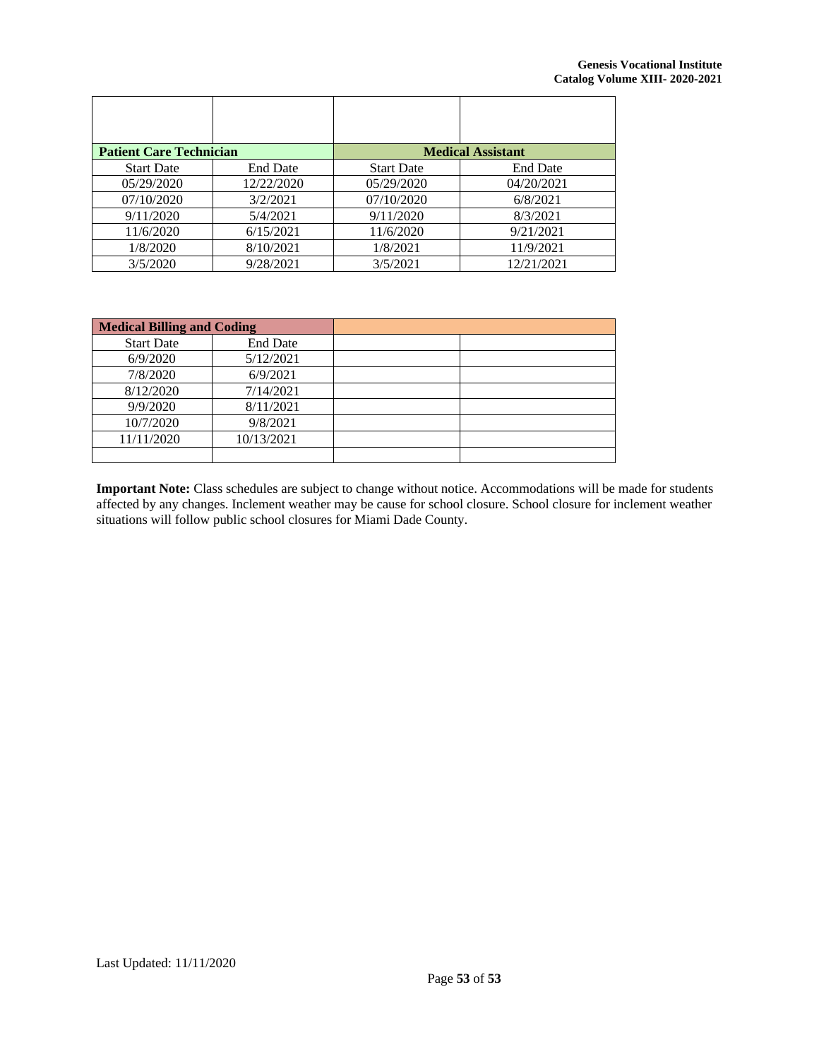| | | | |
|---|---|---|---|
| | | | |
| **Patient Care Technician** | | **Medical Assistant** | |
| Start Date | End Date | Start Date | End Date |
| 05/29/2020 | 12/22/2020 | 05/29/2020 | 04/20/2021 |
| 07/10/2020 | 3/2/2021 | 07/10/2020 | 6/8/2021 |
| 9/11/2020 | 5/4/2021 | 9/11/2020 | 8/3/2021 |
| 11/6/2020 | 6/15/2021 | 11/6/2020 | 9/21/2021 |
| 1/8/2020 | 8/10/2021 | 1/8/2021 | 11/9/2021 |
| 3/5/2020 | 9/28/2021 | 3/5/2021 | 12/21/2021 |

| **Medical Billing and Coding** | | | |
|---|---|---|---|
| Start Date | End Date | | |
| 6/9/2020 | 5/12/2021 | | |
| 7/8/2020 | 6/9/2021 | | |
| 8/12/2020 | 7/14/2021 | | |
| 9/9/2020 | 8/11/2021 | | |
| 10/7/2020 | 9/8/2021 | | |
| 11/11/2020 | 10/13/2021 | | |
| | | | |

**Important Note:** Class schedules are subject to change without notice. Accommodations will be made for students affected by any changes. Inclement weather may be cause for school closure. School closure for inclement weather situations will follow public school closures for Miami Dade County.

Last Updated: 11/11/2020